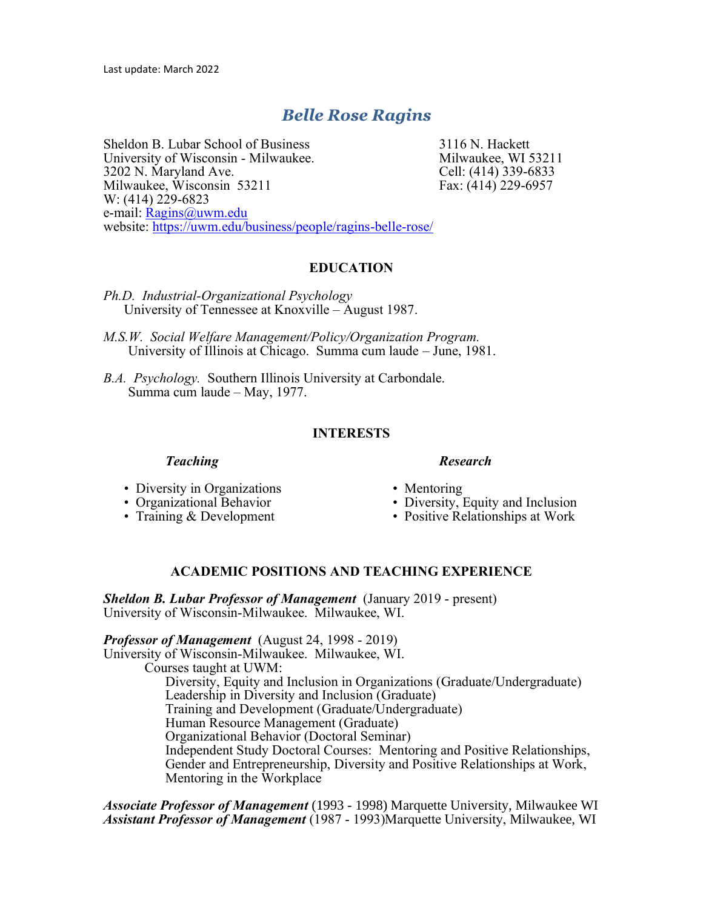Last update: March 2022

# *Belle Rose Ragins*

Sheldon B. Lubar School of Business
University of Wisconsin - Milwaukee.
3202 N. Maryland Ave.
Milwaukee, Wisconsin 53211
W: (414) 229-6823
e-mail: Ragins@uwm.edu
website: https://uwm.edu/business/people/ragins-belle-rose/

3116 N. Hackett
Milwaukee, WI 53211
Cell: (414) 339-6833
Fax: (414) 229-6957

## EDUCATION

*Ph.D. Industrial-Organizational Psychology*
University of Tennessee at Knoxville – August 1987.

*M.S.W. Social Welfare Management/Policy/Organization Program.*
University of Illinois at Chicago. Summa cum laude – June, 1981.

*B.A. Psychology.* Southern Illinois University at Carbondale.
Summa cum laude – May, 1977.

## INTERESTS

### *Teaching*

- Diversity in Organizations
- Organizational Behavior
- Training & Development

### *Research*

- Mentoring
- Diversity, Equity and Inclusion
- Positive Relationships at Work

## ACADEMIC POSITIONS AND TEACHING EXPERIENCE

***Sheldon B. Lubar Professor of Management*** (January 2019 - present)
University of Wisconsin-Milwaukee. Milwaukee, WI.

***Professor of Management*** (August 24, 1998 - 2019)
University of Wisconsin-Milwaukee. Milwaukee, WI.

Courses taught at UWM:

Diversity, Equity and Inclusion in Organizations (Graduate/Undergraduate)
Leadership in Diversity and Inclusion (Graduate)
Training and Development (Graduate/Undergraduate)
Human Resource Management (Graduate)
Organizational Behavior (Doctoral Seminar)
Independent Study Doctoral Courses: Mentoring and Positive Relationships, Gender and Entrepreneurship, Diversity and Positive Relationships at Work, Mentoring in the Workplace

***Associate Professor of Management*** (1993 - 1998) Marquette University, Milwaukee WI
***Assistant Professor of Management*** (1987 - 1993)Marquette University, Milwaukee, WI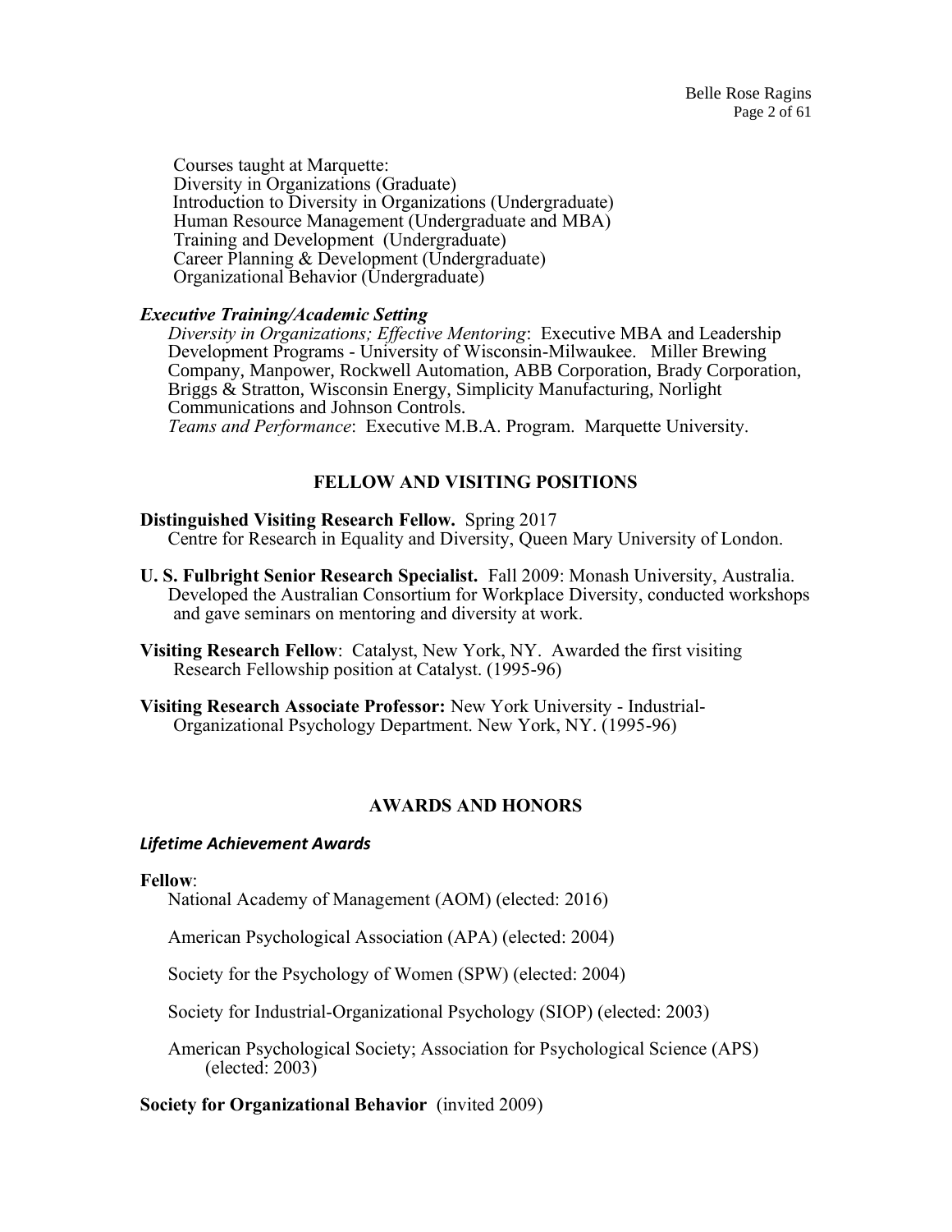Courses taught at Marquette:
Diversity in Organizations (Graduate)
Introduction to Diversity in Organizations (Undergraduate)
Human Resource Management (Undergraduate and MBA)
Training and Development (Undergraduate)
Career Planning & Development (Undergraduate)
Organizational Behavior (Undergraduate)

***Executive Training/Academic Setting***

*Diversity in Organizations; Effective Mentoring*: Executive MBA and Leadership Development Programs - University of Wisconsin-Milwaukee. Miller Brewing Company, Manpower, Rockwell Automation, ABB Corporation, Brady Corporation, Briggs & Stratton, Wisconsin Energy, Simplicity Manufacturing, Norlight Communications and Johnson Controls.

*Teams and Performance*: Executive M.B.A. Program. Marquette University.

## FELLOW AND VISITING POSITIONS

**Distinguished Visiting Research Fellow.** Spring 2017
Centre for Research in Equality and Diversity, Queen Mary University of London.

**U. S. Fulbright Senior Research Specialist.** Fall 2009: Monash University, Australia. Developed the Australian Consortium for Workplace Diversity, conducted workshops and gave seminars on mentoring and diversity at work.

**Visiting Research Fellow**: Catalyst, New York, NY. Awarded the first visiting Research Fellowship position at Catalyst. (1995-96)

**Visiting Research Associate Professor:** New York University - Industrial-Organizational Psychology Department. New York, NY. (1995-96)

## AWARDS AND HONORS

***Lifetime Achievement Awards***

**Fellow**:

National Academy of Management (AOM) (elected: 2016)

American Psychological Association (APA) (elected: 2004)

Society for the Psychology of Women (SPW) (elected: 2004)

Society for Industrial-Organizational Psychology (SIOP) (elected: 2003)

American Psychological Society; Association for Psychological Science (APS) (elected: 2003)

**Society for Organizational Behavior** (invited 2009)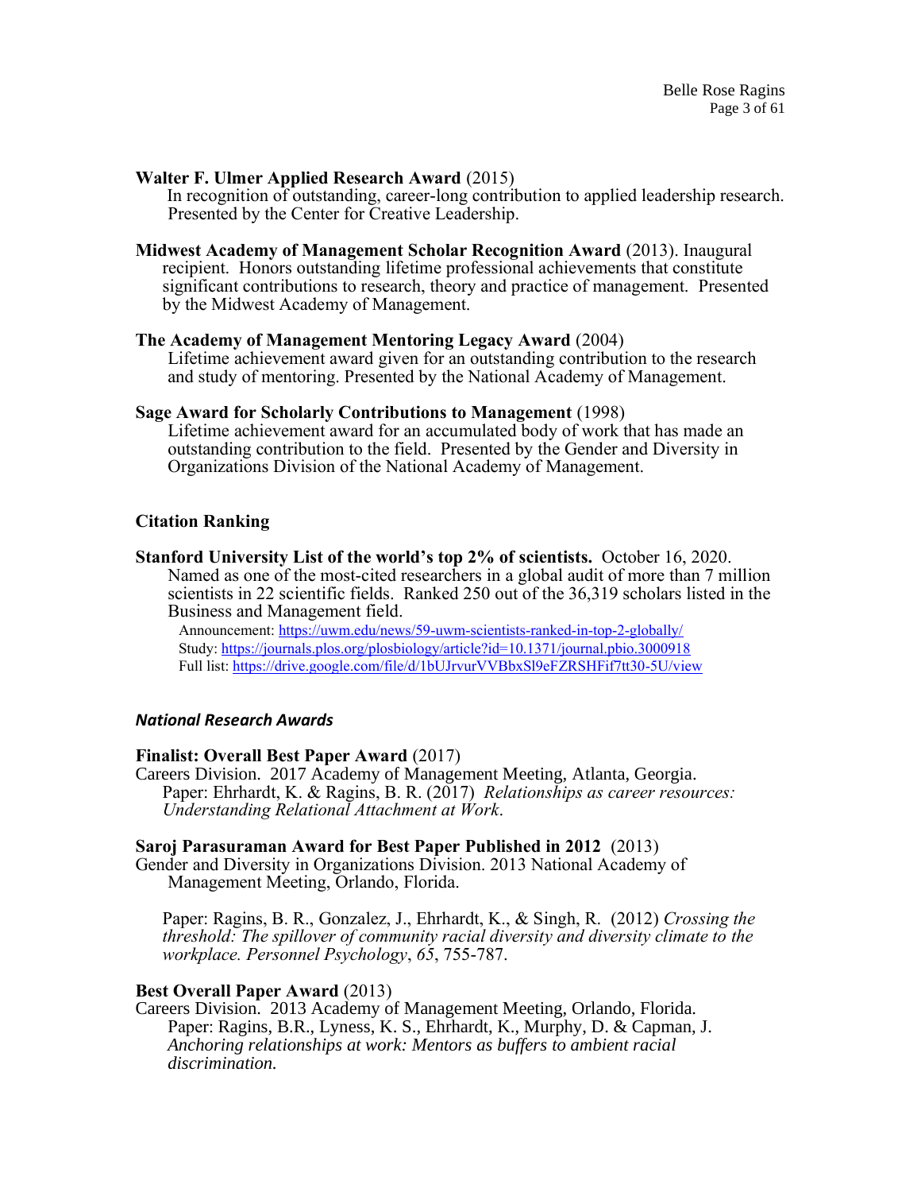**Walter F. Ulmer Applied Research Award** (2015)
In recognition of outstanding, career-long contribution to applied leadership research. Presented by the Center for Creative Leadership.

**Midwest Academy of Management Scholar Recognition Award** (2013). Inaugural recipient. Honors outstanding lifetime professional achievements that constitute significant contributions to research, theory and practice of management. Presented by the Midwest Academy of Management.

**The Academy of Management Mentoring Legacy Award** (2004)
Lifetime achievement award given for an outstanding contribution to the research and study of mentoring. Presented by the National Academy of Management.

**Sage Award for Scholarly Contributions to Management** (1998)
Lifetime achievement award for an accumulated body of work that has made an outstanding contribution to the field. Presented by the Gender and Diversity in Organizations Division of the National Academy of Management.

**Citation Ranking**

**Stanford University List of the world's top 2% of scientists.** October 16, 2020.
Named as one of the most-cited researchers in a global audit of more than 7 million scientists in 22 scientific fields. Ranked 250 out of the 36,319 scholars listed in the Business and Management field.
Announcement: https://uwm.edu/news/59-uwm-scientists-ranked-in-top-2-globally/
Study: https://journals.plos.org/plosbiology/article?id=10.1371/journal.pbio.3000918
Full list: https://drive.google.com/file/d/1bUJrvurVVBbxSl9eFZRSHFif7tt30-5U/view

***National Research Awards***

**Finalist: Overall Best Paper Award** (2017)
Careers Division. 2017 Academy of Management Meeting, Atlanta, Georgia.
Paper: Ehrhardt, K. & Ragins, B. R. (2017) *Relationships as career resources: Understanding Relational Attachment at Work*.

**Saroj Parasuraman Award for Best Paper Published in 2012** (2013)
Gender and Diversity in Organizations Division. 2013 National Academy of Management Meeting, Orlando, Florida.

Paper: Ragins, B. R., Gonzalez, J., Ehrhardt, K., & Singh, R. (2012) *Crossing the threshold: The spillover of community racial diversity and diversity climate to the workplace. Personnel Psychology*, *65*, 755-787.

**Best Overall Paper Award** (2013)
Careers Division. 2013 Academy of Management Meeting, Orlando, Florida.
Paper: Ragins, B.R., Lyness, K. S., Ehrhardt, K., Murphy, D. & Capman, J. *Anchoring relationships at work: Mentors as buffers to ambient racial discrimination.*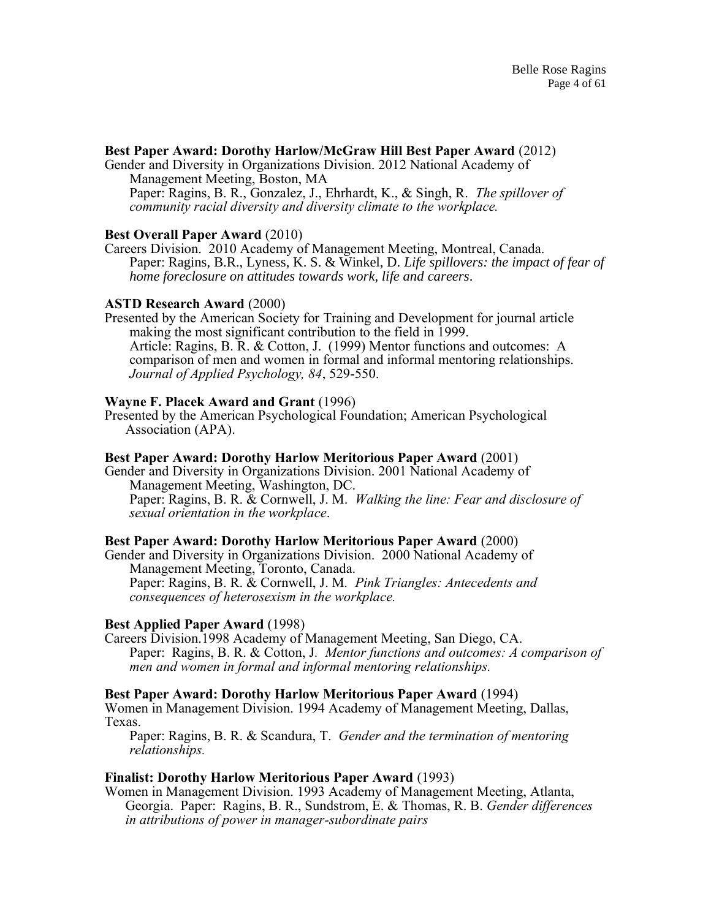**Best Paper Award: Dorothy Harlow/McGraw Hill Best Paper Award** (2012)
Gender and Diversity in Organizations Division. 2012 National Academy of Management Meeting, Boston, MA
Paper: Ragins, B. R., Gonzalez, J., Ehrhardt, K., & Singh, R. *The spillover of community racial diversity and diversity climate to the workplace.*

**Best Overall Paper Award** (2010)
Careers Division. 2010 Academy of Management Meeting, Montreal, Canada.
Paper: Ragins, B.R., Lyness, K. S. & Winkel, D. *Life spillovers: the impact of fear of home foreclosure on attitudes towards work, life and careers*.

**ASTD Research Award** (2000)
Presented by the American Society for Training and Development for journal article making the most significant contribution to the field in 1999.
Article: Ragins, B. R. & Cotton, J. (1999) Mentor functions and outcomes: A comparison of men and women in formal and informal mentoring relationships. *Journal of Applied Psychology, 84*, 529-550.

**Wayne F. Placek Award and Grant** (1996)
Presented by the American Psychological Foundation; American Psychological Association (APA).

**Best Paper Award: Dorothy Harlow Meritorious Paper Award** (2001)
Gender and Diversity in Organizations Division. 2001 National Academy of Management Meeting, Washington, DC.
Paper: Ragins, B. R. & Cornwell, J. M. *Walking the line: Fear and disclosure of sexual orientation in the workplace*.

**Best Paper Award: Dorothy Harlow Meritorious Paper Award** (2000)
Gender and Diversity in Organizations Division. 2000 National Academy of Management Meeting, Toronto, Canada.
Paper: Ragins, B. R. & Cornwell, J. M. *Pink Triangles: Antecedents and consequences of heterosexism in the workplace.*

**Best Applied Paper Award** (1998)
Careers Division.1998 Academy of Management Meeting, San Diego, CA.
Paper: Ragins, B. R. & Cotton, J. *Mentor functions and outcomes: A comparison of men and women in formal and informal mentoring relationships.*

**Best Paper Award: Dorothy Harlow Meritorious Paper Award** (1994)
Women in Management Division. 1994 Academy of Management Meeting, Dallas, Texas.
Paper: Ragins, B. R. & Scandura, T. *Gender and the termination of mentoring relationships.*

**Finalist: Dorothy Harlow Meritorious Paper Award** (1993)
Women in Management Division. 1993 Academy of Management Meeting, Atlanta, Georgia. Paper: Ragins, B. R., Sundstrom, E. & Thomas, R. B. *Gender differences in attributions of power in manager-subordinate pairs*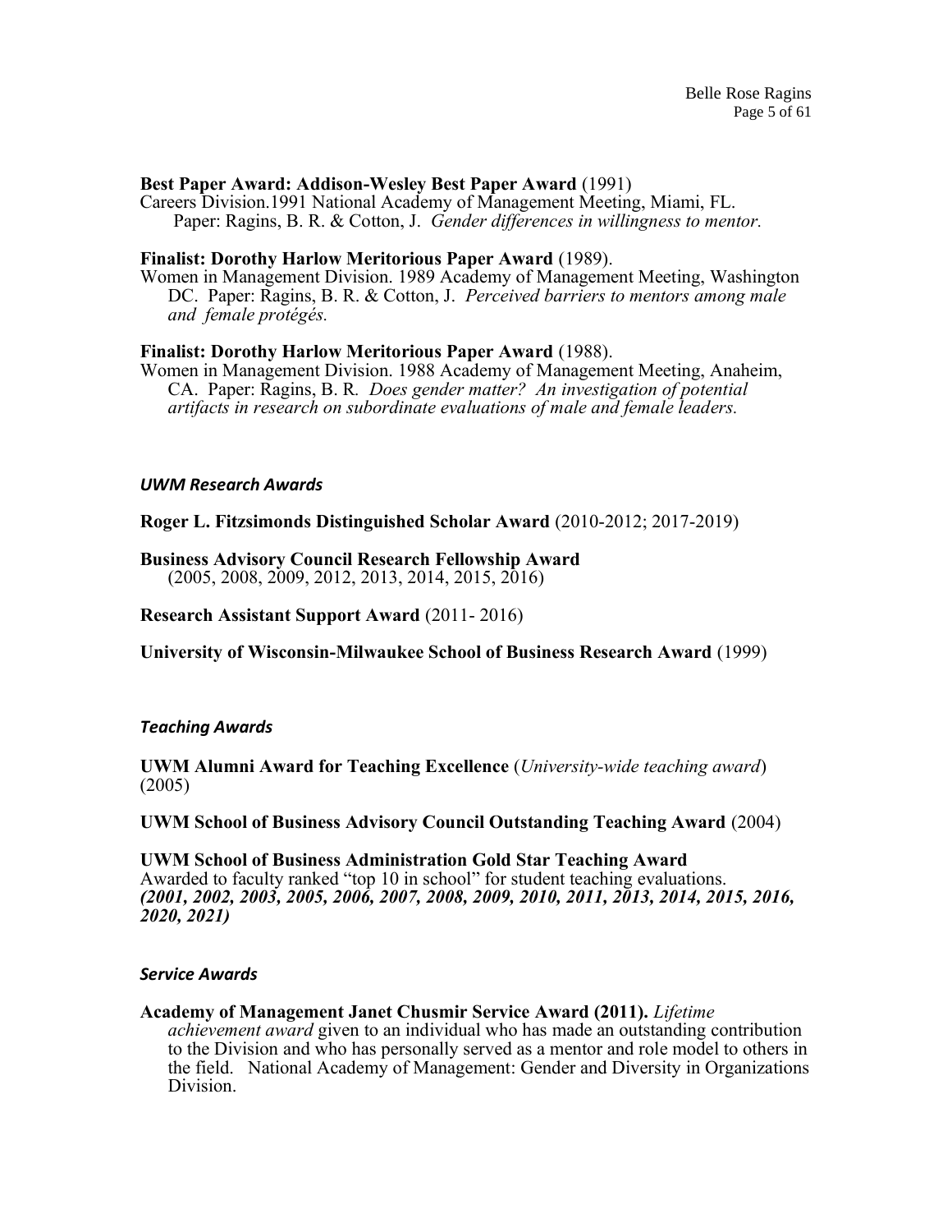**Best Paper Award: Addison-Wesley Best Paper Award** (1991)
Careers Division.1991 National Academy of Management Meeting, Miami, FL.
Paper: Ragins, B. R. & Cotton, J. *Gender differences in willingness to mentor.*

**Finalist: Dorothy Harlow Meritorious Paper Award** (1989).
Women in Management Division. 1989 Academy of Management Meeting, Washington DC. Paper: Ragins, B. R. & Cotton, J. *Perceived barriers to mentors among male and female protégés.*

**Finalist: Dorothy Harlow Meritorious Paper Award** (1988).
Women in Management Division. 1988 Academy of Management Meeting, Anaheim, CA. Paper: Ragins, B. R. *Does gender matter? An investigation of potential artifacts in research on subordinate evaluations of male and female leaders.*

### *UWM Research Awards*

**Roger L. Fitzsimonds Distinguished Scholar Award** (2010-2012; 2017-2019)

**Business Advisory Council Research Fellowship Award**
(2005, 2008, 2009, 2012, 2013, 2014, 2015, 2016)

**Research Assistant Support Award** (2011- 2016)

**University of Wisconsin-Milwaukee School of Business Research Award** (1999)

### *Teaching Awards*

**UWM Alumni Award for Teaching Excellence** (*University-wide teaching award*) (2005)

**UWM School of Business Advisory Council Outstanding Teaching Award** (2004)

**UWM School of Business Administration Gold Star Teaching Award**
Awarded to faculty ranked "top 10 in school" for student teaching evaluations.
***(2001, 2002, 2003, 2005, 2006, 2007, 2008, 2009, 2010, 2011, 2013, 2014, 2015, 2016, 2020, 2021)***

### *Service Awards*

**Academy of Management Janet Chusmir Service Award (2011).** *Lifetime achievement award* given to an individual who has made an outstanding contribution to the Division and who has personally served as a mentor and role model to others in the field. National Academy of Management: Gender and Diversity in Organizations Division.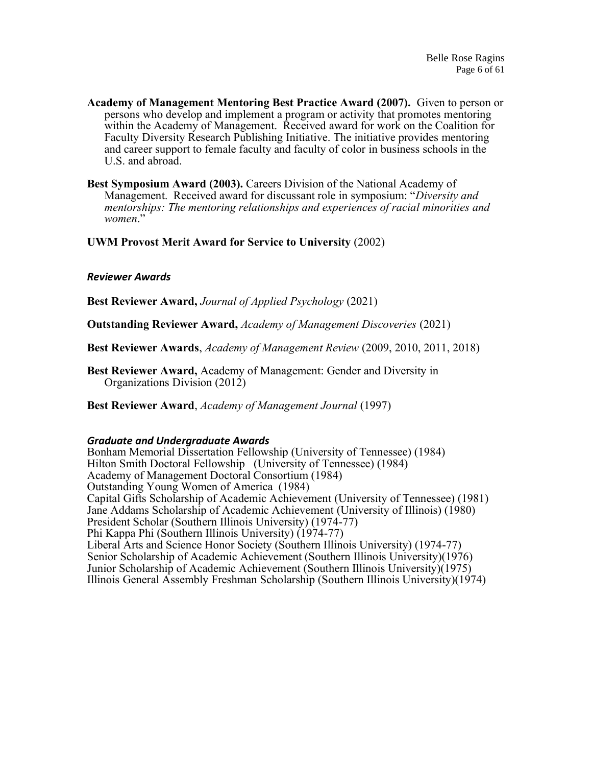**Academy of Management Mentoring Best Practice Award (2007).** Given to person or persons who develop and implement a program or activity that promotes mentoring within the Academy of Management. Received award for work on the Coalition for Faculty Diversity Research Publishing Initiative. The initiative provides mentoring and career support to female faculty and faculty of color in business schools in the U.S. and abroad.

**Best Symposium Award (2003).** Careers Division of the National Academy of Management. Received award for discussant role in symposium: "*Diversity and mentorships: The mentoring relationships and experiences of racial minorities and women*."

**UWM Provost Merit Award for Service to University** (2002)

### *Reviewer Awards*

**Best Reviewer Award,** *Journal of Applied Psychology* (2021)

**Outstanding Reviewer Award,** *Academy of Management Discoveries* (2021)

**Best Reviewer Awards**, *Academy of Management Review* (2009, 2010, 2011, 2018)

**Best Reviewer Award,** Academy of Management: Gender and Diversity in Organizations Division (2012)

**Best Reviewer Award**, *Academy of Management Journal* (1997)

### *Graduate and Undergraduate Awards*

Bonham Memorial Dissertation Fellowship (University of Tennessee) (1984)
Hilton Smith Doctoral Fellowship (University of Tennessee) (1984)
Academy of Management Doctoral Consortium (1984)
Outstanding Young Women of America (1984)
Capital Gifts Scholarship of Academic Achievement (University of Tennessee) (1981)
Jane Addams Scholarship of Academic Achievement (University of Illinois) (1980)
President Scholar (Southern Illinois University) (1974-77)
Phi Kappa Phi (Southern Illinois University) (1974-77)
Liberal Arts and Science Honor Society (Southern Illinois University) (1974-77)
Senior Scholarship of Academic Achievement (Southern Illinois University)(1976)
Junior Scholarship of Academic Achievement (Southern Illinois University)(1975)
Illinois General Assembly Freshman Scholarship (Southern Illinois University)(1974)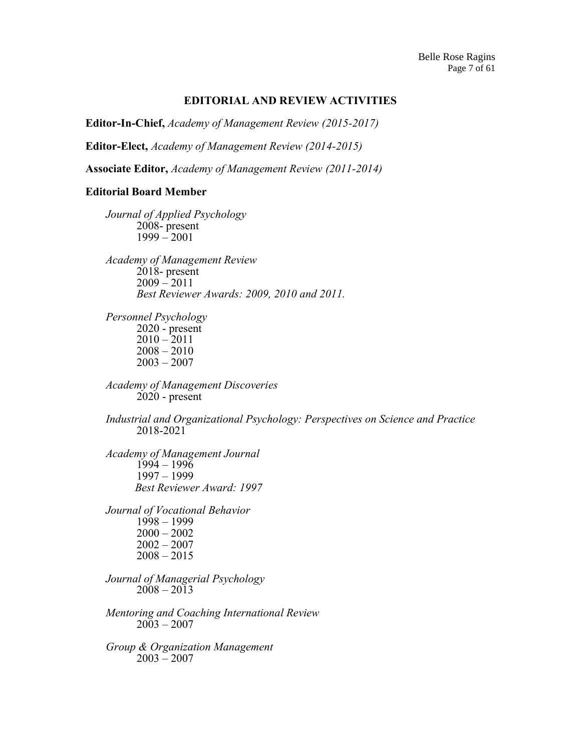## EDITORIAL AND REVIEW ACTIVITIES

**Editor-In-Chief,** *Academy of Management Review (2015-2017)*

**Editor-Elect,** *Academy of Management Review (2014-2015)*

**Associate Editor,** *Academy of Management Review (2011-2014)*

**Editorial Board Member**

*Journal of Applied Psychology*
- 2008- present
- 1999 – 2001

*Academy of Management Review*
- 2018- present
- 2009 – 2011
- *Best Reviewer Awards: 2009, 2010 and 2011.*

*Personnel Psychology*
- 2020 - present
- 2010 – 2011
- 2008 – 2010
- 2003 – 2007

*Academy of Management Discoveries*
- 2020 - present

*Industrial and Organizational Psychology: Perspectives on Science and Practice*
- 2018-2021

*Academy of Management Journal*
- 1994 – 1996
- 1997 – 1999
- *Best Reviewer Award: 1997*

*Journal of Vocational Behavior*
- 1998 – 1999
- 2000 – 2002
- 2002 – 2007
- 2008 – 2015

*Journal of Managerial Psychology*
- 2008 – 2013

*Mentoring and Coaching International Review*
- 2003 – 2007

*Group & Organization Management*
- 2003 – 2007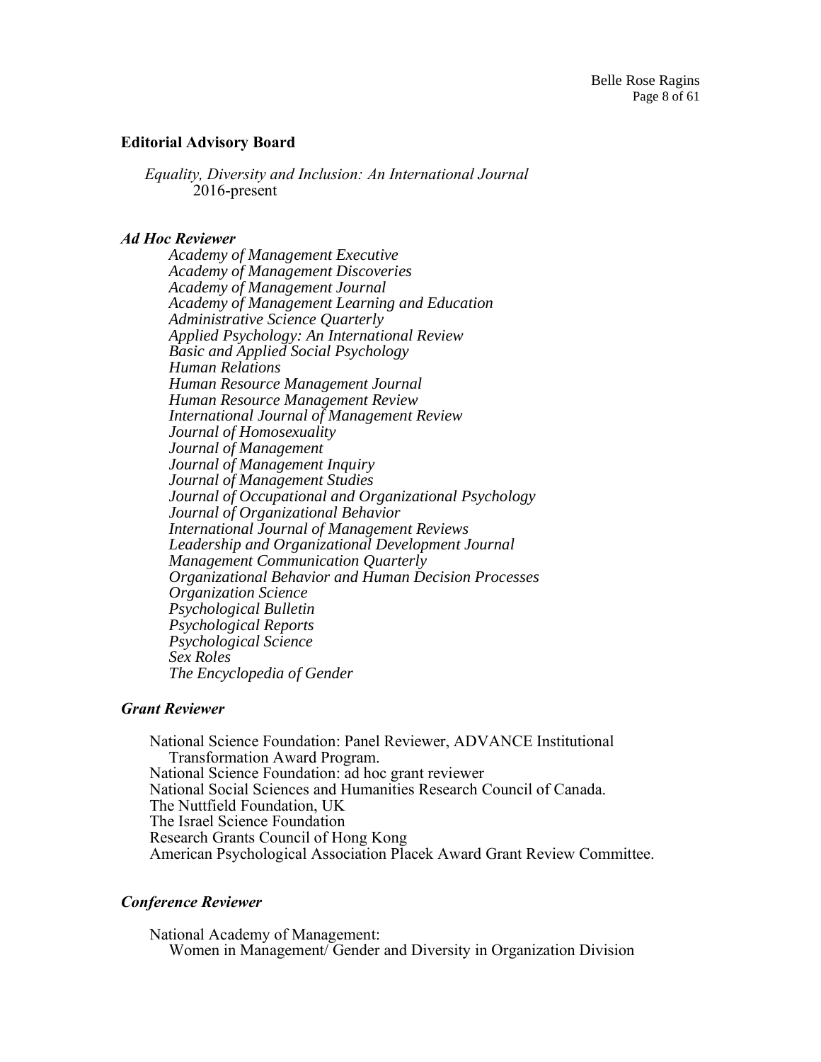**Editorial Advisory Board**

*Equality, Diversity and Inclusion: An International Journal*
2016-present

***Ad Hoc Reviewer***

*Academy of Management Executive*
*Academy of Management Discoveries*
*Academy of Management Journal*
*Academy of Management Learning and Education*
*Administrative Science Quarterly*
*Applied Psychology: An International Review*
*Basic and Applied Social Psychology*
*Human Relations*
*Human Resource Management Journal*
*Human Resource Management Review*
*International Journal of Management Review*
*Journal of Homosexuality*
*Journal of Management*
*Journal of Management Inquiry*
*Journal of Management Studies*
*Journal of Occupational and Organizational Psychology*
*Journal of Organizational Behavior*
*International Journal of Management Reviews*
*Leadership and Organizational Development Journal*
*Management Communication Quarterly*
*Organizational Behavior and Human Decision Processes*
*Organization Science*
*Psychological Bulletin*
*Psychological Reports*
*Psychological Science*
*Sex Roles*
*The Encyclopedia of Gender*

***Grant Reviewer***

National Science Foundation: Panel Reviewer, ADVANCE Institutional Transformation Award Program.
National Science Foundation: ad hoc grant reviewer
National Social Sciences and Humanities Research Council of Canada.
The Nuttfield Foundation, UK
The Israel Science Foundation
Research Grants Council of Hong Kong
American Psychological Association Placek Award Grant Review Committee.

***Conference Reviewer***

National Academy of Management:
Women in Management/ Gender and Diversity in Organization Division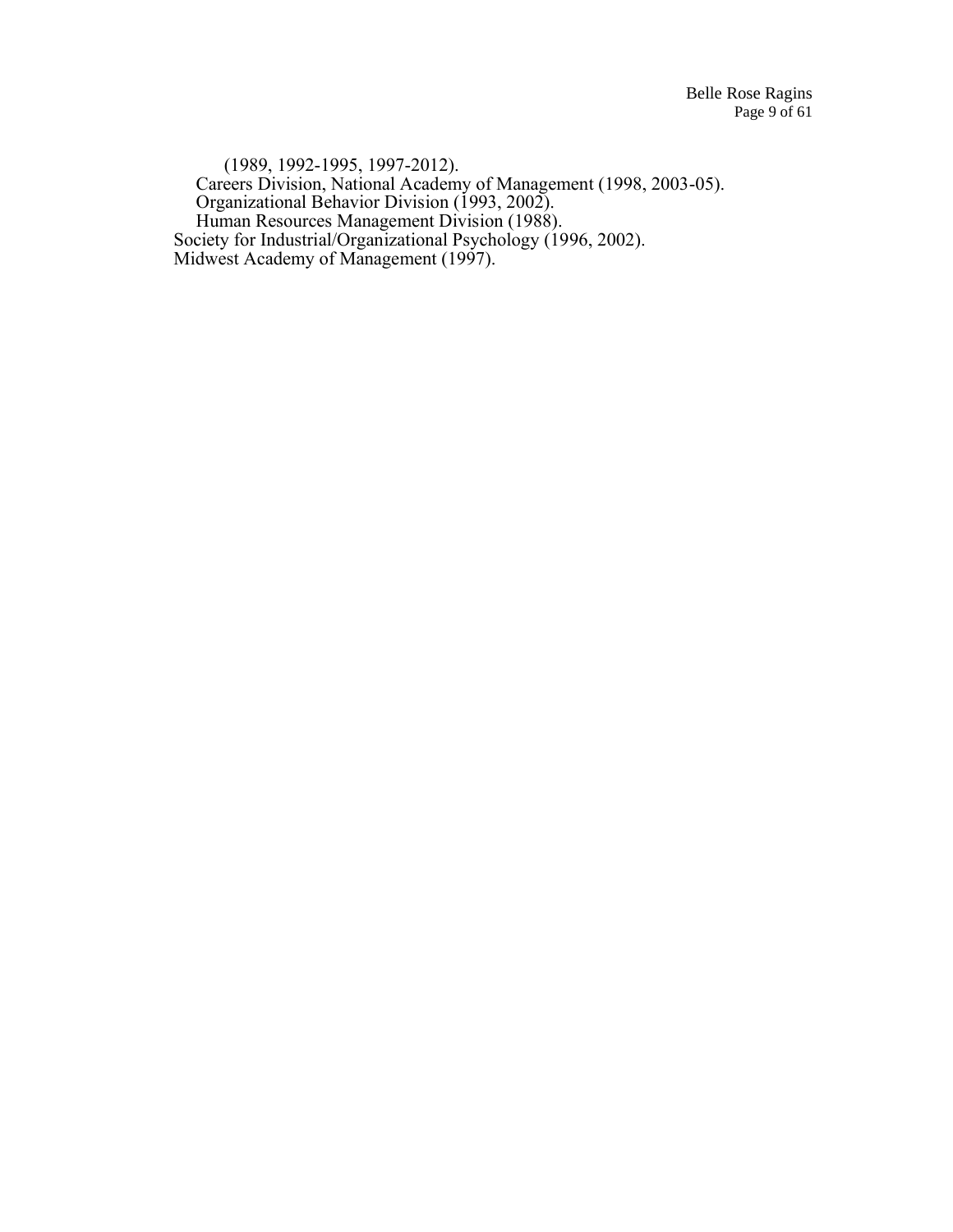(1989, 1992-1995, 1997-2012).

Careers Division, National Academy of Management (1998, 2003-05).

Organizational Behavior Division (1993, 2002).

Human Resources Management Division (1988).

Society for Industrial/Organizational Psychology (1996, 2002).

Midwest Academy of Management (1997).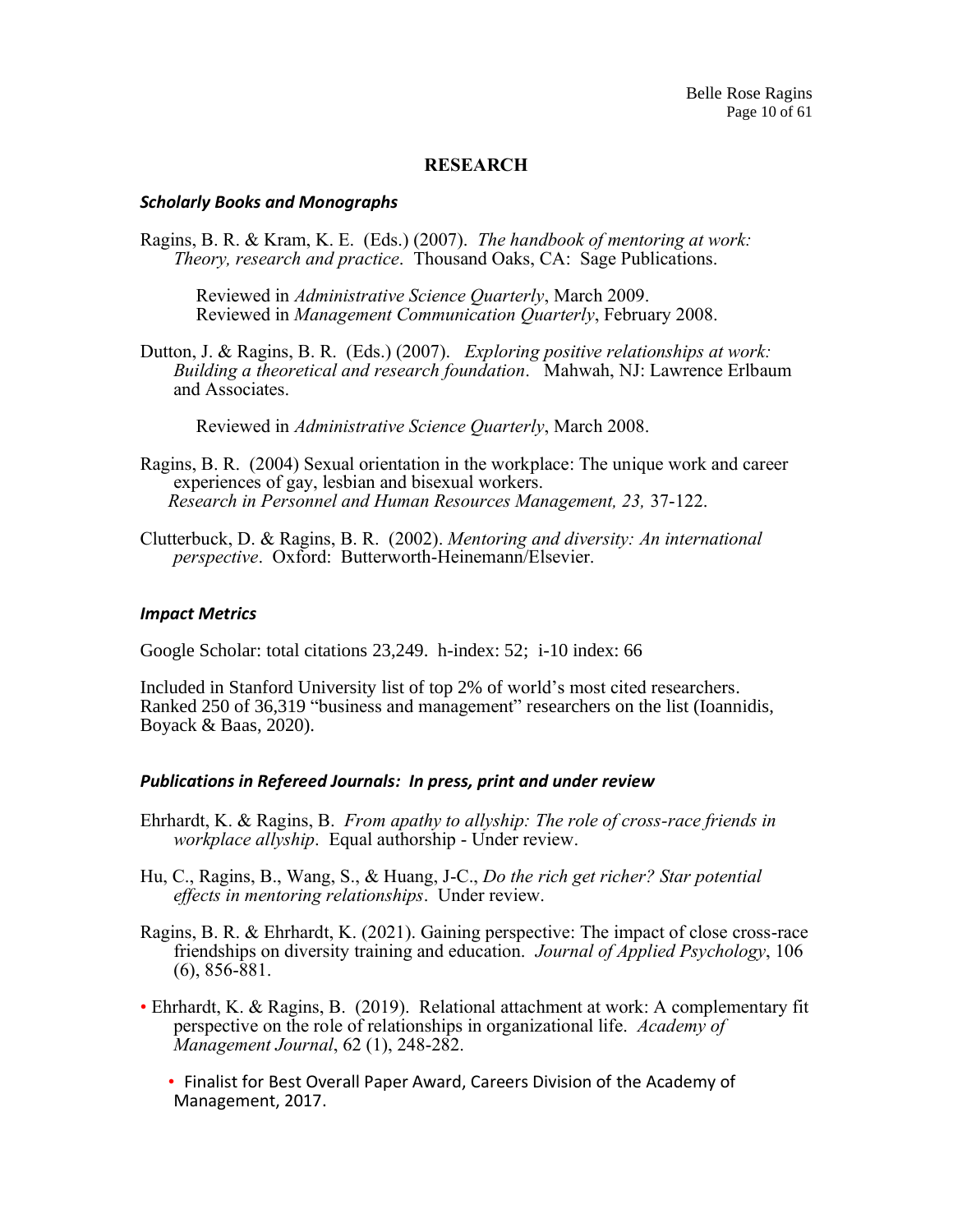## RESEARCH

### *Scholarly Books and Monographs*

Ragins, B. R. & Kram, K. E. (Eds.) (2007). *The handbook of mentoring at work: Theory, research and practice*. Thousand Oaks, CA: Sage Publications.

Reviewed in *Administrative Science Quarterly*, March 2009.
Reviewed in *Management Communication Quarterly*, February 2008.

Dutton, J. & Ragins, B. R. (Eds.) (2007). *Exploring positive relationships at work: Building a theoretical and research foundation*. Mahwah, NJ: Lawrence Erlbaum and Associates.

Reviewed in *Administrative Science Quarterly*, March 2008.

Ragins, B. R. (2004) Sexual orientation in the workplace: The unique work and career experiences of gay, lesbian and bisexual workers. *Research in Personnel and Human Resources Management, 23,* 37-122.

Clutterbuck, D. & Ragins, B. R. (2002). *Mentoring and diversity: An international perspective*. Oxford: Butterworth-Heinemann/Elsevier.

### *Impact Metrics*

Google Scholar: total citations 23,249. h-index: 52; i-10 index: 66

Included in Stanford University list of top 2% of world's most cited researchers. Ranked 250 of 36,319 "business and management" researchers on the list (Ioannidis, Boyack & Baas, 2020).

### *Publications in Refereed Journals: In press, print and under review*

Ehrhardt, K. & Ragins, B. *From apathy to allyship: The role of cross-race friends in workplace allyship*. Equal authorship - Under review.

Hu, C., Ragins, B., Wang, S., & Huang, J-C., *Do the rich get richer? Star potential effects in mentoring relationships*. Under review.

Ragins, B. R. & Ehrhardt, K. (2021). Gaining perspective: The impact of close cross-race friendships on diversity training and education. *Journal of Applied Psychology*, 106 (6), 856-881.

- Ehrhardt, K. & Ragins, B. (2019). Relational attachment at work: A complementary fit perspective on the role of relationships in organizational life. *Academy of Management Journal*, 62 (1), 248-282.
  - Finalist for Best Overall Paper Award, Careers Division of the Academy of Management, 2017.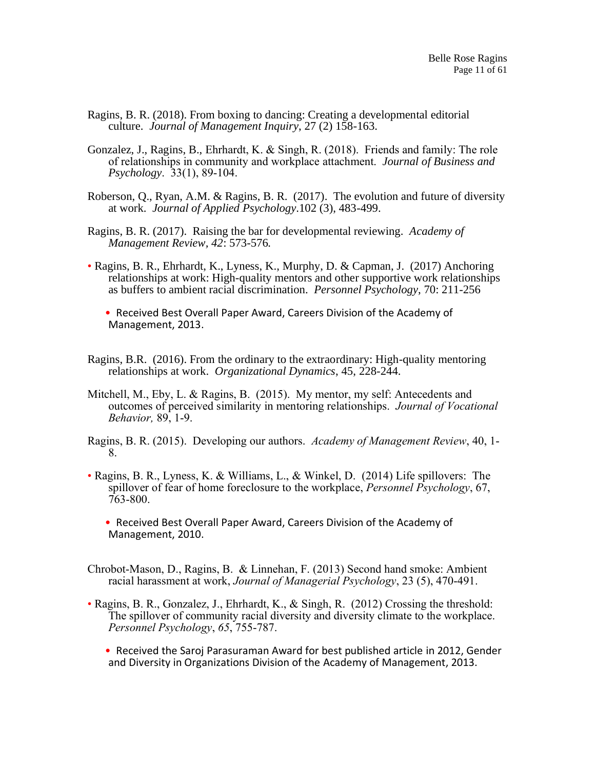Ragins, B. R. (2018). From boxing to dancing: Creating a developmental editorial culture. *Journal of Management Inquiry*, 27 (2) 158-163.

Gonzalez, J., Ragins, B., Ehrhardt, K. & Singh, R. (2018). Friends and family: The role of relationships in community and workplace attachment. *Journal of Business and Psychology*. 33(1), 89-104.

Roberson, Q., Ryan, A.M. & Ragins, B. R. (2017). The evolution and future of diversity at work. *Journal of Applied Psychology*.102 (3), 483-499.

Ragins, B. R. (2017). Raising the bar for developmental reviewing. *Academy of Management Review*, *42*: 573-576.

- Ragins, B. R., Ehrhardt, K., Lyness, K., Murphy, D. & Capman, J. (2017) Anchoring relationships at work: High-quality mentors and other supportive work relationships as buffers to ambient racial discrimination. *Personnel Psychology*, 70: 211-256
  - Received Best Overall Paper Award, Careers Division of the Academy of Management, 2013.

Ragins, B.R. (2016). From the ordinary to the extraordinary: High-quality mentoring relationships at work. *Organizational Dynamics*, 45, 228-244.

Mitchell, M., Eby, L. & Ragins, B. (2015). My mentor, my self: Antecedents and outcomes of perceived similarity in mentoring relationships. *Journal of Vocational Behavior,* 89, 1-9.

Ragins, B. R. (2015). Developing our authors. *Academy of Management Review*, 40, 1-8.

- Ragins, B. R., Lyness, K. & Williams, L., & Winkel, D. (2014) Life spillovers: The spillover of fear of home foreclosure to the workplace, *Personnel Psychology*, 67, 763-800.
  - Received Best Overall Paper Award, Careers Division of the Academy of Management, 2010.

Chrobot-Mason, D., Ragins, B. & Linnehan, F. (2013) Second hand smoke: Ambient racial harassment at work, *Journal of Managerial Psychology*, 23 (5), 470-491.

- Ragins, B. R., Gonzalez, J., Ehrhardt, K., & Singh, R. (2012) Crossing the threshold: The spillover of community racial diversity and diversity climate to the workplace. *Personnel Psychology*, *65*, 755-787.
  - Received the Saroj Parasuraman Award for best published article in 2012, Gender and Diversity in Organizations Division of the Academy of Management, 2013.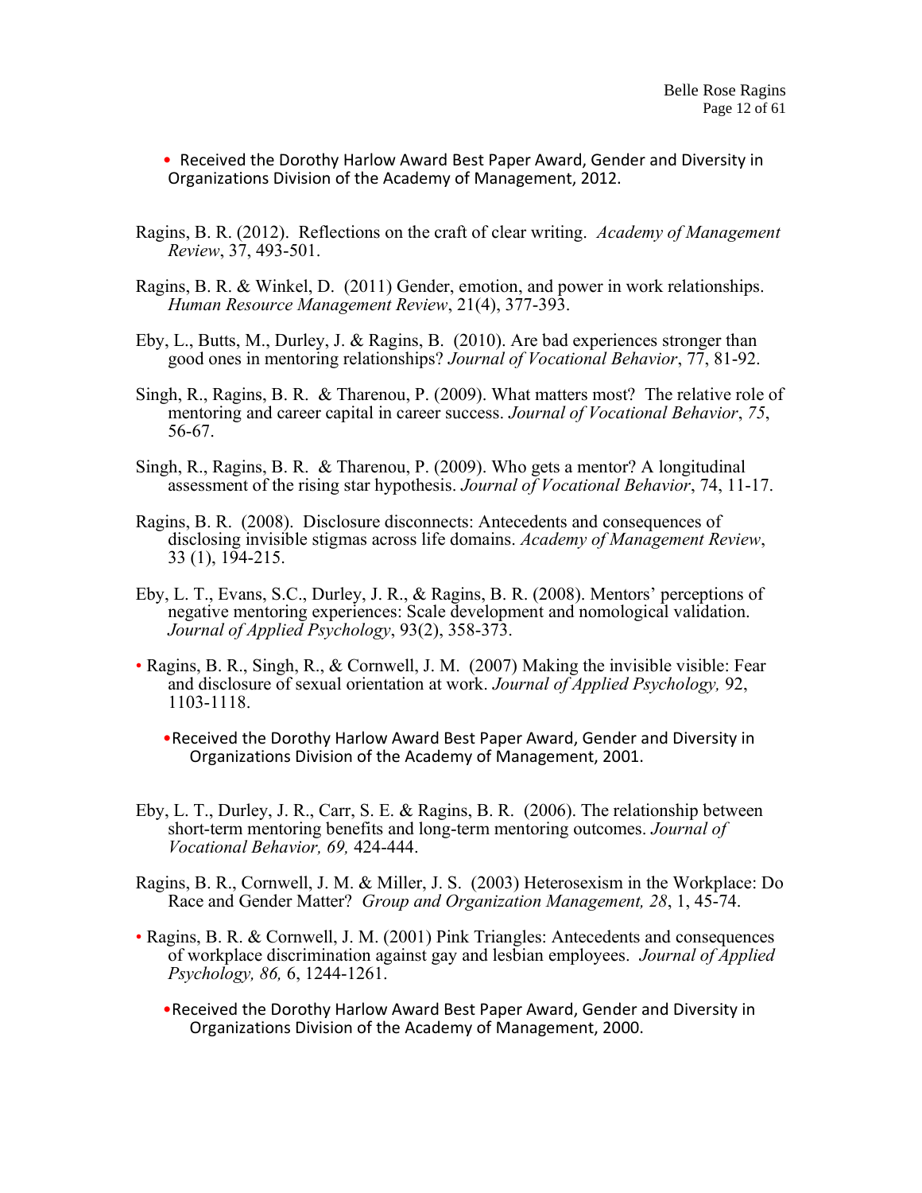- Received the Dorothy Harlow Award Best Paper Award, Gender and Diversity in Organizations Division of the Academy of Management, 2012.

Ragins, B. R. (2012). Reflections on the craft of clear writing. *Academy of Management Review*, 37, 493-501.

Ragins, B. R. & Winkel, D. (2011) Gender, emotion, and power in work relationships. *Human Resource Management Review*, 21(4), 377-393.

Eby, L., Butts, M., Durley, J. & Ragins, B. (2010). Are bad experiences stronger than good ones in mentoring relationships? *Journal of Vocational Behavior*, 77, 81-92.

Singh, R., Ragins, B. R. & Tharenou, P. (2009). What matters most? The relative role of mentoring and career capital in career success. *Journal of Vocational Behavior*, *75*, 56-67.

Singh, R., Ragins, B. R. & Tharenou, P. (2009). Who gets a mentor? A longitudinal assessment of the rising star hypothesis. *Journal of Vocational Behavior*, 74, 11-17.

Ragins, B. R. (2008). Disclosure disconnects: Antecedents and consequences of disclosing invisible stigmas across life domains. *Academy of Management Review*, 33 (1), 194-215.

Eby, L. T., Evans, S.C., Durley, J. R., & Ragins, B. R. (2008). Mentors' perceptions of negative mentoring experiences: Scale development and nomological validation. *Journal of Applied Psychology*, 93(2), 358-373.

- Ragins, B. R., Singh, R., & Cornwell, J. M. (2007) Making the invisible visible: Fear and disclosure of sexual orientation at work. *Journal of Applied Psychology,* 92, 1103-1118.
  - Received the Dorothy Harlow Award Best Paper Award, Gender and Diversity in Organizations Division of the Academy of Management, 2001.

Eby, L. T., Durley, J. R., Carr, S. E. & Ragins, B. R. (2006). The relationship between short-term mentoring benefits and long-term mentoring outcomes. *Journal of Vocational Behavior, 69,* 424-444.

Ragins, B. R., Cornwell, J. M. & Miller, J. S. (2003) Heterosexism in the Workplace: Do Race and Gender Matter? *Group and Organization Management, 28*, 1, 45-74.

- Ragins, B. R. & Cornwell, J. M. (2001) Pink Triangles: Antecedents and consequences of workplace discrimination against gay and lesbian employees. *Journal of Applied Psychology, 86,* 6, 1244-1261.
  - Received the Dorothy Harlow Award Best Paper Award, Gender and Diversity in Organizations Division of the Academy of Management, 2000.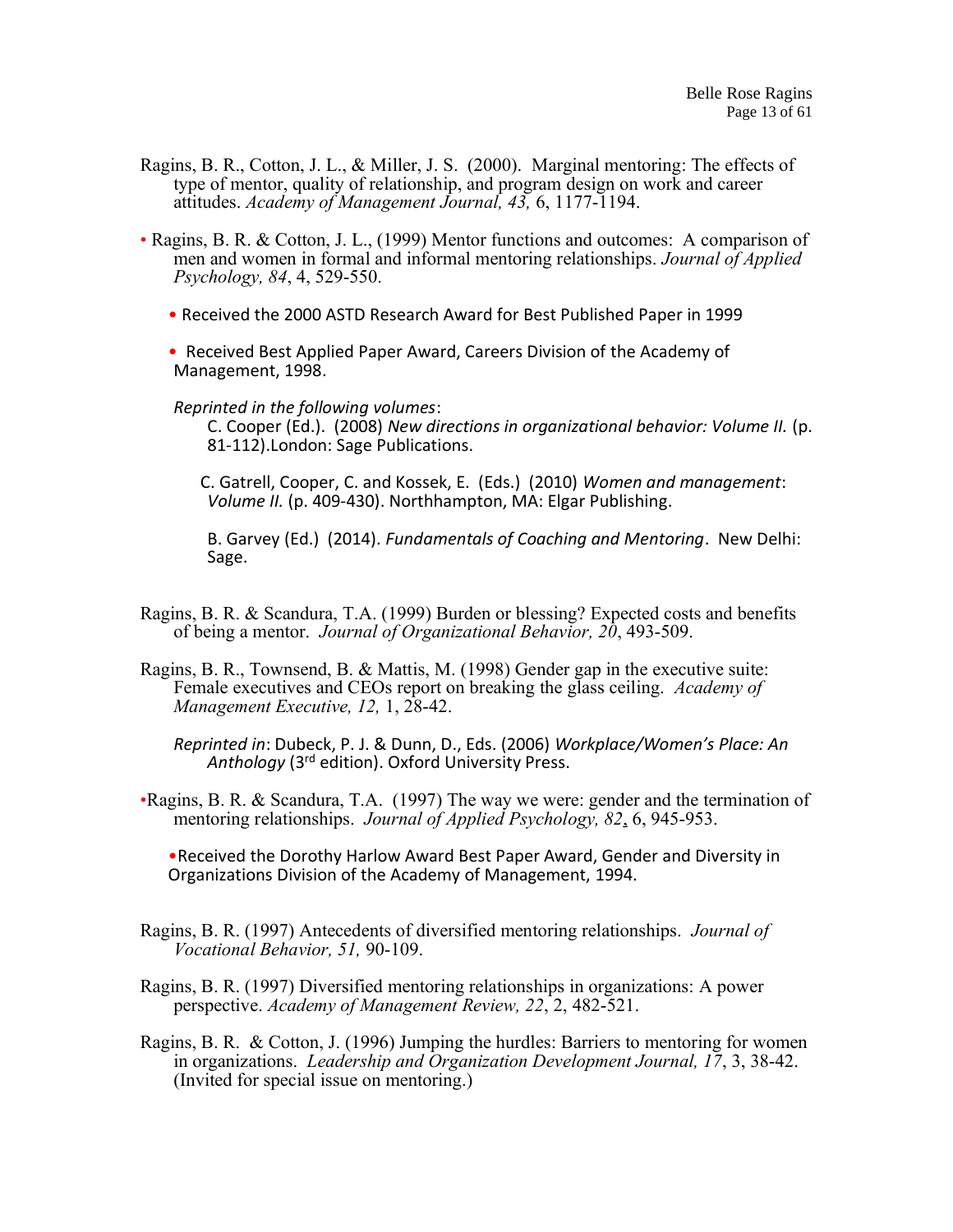Ragins, B. R., Cotton, J. L., & Miller, J. S. (2000). Marginal mentoring: The effects of type of mentor, quality of relationship, and program design on work and career attitudes. *Academy of Management Journal, 43,* 6, 1177-1194.

• Ragins, B. R. & Cotton, J. L., (1999) Mentor functions and outcomes: A comparison of men and women in formal and informal mentoring relationships. *Journal of Applied Psychology, 84*, 4, 529-550.

- Received the 2000 ASTD Research Award for Best Published Paper in 1999
- Received Best Applied Paper Award, Careers Division of the Academy of Management, 1998.

*Reprinted in the following volumes*:

C. Cooper (Ed.). (2008) *New directions in organizational behavior: Volume II.* (p. 81-112).London: Sage Publications.

C. Gatrell, Cooper, C. and Kossek, E. (Eds.) (2010) *Women and management*: *Volume II.* (p. 409-430). Northhampton, MA: Elgar Publishing.

B. Garvey (Ed.) (2014). *Fundamentals of Coaching and Mentoring*. New Delhi: Sage.

Ragins, B. R. & Scandura, T.A. (1999) Burden or blessing? Expected costs and benefits of being a mentor. *Journal of Organizational Behavior, 20*, 493-509.

Ragins, B. R., Townsend, B. & Mattis, M. (1998) Gender gap in the executive suite: Female executives and CEOs report on breaking the glass ceiling. *Academy of Management Executive, 12,* 1, 28-42.

*Reprinted in*: Dubeck, P. J. & Dunn, D., Eds. (2006) *Workplace/Women's Place: An Anthology* (3rd edition). Oxford University Press.

•Ragins, B. R. & Scandura, T.A. (1997) The way we were: gender and the termination of mentoring relationships. *Journal of Applied Psychology, 82*, 6, 945-953.

- Received the Dorothy Harlow Award Best Paper Award, Gender and Diversity in Organizations Division of the Academy of Management, 1994.

Ragins, B. R. (1997) Antecedents of diversified mentoring relationships. *Journal of Vocational Behavior, 51,* 90-109.

Ragins, B. R. (1997) Diversified mentoring relationships in organizations: A power perspective. *Academy of Management Review, 22*, 2, 482-521.

Ragins, B. R. & Cotton, J. (1996) Jumping the hurdles: Barriers to mentoring for women in organizations. *Leadership and Organization Development Journal, 17*, 3, 38-42. (Invited for special issue on mentoring.)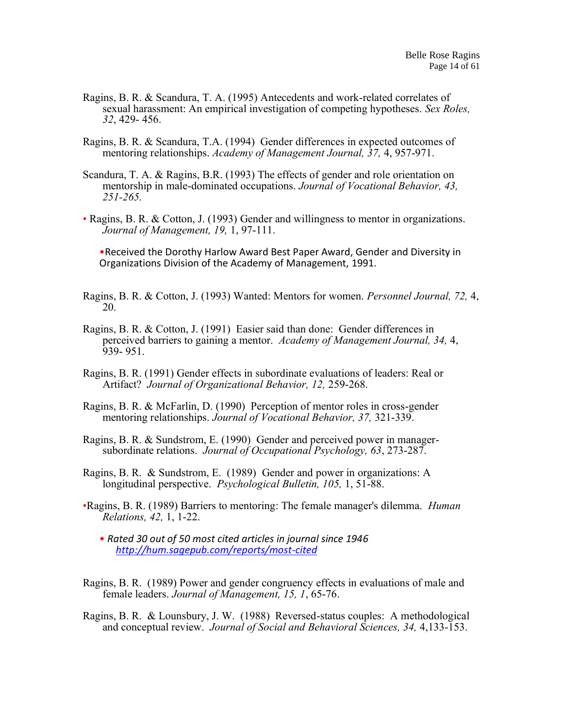Ragins, B. R. & Scandura, T. A. (1995) Antecedents and work-related correlates of sexual harassment: An empirical investigation of competing hypotheses. *Sex Roles, 32*, 429- 456.

Ragins, B. R. & Scandura, T.A. (1994) Gender differences in expected outcomes of mentoring relationships. *Academy of Management Journal, 37,* 4, 957-971.

Scandura, T. A. & Ragins, B.R. (1993) The effects of gender and role orientation on mentorship in male-dominated occupations. *Journal of Vocational Behavior, 43, 251-265.*

• Ragins, B. R. & Cotton, J. (1993) Gender and willingness to mentor in organizations. *Journal of Management, 19,* 1, 97-111.

•Received the Dorothy Harlow Award Best Paper Award, Gender and Diversity in Organizations Division of the Academy of Management, 1991.

Ragins, B. R. & Cotton, J. (1993) Wanted: Mentors for women. *Personnel Journal, 72,* 4, 20.

Ragins, B. R. & Cotton, J. (1991) Easier said than done: Gender differences in perceived barriers to gaining a mentor. *Academy of Management Journal, 34,* 4, 939- 951.

Ragins, B. R. (1991) Gender effects in subordinate evaluations of leaders: Real or Artifact? *Journal of Organizational Behavior, 12,* 259-268.

Ragins, B. R. & McFarlin, D. (1990) Perception of mentor roles in cross-gender mentoring relationships. *Journal of Vocational Behavior, 37,* 321-339.

Ragins, B. R. & Sundstrom, E. (1990) Gender and perceived power in manager-subordinate relations. *Journal of Occupational Psychology, 63*, 273-287.

Ragins, B. R. & Sundstrom, E. (1989) Gender and power in organizations: A longitudinal perspective. *Psychological Bulletin, 105,* 1, 51-88.

•Ragins, B. R. (1989) Barriers to mentoring: The female manager's dilemma. *Human Relations, 42,* 1, 1-22.

• *Rated 30 out of 50 most cited articles in journal since 1946 http://hum.sagepub.com/reports/most-cited*

Ragins, B. R. (1989) Power and gender congruency effects in evaluations of male and female leaders. *Journal of Management, 15, 1*, 65-76.

Ragins, B. R. & Lounsbury, J. W. (1988) Reversed-status couples: A methodological and conceptual review. *Journal of Social and Behavioral Sciences, 34,* 4,133-153.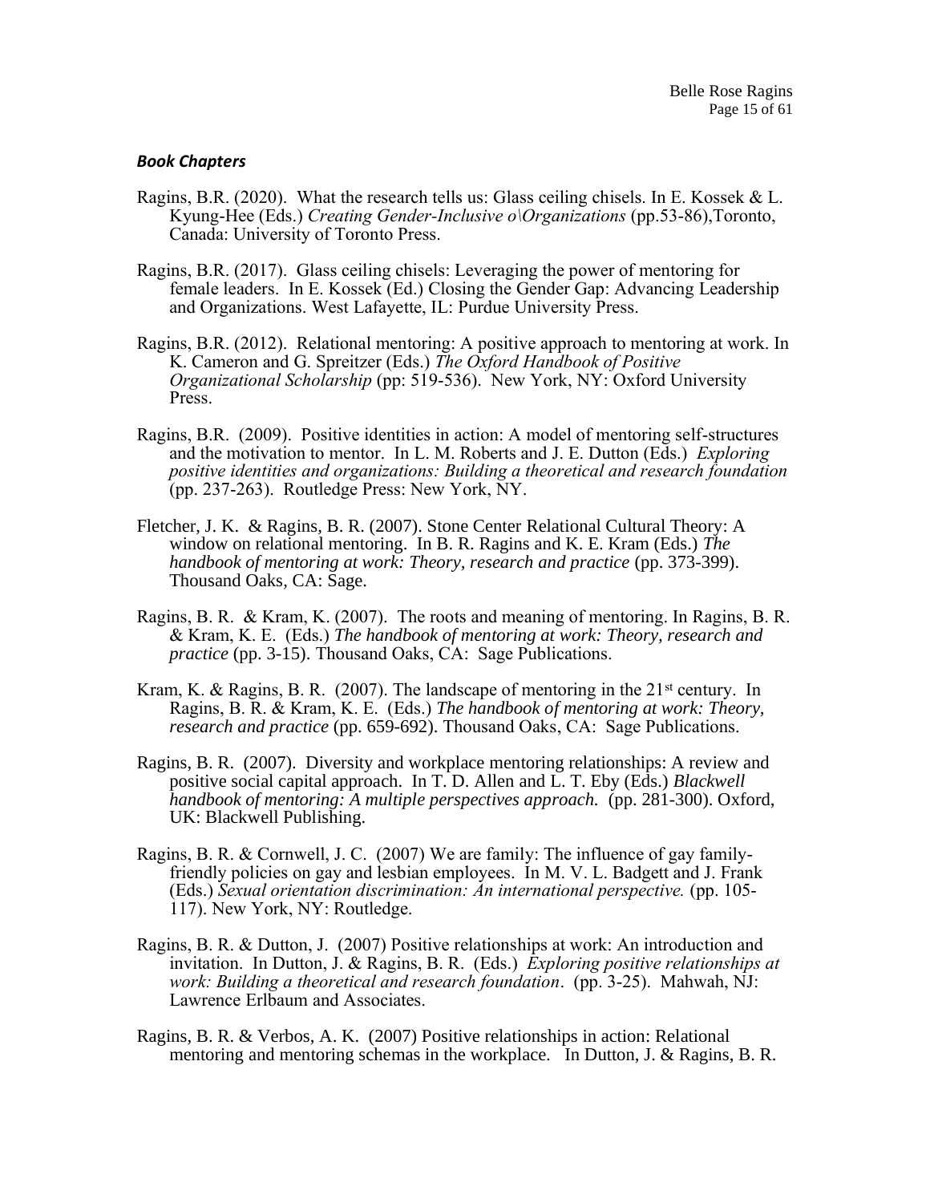### ***Book Chapters***

Ragins, B.R. (2020). What the research tells us: Glass ceiling chisels. In E. Kossek & L. Kyung-Hee (Eds.) *Creating Gender-Inclusive o\Organizations* (pp.53-86),Toronto, Canada: University of Toronto Press.

Ragins, B.R. (2017). Glass ceiling chisels: Leveraging the power of mentoring for female leaders. In E. Kossek (Ed.) Closing the Gender Gap: Advancing Leadership and Organizations. West Lafayette, IL: Purdue University Press.

Ragins, B.R. (2012). Relational mentoring: A positive approach to mentoring at work. In K. Cameron and G. Spreitzer (Eds.) *The Oxford Handbook of Positive Organizational Scholarship* (pp: 519-536). New York, NY: Oxford University Press.

Ragins, B.R. (2009). Positive identities in action: A model of mentoring self-structures and the motivation to mentor. In L. M. Roberts and J. E. Dutton (Eds.) *Exploring positive identities and organizations: Building a theoretical and research foundation* (pp. 237-263). Routledge Press: New York, NY.

Fletcher, J. K. & Ragins, B. R. (2007). Stone Center Relational Cultural Theory: A window on relational mentoring. In B. R. Ragins and K. E. Kram (Eds.) *The handbook of mentoring at work: Theory, research and practice* (pp. 373-399). Thousand Oaks, CA: Sage.

Ragins, B. R. & Kram, K. (2007). The roots and meaning of mentoring. In Ragins, B. R. & Kram, K. E. (Eds.) *The handbook of mentoring at work: Theory, research and practice* (pp. 3-15). Thousand Oaks, CA: Sage Publications.

Kram, K. & Ragins, B. R. (2007). The landscape of mentoring in the 21st century. In Ragins, B. R. & Kram, K. E. (Eds.) *The handbook of mentoring at work: Theory, research and practice* (pp. 659-692). Thousand Oaks, CA: Sage Publications.

Ragins, B. R. (2007). Diversity and workplace mentoring relationships: A review and positive social capital approach. In T. D. Allen and L. T. Eby (Eds.) *Blackwell handbook of mentoring: A multiple perspectives approach.* (pp. 281-300). Oxford, UK: Blackwell Publishing.

Ragins, B. R. & Cornwell, J. C. (2007) We are family: The influence of gay family-friendly policies on gay and lesbian employees. In M. V. L. Badgett and J. Frank (Eds.) *Sexual orientation discrimination: An international perspective.* (pp. 105-117). New York, NY: Routledge.

Ragins, B. R. & Dutton, J. (2007) Positive relationships at work: An introduction and invitation. In Dutton, J. & Ragins, B. R. (Eds.) *Exploring positive relationships at work: Building a theoretical and research foundation*. (pp. 3-25). Mahwah, NJ: Lawrence Erlbaum and Associates.

Ragins, B. R. & Verbos, A. K. (2007) Positive relationships in action: Relational mentoring and mentoring schemas in the workplace. In Dutton, J. & Ragins, B. R.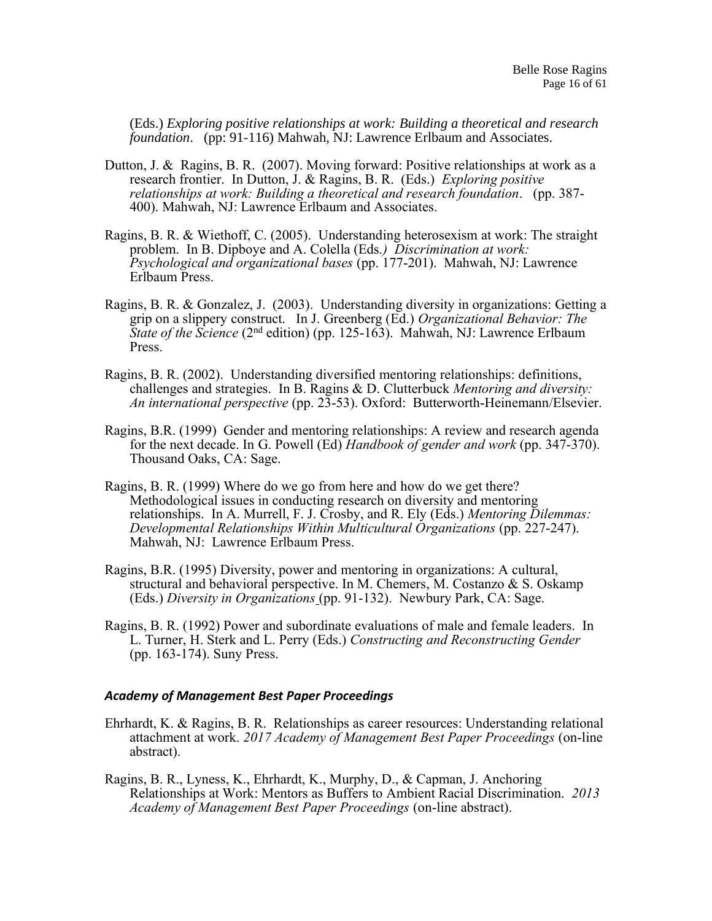(Eds.) *Exploring positive relationships at work: Building a theoretical and research foundation*. (pp: 91-116) Mahwah, NJ: Lawrence Erlbaum and Associates.

Dutton, J. & Ragins, B. R. (2007). Moving forward: Positive relationships at work as a research frontier. In Dutton, J. & Ragins, B. R. (Eds.) *Exploring positive relationships at work: Building a theoretical and research foundation*. (pp. 387-400). Mahwah, NJ: Lawrence Erlbaum and Associates.

Ragins, B. R. & Wiethoff, C. (2005). Understanding heterosexism at work: The straight problem. In B. Dipboye and A. Colella (Eds.) *Discrimination at work: Psychological and organizational bases* (pp. 177-201). Mahwah, NJ: Lawrence Erlbaum Press.

Ragins, B. R. & Gonzalez, J. (2003). Understanding diversity in organizations: Getting a grip on a slippery construct. In J. Greenberg (Ed.) *Organizational Behavior: The State of the Science* (2nd edition) (pp. 125-163). Mahwah, NJ: Lawrence Erlbaum Press.

Ragins, B. R. (2002). Understanding diversified mentoring relationships: definitions, challenges and strategies. In B. Ragins & D. Clutterbuck *Mentoring and diversity: An international perspective* (pp. 23-53). Oxford: Butterworth-Heinemann/Elsevier.

Ragins, B.R. (1999) Gender and mentoring relationships: A review and research agenda for the next decade. In G. Powell (Ed) *Handbook of gender and work* (pp. 347-370). Thousand Oaks, CA: Sage.

Ragins, B. R. (1999) Where do we go from here and how do we get there? Methodological issues in conducting research on diversity and mentoring relationships. In A. Murrell, F. J. Crosby, and R. Ely (Eds.) *Mentoring Dilemmas: Developmental Relationships Within Multicultural Organizations* (pp. 227-247). Mahwah, NJ: Lawrence Erlbaum Press.

Ragins, B.R. (1995) Diversity, power and mentoring in organizations: A cultural, structural and behavioral perspective. In M. Chemers, M. Costanzo & S. Oskamp (Eds.) *Diversity in Organizations* (pp. 91-132). Newbury Park, CA: Sage.

Ragins, B. R. (1992) Power and subordinate evaluations of male and female leaders. In L. Turner, H. Sterk and L. Perry (Eds.) *Constructing and Reconstructing Gender* (pp. 163-174). Suny Press.

### *Academy of Management Best Paper Proceedings*

Ehrhardt, K. & Ragins, B. R. Relationships as career resources: Understanding relational attachment at work. *2017 Academy of Management Best Paper Proceedings* (on-line abstract).

Ragins, B. R., Lyness, K., Ehrhardt, K., Murphy, D., & Capman, J. Anchoring Relationships at Work: Mentors as Buffers to Ambient Racial Discrimination. *2013 Academy of Management Best Paper Proceedings* (on-line abstract).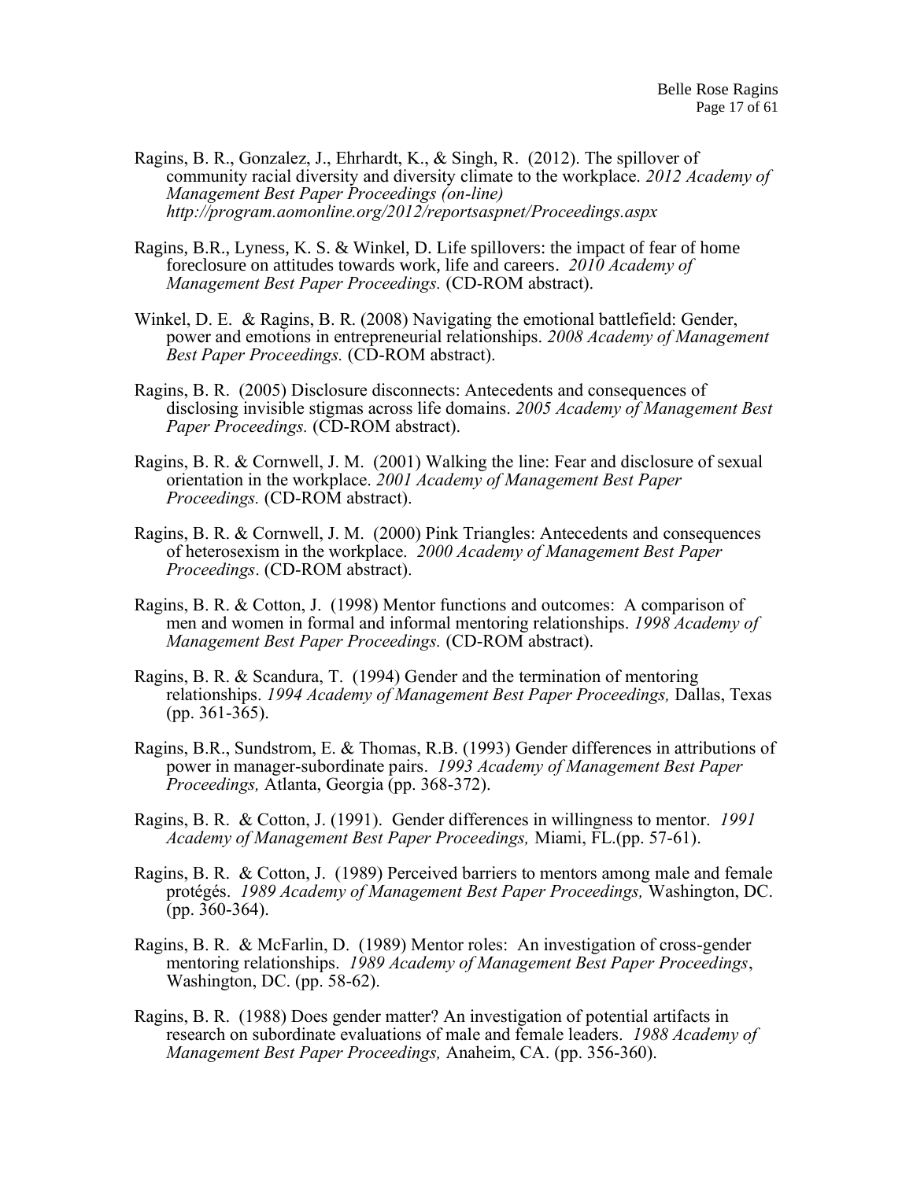Ragins, B. R., Gonzalez, J., Ehrhardt, K., & Singh, R. (2012). The spillover of community racial diversity and diversity climate to the workplace. *2012 Academy of Management Best Paper Proceedings (on-line) http://program.aomonline.org/2012/reportsaspnet/Proceedings.aspx*

Ragins, B.R., Lyness, K. S. & Winkel, D. Life spillovers: the impact of fear of home foreclosure on attitudes towards work, life and careers. *2010 Academy of Management Best Paper Proceedings.* (CD-ROM abstract).

Winkel, D. E. & Ragins, B. R. (2008) Navigating the emotional battlefield: Gender, power and emotions in entrepreneurial relationships. *2008 Academy of Management Best Paper Proceedings.* (CD-ROM abstract).

Ragins, B. R. (2005) Disclosure disconnects: Antecedents and consequences of disclosing invisible stigmas across life domains. *2005 Academy of Management Best Paper Proceedings.* (CD-ROM abstract).

Ragins, B. R. & Cornwell, J. M. (2001) Walking the line: Fear and disclosure of sexual orientation in the workplace. *2001 Academy of Management Best Paper Proceedings.* (CD-ROM abstract).

Ragins, B. R. & Cornwell, J. M. (2000) Pink Triangles: Antecedents and consequences of heterosexism in the workplace. *2000 Academy of Management Best Paper Proceedings*. (CD-ROM abstract).

Ragins, B. R. & Cotton, J. (1998) Mentor functions and outcomes: A comparison of men and women in formal and informal mentoring relationships. *1998 Academy of Management Best Paper Proceedings.* (CD-ROM abstract).

Ragins, B. R. & Scandura, T. (1994) Gender and the termination of mentoring relationships. *1994 Academy of Management Best Paper Proceedings,* Dallas, Texas (pp. 361-365).

Ragins, B.R., Sundstrom, E. & Thomas, R.B. (1993) Gender differences in attributions of power in manager-subordinate pairs. *1993 Academy of Management Best Paper Proceedings,* Atlanta, Georgia (pp. 368-372).

Ragins, B. R. & Cotton, J. (1991). Gender differences in willingness to mentor. *1991 Academy of Management Best Paper Proceedings,* Miami, FL.(pp. 57-61).

Ragins, B. R. & Cotton, J. (1989) Perceived barriers to mentors among male and female protégés. *1989 Academy of Management Best Paper Proceedings,* Washington, DC. (pp. 360-364).

Ragins, B. R. & McFarlin, D. (1989) Mentor roles: An investigation of cross-gender mentoring relationships. *1989 Academy of Management Best Paper Proceedings*, Washington, DC. (pp. 58-62).

Ragins, B. R. (1988) Does gender matter? An investigation of potential artifacts in research on subordinate evaluations of male and female leaders. *1988 Academy of Management Best Paper Proceedings,* Anaheim, CA. (pp. 356-360).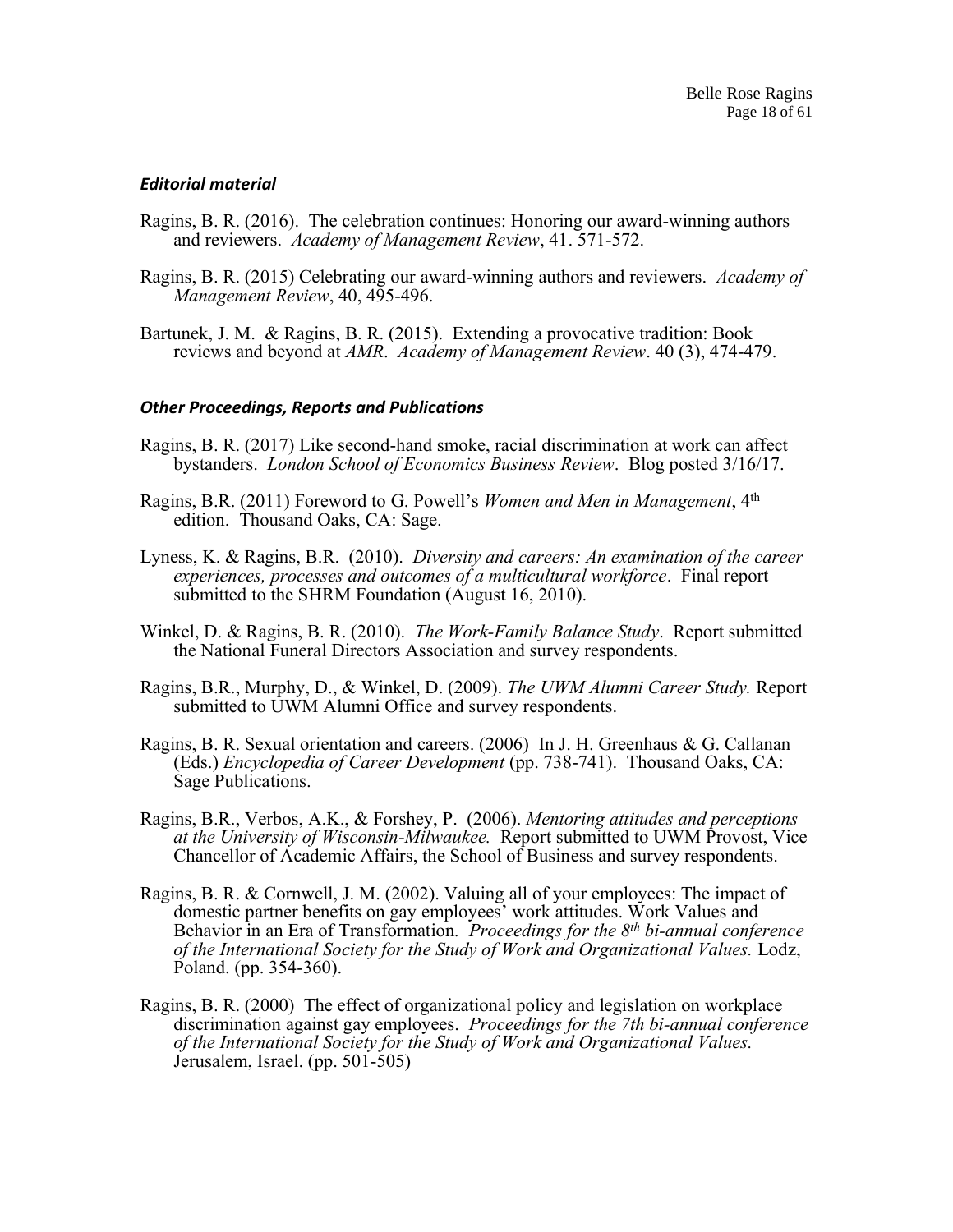### *Editorial material*

Ragins, B. R. (2016). The celebration continues: Honoring our award-winning authors and reviewers. *Academy of Management Review*, 41. 571-572.

Ragins, B. R. (2015) Celebrating our award-winning authors and reviewers. *Academy of Management Review*, 40, 495-496.

Bartunek, J. M. & Ragins, B. R. (2015). Extending a provocative tradition: Book reviews and beyond at *AMR*. *Academy of Management Review*. 40 (3), 474-479.

### *Other Proceedings, Reports and Publications*

Ragins, B. R. (2017) Like second-hand smoke, racial discrimination at work can affect bystanders. *London School of Economics Business Review*. Blog posted 3/16/17.

Ragins, B.R. (2011) Foreword to G. Powell's *Women and Men in Management*, 4th edition. Thousand Oaks, CA: Sage.

Lyness, K. & Ragins, B.R. (2010). *Diversity and careers: An examination of the career experiences, processes and outcomes of a multicultural workforce*. Final report submitted to the SHRM Foundation (August 16, 2010).

Winkel, D. & Ragins, B. R. (2010). *The Work-Family Balance Study*. Report submitted the National Funeral Directors Association and survey respondents.

Ragins, B.R., Murphy, D., & Winkel, D. (2009). *The UWM Alumni Career Study.* Report submitted to UWM Alumni Office and survey respondents.

Ragins, B. R. Sexual orientation and careers. (2006) In J. H. Greenhaus & G. Callanan (Eds.) *Encyclopedia of Career Development* (pp. 738-741). Thousand Oaks, CA: Sage Publications.

Ragins, B.R., Verbos, A.K., & Forshey, P. (2006). *Mentoring attitudes and perceptions at the University of Wisconsin-Milwaukee.* Report submitted to UWM Provost, Vice Chancellor of Academic Affairs, the School of Business and survey respondents.

Ragins, B. R. & Cornwell, J. M. (2002). Valuing all of your employees: The impact of domestic partner benefits on gay employees' work attitudes. Work Values and Behavior in an Era of Transformation*. Proceedings for the 8th bi-annual conference of the International Society for the Study of Work and Organizational Values.* Lodz, Poland. (pp. 354-360).

Ragins, B. R. (2000) The effect of organizational policy and legislation on workplace discrimination against gay employees. *Proceedings for the 7th bi-annual conference of the International Society for the Study of Work and Organizational Values.* Jerusalem, Israel. (pp. 501-505)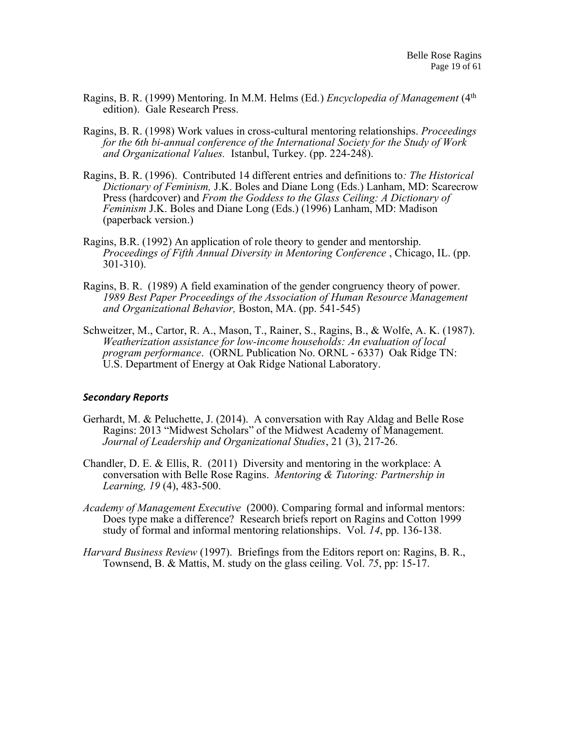Ragins, B. R. (1999) Mentoring. In M.M. Helms (Ed.) *Encyclopedia of Management* (4th edition). Gale Research Press.

Ragins, B. R. (1998) Work values in cross-cultural mentoring relationships. *Proceedings for the 6th bi-annual conference of the International Society for the Study of Work and Organizational Values.* Istanbul, Turkey. (pp. 224-248).

Ragins, B. R. (1996). Contributed 14 different entries and definitions to*: The Historical Dictionary of Feminism,* J.K. Boles and Diane Long (Eds.) Lanham, MD: Scarecrow Press (hardcover) and *From the Goddess to the Glass Ceiling: A Dictionary of Feminism* J.K. Boles and Diane Long (Eds.) (1996) Lanham, MD: Madison (paperback version.)

Ragins, B.R. (1992) An application of role theory to gender and mentorship. *Proceedings of Fifth Annual Diversity in Mentoring Conference* , Chicago, IL. (pp. 301-310).

Ragins, B. R. (1989) A field examination of the gender congruency theory of power. *1989 Best Paper Proceedings of the Association of Human Resource Management and Organizational Behavior,* Boston, MA. (pp. 541-545)

Schweitzer, M., Cartor, R. A., Mason, T., Rainer, S., Ragins, B., & Wolfe, A. K. (1987). *Weatherization assistance for low-income households: An evaluation of local program performance*. (ORNL Publication No. ORNL - 6337) Oak Ridge TN: U.S. Department of Energy at Oak Ridge National Laboratory.

### *Secondary Reports*

Gerhardt, M. & Peluchette, J. (2014). A conversation with Ray Aldag and Belle Rose Ragins: 2013 "Midwest Scholars" of the Midwest Academy of Management. *Journal of Leadership and Organizational Studies*, 21 (3), 217-26.

Chandler, D. E. & Ellis, R. (2011) Diversity and mentoring in the workplace: A conversation with Belle Rose Ragins. *Mentoring & Tutoring: Partnership in Learning, 19* (4), 483-500.

*Academy of Management Executive* (2000). Comparing formal and informal mentors: Does type make a difference? Research briefs report on Ragins and Cotton 1999 study of formal and informal mentoring relationships. Vol. *14*, pp. 136-138.

*Harvard Business Review* (1997). Briefings from the Editors report on: Ragins, B. R., Townsend, B. & Mattis, M. study on the glass ceiling. Vol. *75*, pp: 15-17.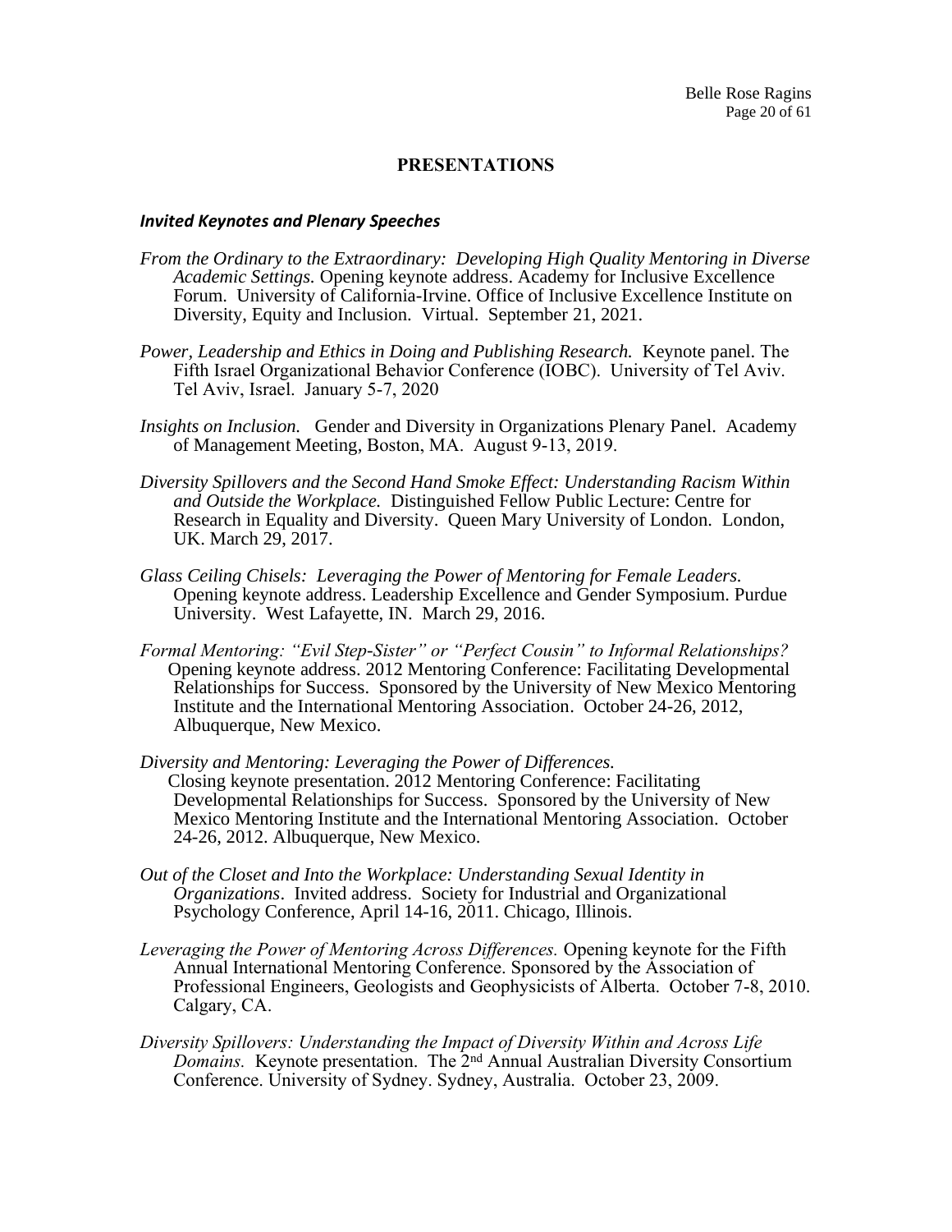## PRESENTATIONS

### *Invited Keynotes and Plenary Speeches*

*From the Ordinary to the Extraordinary: Developing High Quality Mentoring in Diverse Academic Settings.* Opening keynote address. Academy for Inclusive Excellence Forum. University of California-Irvine. Office of Inclusive Excellence Institute on Diversity, Equity and Inclusion. Virtual. September 21, 2021.

*Power, Leadership and Ethics in Doing and Publishing Research.* Keynote panel. The Fifth Israel Organizational Behavior Conference (IOBC). University of Tel Aviv. Tel Aviv, Israel. January 5-7, 2020

*Insights on Inclusion.* Gender and Diversity in Organizations Plenary Panel. Academy of Management Meeting, Boston, MA. August 9-13, 2019.

*Diversity Spillovers and the Second Hand Smoke Effect: Understanding Racism Within and Outside the Workplace.* Distinguished Fellow Public Lecture: Centre for Research in Equality and Diversity. Queen Mary University of London. London, UK. March 29, 2017.

*Glass Ceiling Chisels: Leveraging the Power of Mentoring for Female Leaders.* Opening keynote address. Leadership Excellence and Gender Symposium. Purdue University. West Lafayette, IN. March 29, 2016.

*Formal Mentoring: "Evil Step-Sister" or "Perfect Cousin" to Informal Relationships?* Opening keynote address. 2012 Mentoring Conference: Facilitating Developmental Relationships for Success. Sponsored by the University of New Mexico Mentoring Institute and the International Mentoring Association. October 24-26, 2012, Albuquerque, New Mexico.

*Diversity and Mentoring: Leveraging the Power of Differences.* Closing keynote presentation. 2012 Mentoring Conference: Facilitating Developmental Relationships for Success. Sponsored by the University of New Mexico Mentoring Institute and the International Mentoring Association. October 24-26, 2012. Albuquerque, New Mexico.

*Out of the Closet and Into the Workplace: Understanding Sexual Identity in Organizations*. Invited address. Society for Industrial and Organizational Psychology Conference, April 14-16, 2011. Chicago, Illinois.

*Leveraging the Power of Mentoring Across Differences.* Opening keynote for the Fifth Annual International Mentoring Conference. Sponsored by the Association of Professional Engineers, Geologists and Geophysicists of Alberta. October 7-8, 2010. Calgary, CA.

*Diversity Spillovers: Understanding the Impact of Diversity Within and Across Life Domains.* Keynote presentation. The 2nd Annual Australian Diversity Consortium Conference. University of Sydney. Sydney, Australia. October 23, 2009.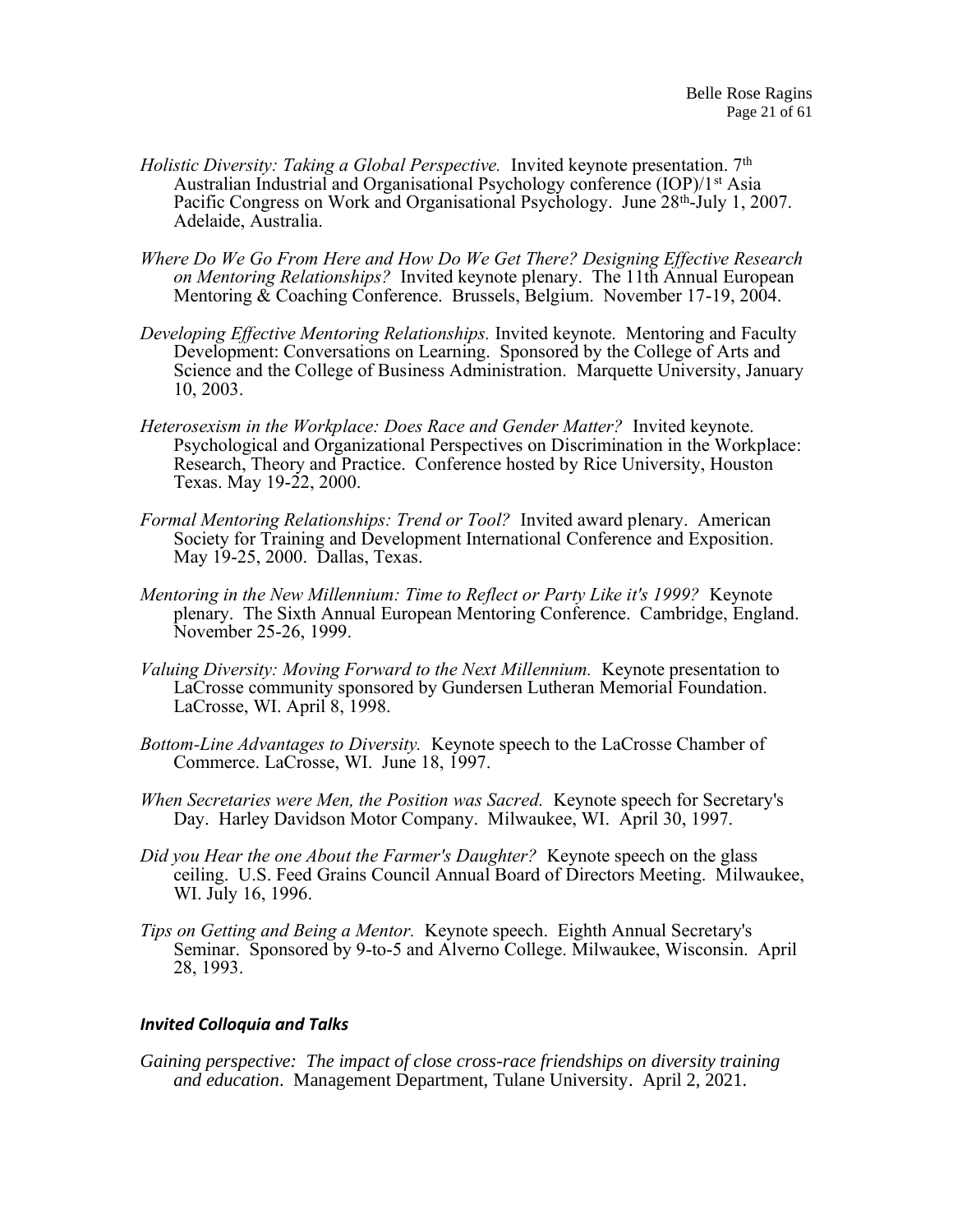*Holistic Diversity: Taking a Global Perspective.* Invited keynote presentation. 7th Australian Industrial and Organisational Psychology conference (IOP)/1st Asia Pacific Congress on Work and Organisational Psychology. June 28th-July 1, 2007. Adelaide, Australia.

*Where Do We Go From Here and How Do We Get There? Designing Effective Research on Mentoring Relationships?* Invited keynote plenary. The 11th Annual European Mentoring & Coaching Conference. Brussels, Belgium. November 17-19, 2004.

*Developing Effective Mentoring Relationships.* Invited keynote. Mentoring and Faculty Development: Conversations on Learning. Sponsored by the College of Arts and Science and the College of Business Administration. Marquette University, January 10, 2003.

*Heterosexism in the Workplace: Does Race and Gender Matter?* Invited keynote. Psychological and Organizational Perspectives on Discrimination in the Workplace: Research, Theory and Practice. Conference hosted by Rice University, Houston Texas. May 19-22, 2000.

*Formal Mentoring Relationships: Trend or Tool?* Invited award plenary. American Society for Training and Development International Conference and Exposition. May 19-25, 2000. Dallas, Texas.

*Mentoring in the New Millennium: Time to Reflect or Party Like it's 1999?* Keynote plenary. The Sixth Annual European Mentoring Conference. Cambridge, England. November 25-26, 1999.

*Valuing Diversity: Moving Forward to the Next Millennium.* Keynote presentation to LaCrosse community sponsored by Gundersen Lutheran Memorial Foundation. LaCrosse, WI. April 8, 1998.

*Bottom-Line Advantages to Diversity.* Keynote speech to the LaCrosse Chamber of Commerce. LaCrosse, WI. June 18, 1997.

*When Secretaries were Men, the Position was Sacred.* Keynote speech for Secretary's Day. Harley Davidson Motor Company. Milwaukee, WI. April 30, 1997.

*Did you Hear the one About the Farmer's Daughter?* Keynote speech on the glass ceiling. U.S. Feed Grains Council Annual Board of Directors Meeting. Milwaukee, WI. July 16, 1996.

*Tips on Getting and Being a Mentor.* Keynote speech. Eighth Annual Secretary's Seminar. Sponsored by 9-to-5 and Alverno College. Milwaukee, Wisconsin. April 28, 1993.

### *Invited Colloquia and Talks*

*Gaining perspective: The impact of close cross-race friendships on diversity training and education*. Management Department, Tulane University. April 2, 2021.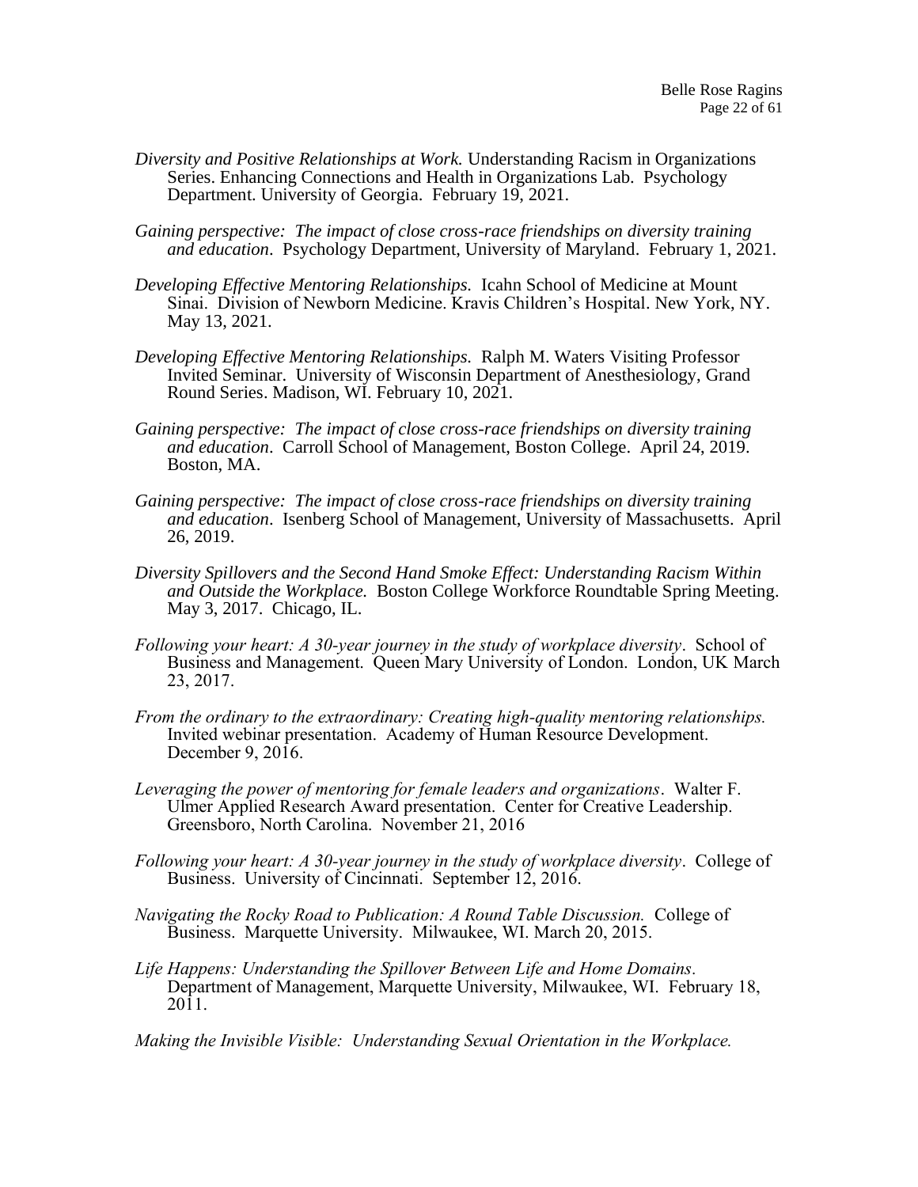*Diversity and Positive Relationships at Work.* Understanding Racism in Organizations Series. Enhancing Connections and Health in Organizations Lab. Psychology Department. University of Georgia. February 19, 2021.

*Gaining perspective: The impact of close cross-race friendships on diversity training and education*. Psychology Department, University of Maryland. February 1, 2021.

*Developing Effective Mentoring Relationships.* Icahn School of Medicine at Mount Sinai. Division of Newborn Medicine. Kravis Children's Hospital. New York, NY. May 13, 2021.

*Developing Effective Mentoring Relationships.* Ralph M. Waters Visiting Professor Invited Seminar. University of Wisconsin Department of Anesthesiology, Grand Round Series. Madison, WI. February 10, 2021.

*Gaining perspective: The impact of close cross-race friendships on diversity training and education*. Carroll School of Management, Boston College. April 24, 2019. Boston, MA.

*Gaining perspective: The impact of close cross-race friendships on diversity training and education*. Isenberg School of Management, University of Massachusetts. April 26, 2019.

*Diversity Spillovers and the Second Hand Smoke Effect: Understanding Racism Within and Outside the Workplace.* Boston College Workforce Roundtable Spring Meeting. May 3, 2017. Chicago, IL.

*Following your heart: A 30-year journey in the study of workplace diversity*. School of Business and Management. Queen Mary University of London. London, UK March 23, 2017.

*From the ordinary to the extraordinary: Creating high-quality mentoring relationships.* Invited webinar presentation. Academy of Human Resource Development. December 9, 2016.

*Leveraging the power of mentoring for female leaders and organizations*. Walter F. Ulmer Applied Research Award presentation. Center for Creative Leadership. Greensboro, North Carolina. November 21, 2016

*Following your heart: A 30-year journey in the study of workplace diversity*. College of Business. University of Cincinnati. September 12, 2016.

*Navigating the Rocky Road to Publication: A Round Table Discussion.* College of Business. Marquette University. Milwaukee, WI. March 20, 2015.

*Life Happens: Understanding the Spillover Between Life and Home Domains.* Department of Management, Marquette University, Milwaukee, WI. February 18, 2011.

*Making the Invisible Visible: Understanding Sexual Orientation in the Workplace.*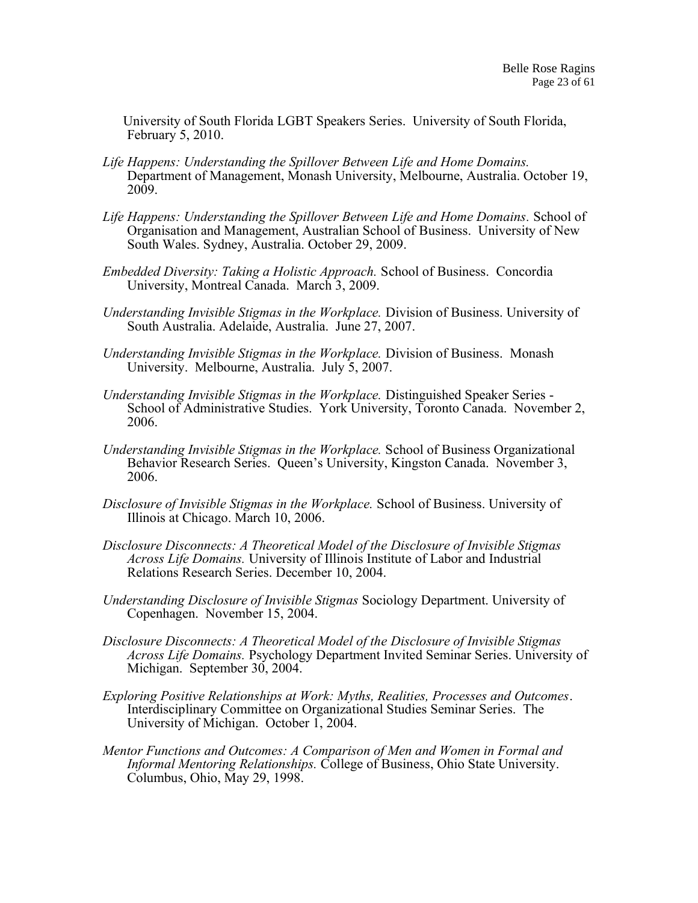University of South Florida LGBT Speakers Series. University of South Florida, February 5, 2010.

*Life Happens: Understanding the Spillover Between Life and Home Domains.* Department of Management, Monash University, Melbourne, Australia. October 19, 2009.

*Life Happens: Understanding the Spillover Between Life and Home Domains.* School of Organisation and Management, Australian School of Business. University of New South Wales. Sydney, Australia. October 29, 2009.

*Embedded Diversity: Taking a Holistic Approach.* School of Business. Concordia University, Montreal Canada. March 3, 2009.

*Understanding Invisible Stigmas in the Workplace.* Division of Business. University of South Australia. Adelaide, Australia. June 27, 2007.

*Understanding Invisible Stigmas in the Workplace.* Division of Business. Monash University. Melbourne, Australia. July 5, 2007.

*Understanding Invisible Stigmas in the Workplace.* Distinguished Speaker Series - School of Administrative Studies. York University, Toronto Canada. November 2, 2006.

*Understanding Invisible Stigmas in the Workplace.* School of Business Organizational Behavior Research Series. Queen's University, Kingston Canada. November 3, 2006.

*Disclosure of Invisible Stigmas in the Workplace.* School of Business. University of Illinois at Chicago. March 10, 2006.

*Disclosure Disconnects: A Theoretical Model of the Disclosure of Invisible Stigmas Across Life Domains.* University of Illinois Institute of Labor and Industrial Relations Research Series. December 10, 2004.

*Understanding Disclosure of Invisible Stigmas* Sociology Department. University of Copenhagen. November 15, 2004.

*Disclosure Disconnects: A Theoretical Model of the Disclosure of Invisible Stigmas Across Life Domains.* Psychology Department Invited Seminar Series. University of Michigan. September 30, 2004.

*Exploring Positive Relationships at Work: Myths, Realities, Processes and Outcomes*. Interdisciplinary Committee on Organizational Studies Seminar Series. The University of Michigan. October 1, 2004.

*Mentor Functions and Outcomes: A Comparison of Men and Women in Formal and Informal Mentoring Relationships.* College of Business, Ohio State University. Columbus, Ohio, May 29, 1998.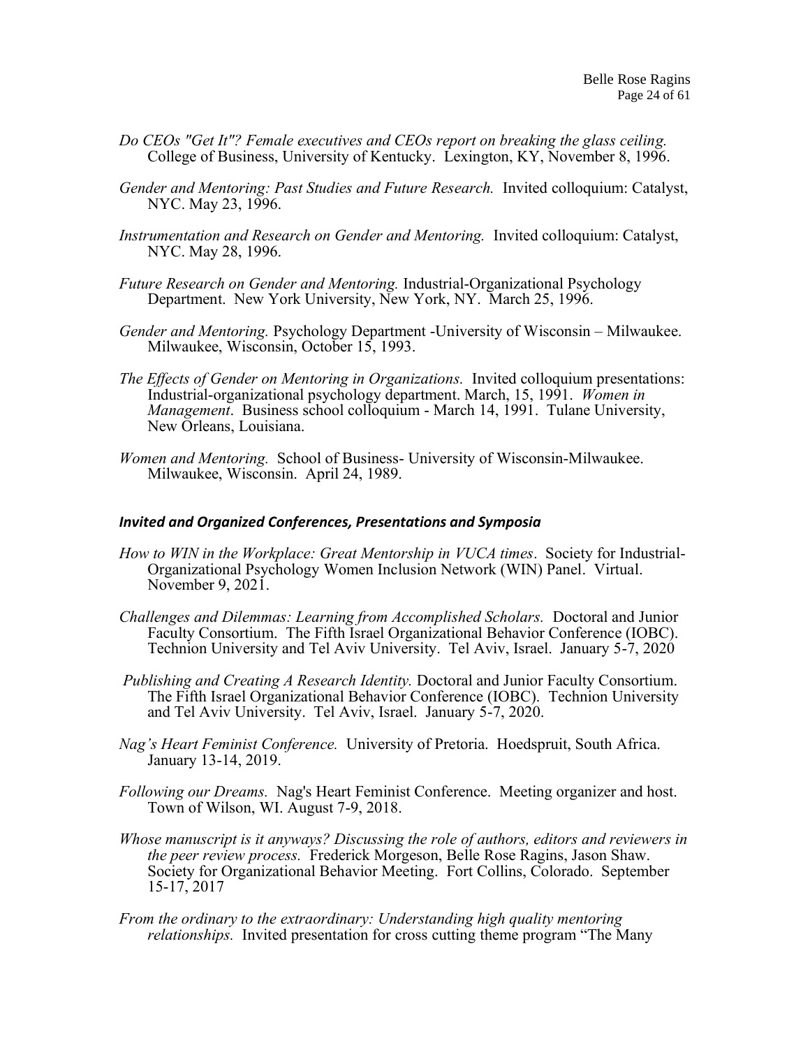*Do CEOs "Get It"? Female executives and CEOs report on breaking the glass ceiling.* College of Business, University of Kentucky. Lexington, KY, November 8, 1996.

*Gender and Mentoring: Past Studies and Future Research.* Invited colloquium: Catalyst, NYC. May 23, 1996.

*Instrumentation and Research on Gender and Mentoring.* Invited colloquium: Catalyst, NYC. May 28, 1996.

*Future Research on Gender and Mentoring.* Industrial-Organizational Psychology Department. New York University, New York, NY. March 25, 1996.

*Gender and Mentoring.* Psychology Department -University of Wisconsin – Milwaukee. Milwaukee, Wisconsin, October 15, 1993.

*The Effects of Gender on Mentoring in Organizations.* Invited colloquium presentations: Industrial-organizational psychology department. March, 15, 1991. *Women in Management*. Business school colloquium - March 14, 1991. Tulane University, New Orleans, Louisiana.

*Women and Mentoring.* School of Business- University of Wisconsin-Milwaukee. Milwaukee, Wisconsin. April 24, 1989.

### *Invited and Organized Conferences, Presentations and Symposia*

*How to WIN in the Workplace: Great Mentorship in VUCA times*. Society for Industrial-Organizational Psychology Women Inclusion Network (WIN) Panel. Virtual. November 9, 2021.

*Challenges and Dilemmas: Learning from Accomplished Scholars.* Doctoral and Junior Faculty Consortium. The Fifth Israel Organizational Behavior Conference (IOBC). Technion University and Tel Aviv University. Tel Aviv, Israel. January 5-7, 2020

*Publishing and Creating A Research Identity.* Doctoral and Junior Faculty Consortium. The Fifth Israel Organizational Behavior Conference (IOBC). Technion University and Tel Aviv University. Tel Aviv, Israel. January 5-7, 2020.

*Nag's Heart Feminist Conference.* University of Pretoria. Hoedspruit, South Africa. January 13-14, 2019.

*Following our Dreams.* Nag's Heart Feminist Conference. Meeting organizer and host. Town of Wilson, WI. August 7-9, 2018.

*Whose manuscript is it anyways? Discussing the role of authors, editors and reviewers in the peer review process.* Frederick Morgeson, Belle Rose Ragins, Jason Shaw. Society for Organizational Behavior Meeting. Fort Collins, Colorado. September 15-17, 2017

*From the ordinary to the extraordinary: Understanding high quality mentoring relationships.* Invited presentation for cross cutting theme program "The Many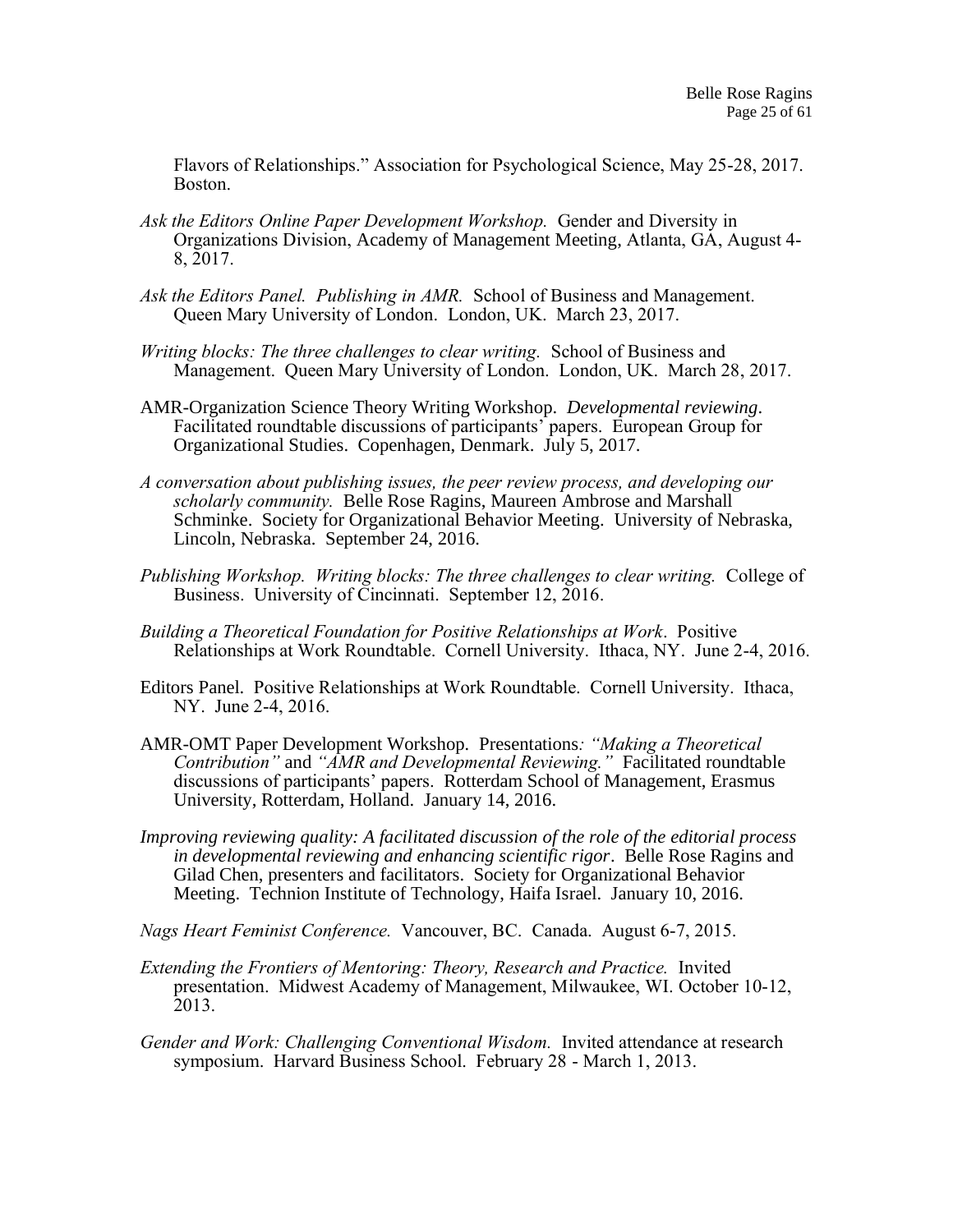Flavors of Relationships." Association for Psychological Science, May 25-28, 2017. Boston.

*Ask the Editors Online Paper Development Workshop.* Gender and Diversity in Organizations Division, Academy of Management Meeting, Atlanta, GA, August 4-8, 2017.

*Ask the Editors Panel. Publishing in AMR.* School of Business and Management. Queen Mary University of London. London, UK. March 23, 2017.

*Writing blocks: The three challenges to clear writing.* School of Business and Management. Queen Mary University of London. London, UK. March 28, 2017.

AMR-Organization Science Theory Writing Workshop. *Developmental reviewing*. Facilitated roundtable discussions of participants' papers. European Group for Organizational Studies. Copenhagen, Denmark. July 5, 2017.

*A conversation about publishing issues, the peer review process, and developing our scholarly community.* Belle Rose Ragins, Maureen Ambrose and Marshall Schminke. Society for Organizational Behavior Meeting. University of Nebraska, Lincoln, Nebraska. September 24, 2016.

*Publishing Workshop. Writing blocks: The three challenges to clear writing.* College of Business. University of Cincinnati. September 12, 2016.

*Building a Theoretical Foundation for Positive Relationships at Work*. Positive Relationships at Work Roundtable. Cornell University. Ithaca, NY. June 2-4, 2016.

Editors Panel. Positive Relationships at Work Roundtable. Cornell University. Ithaca, NY. June 2-4, 2016.

AMR-OMT Paper Development Workshop. Presentations*: "Making a Theoretical Contribution"* and *"AMR and Developmental Reviewing."* Facilitated roundtable discussions of participants' papers. Rotterdam School of Management, Erasmus University, Rotterdam, Holland. January 14, 2016.

*Improving reviewing quality: A facilitated discussion of the role of the editorial process in developmental reviewing and enhancing scientific rigor*. Belle Rose Ragins and Gilad Chen, presenters and facilitators. Society for Organizational Behavior Meeting. Technion Institute of Technology, Haifa Israel. January 10, 2016.

*Nags Heart Feminist Conference.* Vancouver, BC. Canada. August 6-7, 2015.

*Extending the Frontiers of Mentoring: Theory, Research and Practice.* Invited presentation. Midwest Academy of Management, Milwaukee, WI. October 10-12, 2013.

*Gender and Work: Challenging Conventional Wisdom.* Invited attendance at research symposium. Harvard Business School. February 28 - March 1, 2013.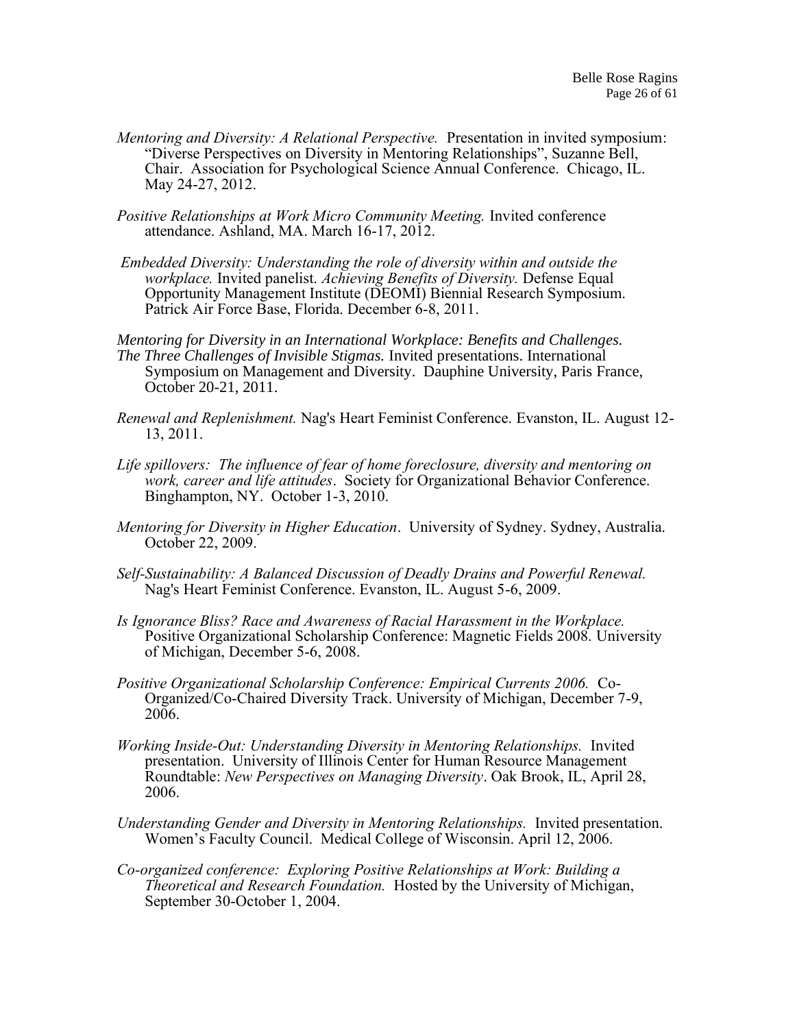*Mentoring and Diversity: A Relational Perspective.* Presentation in invited symposium: "Diverse Perspectives on Diversity in Mentoring Relationships", Suzanne Bell, Chair. Association for Psychological Science Annual Conference. Chicago, IL. May 24-27, 2012.

*Positive Relationships at Work Micro Community Meeting.* Invited conference attendance. Ashland, MA. March 16-17, 2012.

*Embedded Diversity: Understanding the role of diversity within and outside the workplace.* Invited panelist. *Achieving Benefits of Diversity.* Defense Equal Opportunity Management Institute (DEOMI) Biennial Research Symposium. Patrick Air Force Base, Florida. December 6-8, 2011.

*Mentoring for Diversity in an International Workplace: Benefits and Challenges.*
*The Three Challenges of Invisible Stigmas.* Invited presentations. International Symposium on Management and Diversity. Dauphine University, Paris France, October 20-21, 2011.

*Renewal and Replenishment.* Nag's Heart Feminist Conference. Evanston, IL. August 12-13, 2011.

*Life spillovers: The influence of fear of home foreclosure, diversity and mentoring on work, career and life attitudes*. Society for Organizational Behavior Conference. Binghampton, NY. October 1-3, 2010.

*Mentoring for Diversity in Higher Education*. University of Sydney. Sydney, Australia. October 22, 2009.

*Self-Sustainability: A Balanced Discussion of Deadly Drains and Powerful Renewal.* Nag's Heart Feminist Conference. Evanston, IL. August 5-6, 2009.

*Is Ignorance Bliss? Race and Awareness of Racial Harassment in the Workplace.* Positive Organizational Scholarship Conference: Magnetic Fields 2008. University of Michigan, December 5-6, 2008.

*Positive Organizational Scholarship Conference: Empirical Currents 2006.* Co-Organized/Co-Chaired Diversity Track. University of Michigan, December 7-9, 2006.

*Working Inside-Out: Understanding Diversity in Mentoring Relationships.* Invited presentation. University of Illinois Center for Human Resource Management Roundtable: *New Perspectives on Managing Diversity*. Oak Brook, IL, April 28, 2006.

*Understanding Gender and Diversity in Mentoring Relationships.* Invited presentation. Women's Faculty Council. Medical College of Wisconsin. April 12, 2006.

*Co-organized conference: Exploring Positive Relationships at Work: Building a Theoretical and Research Foundation.* Hosted by the University of Michigan, September 30-October 1, 2004.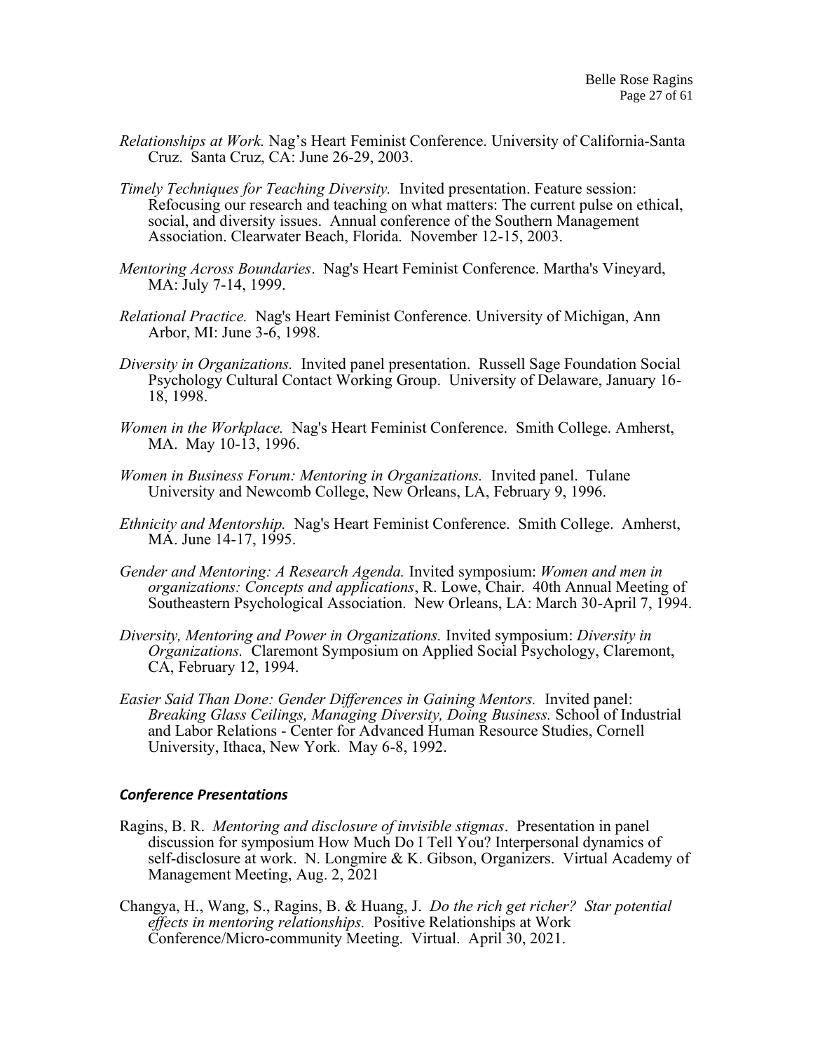*Relationships at Work.* Nag's Heart Feminist Conference. University of California-Santa Cruz. Santa Cruz, CA: June 26-29, 2003.

*Timely Techniques for Teaching Diversity.* Invited presentation. Feature session: Refocusing our research and teaching on what matters: The current pulse on ethical, social, and diversity issues. Annual conference of the Southern Management Association. Clearwater Beach, Florida. November 12-15, 2003.

*Mentoring Across Boundaries*. Nag's Heart Feminist Conference. Martha's Vineyard, MA: July 7-14, 1999.

*Relational Practice.* Nag's Heart Feminist Conference. University of Michigan, Ann Arbor, MI: June 3-6, 1998.

*Diversity in Organizations.* Invited panel presentation. Russell Sage Foundation Social Psychology Cultural Contact Working Group. University of Delaware, January 16-18, 1998.

*Women in the Workplace.* Nag's Heart Feminist Conference. Smith College. Amherst, MA. May 10-13, 1996.

*Women in Business Forum: Mentoring in Organizations.* Invited panel. Tulane University and Newcomb College, New Orleans, LA, February 9, 1996.

*Ethnicity and Mentorship.* Nag's Heart Feminist Conference. Smith College. Amherst, MA. June 14-17, 1995.

*Gender and Mentoring: A Research Agenda.* Invited symposium: *Women and men in organizations: Concepts and applications*, R. Lowe, Chair. 40th Annual Meeting of Southeastern Psychological Association. New Orleans, LA: March 30-April 7, 1994.

*Diversity, Mentoring and Power in Organizations.* Invited symposium: *Diversity in Organizations.* Claremont Symposium on Applied Social Psychology, Claremont, CA, February 12, 1994.

*Easier Said Than Done: Gender Differences in Gaining Mentors.* Invited panel: *Breaking Glass Ceilings, Managing Diversity, Doing Business.* School of Industrial and Labor Relations - Center for Advanced Human Resource Studies, Cornell University, Ithaca, New York. May 6-8, 1992.

### *Conference Presentations*

Ragins, B. R. *Mentoring and disclosure of invisible stigmas*. Presentation in panel discussion for symposium How Much Do I Tell You? Interpersonal dynamics of self-disclosure at work. N. Longmire & K. Gibson, Organizers. Virtual Academy of Management Meeting, Aug. 2, 2021

Changya, H., Wang, S., Ragins, B. & Huang, J. *Do the rich get richer? Star potential effects in mentoring relationships.* Positive Relationships at Work Conference/Micro-community Meeting. Virtual. April 30, 2021.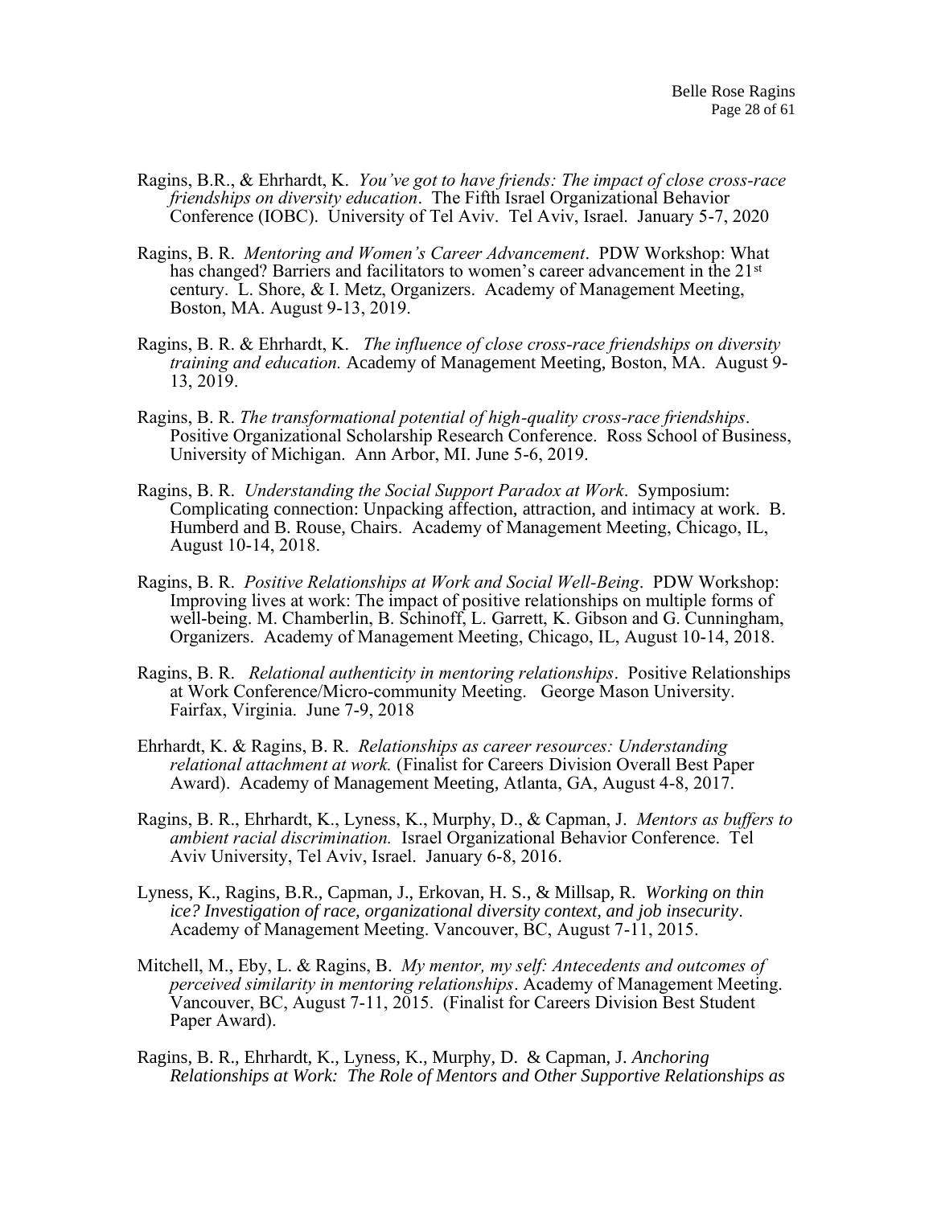Ragins, B.R., & Ehrhardt, K. *You've got to have friends: The impact of close cross-race friendships on diversity education*. The Fifth Israel Organizational Behavior Conference (IOBC). University of Tel Aviv. Tel Aviv, Israel. January 5-7, 2020

Ragins, B. R. *Mentoring and Women's Career Advancement*. PDW Workshop: What has changed? Barriers and facilitators to women's career advancement in the 21st century. L. Shore, & I. Metz, Organizers. Academy of Management Meeting, Boston, MA. August 9-13, 2019.

Ragins, B. R. & Ehrhardt, K. *The influence of close cross-race friendships on diversity training and education.* Academy of Management Meeting, Boston, MA. August 9-13, 2019.

Ragins, B. R. *The transformational potential of high-quality cross-race friendships*. Positive Organizational Scholarship Research Conference. Ross School of Business, University of Michigan. Ann Arbor, MI. June 5-6, 2019.

Ragins, B. R. *Understanding the Social Support Paradox at Work*. Symposium: Complicating connection: Unpacking affection, attraction, and intimacy at work. B. Humberd and B. Rouse, Chairs. Academy of Management Meeting, Chicago, IL, August 10-14, 2018.

Ragins, B. R. *Positive Relationships at Work and Social Well-Being*. PDW Workshop: Improving lives at work: The impact of positive relationships on multiple forms of well-being. M. Chamberlin, B. Schinoff, L. Garrett, K. Gibson and G. Cunningham, Organizers. Academy of Management Meeting, Chicago, IL, August 10-14, 2018.

Ragins, B. R. *Relational authenticity in mentoring relationships*. Positive Relationships at Work Conference/Micro-community Meeting. George Mason University. Fairfax, Virginia. June 7-9, 2018

Ehrhardt, K. & Ragins, B. R. *Relationships as career resources: Understanding relational attachment at work.* (Finalist for Careers Division Overall Best Paper Award). Academy of Management Meeting, Atlanta, GA, August 4-8, 2017.

Ragins, B. R., Ehrhardt, K., Lyness, K., Murphy, D., & Capman, J. *Mentors as buffers to ambient racial discrimination.* Israel Organizational Behavior Conference. Tel Aviv University, Tel Aviv, Israel. January 6-8, 2016.

Lyness, K., Ragins, B.R., Capman, J., Erkovan, H. S., & Millsap, R. *Working on thin ice? Investigation of race, organizational diversity context, and job insecurity*. Academy of Management Meeting. Vancouver, BC, August 7-11, 2015.

Mitchell, M., Eby, L. & Ragins, B. *My mentor, my self: Antecedents and outcomes of perceived similarity in mentoring relationships*. Academy of Management Meeting. Vancouver, BC, August 7-11, 2015. (Finalist for Careers Division Best Student Paper Award).

Ragins, B. R., Ehrhardt, K., Lyness, K., Murphy, D. & Capman, J. *Anchoring Relationships at Work: The Role of Mentors and Other Supportive Relationships as*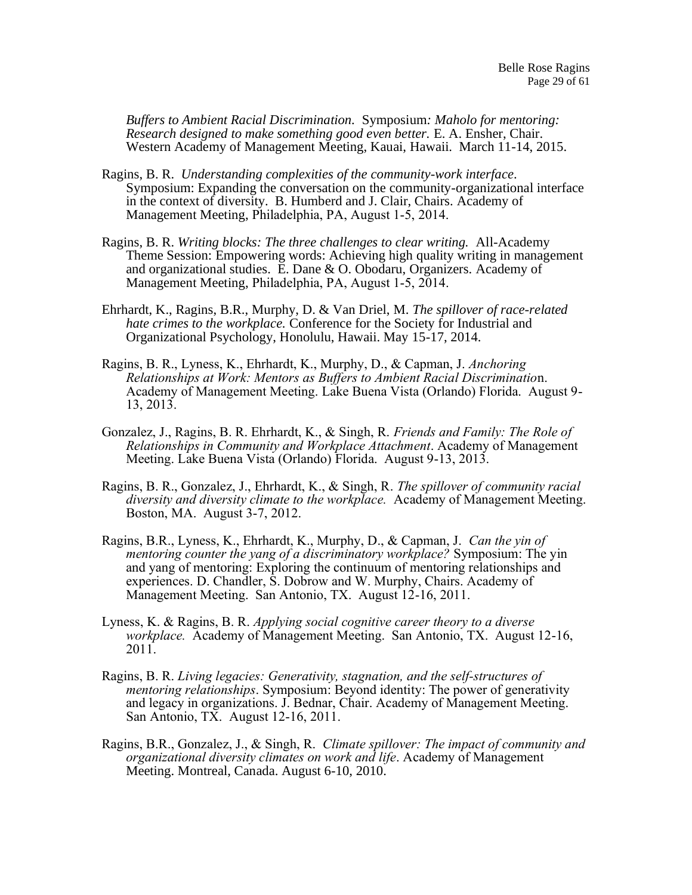*Buffers to Ambient Racial Discrimination.* Symposium*: Maholo for mentoring: Research designed to make something good even better.* E. A. Ensher, Chair. Western Academy of Management Meeting, Kauai, Hawaii. March 11-14, 2015.

Ragins, B. R. *Understanding complexities of the community-work interface*. Symposium: Expanding the conversation on the community-organizational interface in the context of diversity. B. Humberd and J. Clair, Chairs. Academy of Management Meeting, Philadelphia, PA, August 1-5, 2014.

Ragins, B. R. *Writing blocks: The three challenges to clear writing.* All-Academy Theme Session: Empowering words: Achieving high quality writing in management and organizational studies. E. Dane & O. Obodaru, Organizers. Academy of Management Meeting, Philadelphia, PA, August 1-5, 2014.

Ehrhardt, K., Ragins, B.R., Murphy, D. & Van Driel, M. *The spillover of race-related hate crimes to the workplace.* Conference for the Society for Industrial and Organizational Psychology, Honolulu, Hawaii. May 15-17, 2014.

Ragins, B. R., Lyness, K., Ehrhardt, K., Murphy, D., & Capman, J. *Anchoring Relationships at Work: Mentors as Buffers to Ambient Racial Discriminatio*n. Academy of Management Meeting. Lake Buena Vista (Orlando) Florida. August 9-13, 2013.

Gonzalez, J., Ragins, B. R. Ehrhardt, K., & Singh, R. *Friends and Family: The Role of Relationships in Community and Workplace Attachment*. Academy of Management Meeting. Lake Buena Vista (Orlando) Florida. August 9-13, 2013.

Ragins, B. R., Gonzalez, J., Ehrhardt, K., & Singh, R. *The spillover of community racial diversity and diversity climate to the workplace.* Academy of Management Meeting. Boston, MA. August 3-7, 2012.

Ragins, B.R., Lyness, K., Ehrhardt, K., Murphy, D., & Capman, J. *Can the yin of mentoring counter the yang of a discriminatory workplace?* Symposium: The yin and yang of mentoring: Exploring the continuum of mentoring relationships and experiences. D. Chandler, S. Dobrow and W. Murphy, Chairs. Academy of Management Meeting. San Antonio, TX. August 12-16, 2011.

Lyness, K. & Ragins, B. R. *Applying social cognitive career theory to a diverse workplace.* Academy of Management Meeting. San Antonio, TX. August 12-16, 2011.

Ragins, B. R. *Living legacies: Generativity, stagnation, and the self-structures of mentoring relationships*. Symposium: Beyond identity: The power of generativity and legacy in organizations. J. Bednar, Chair. Academy of Management Meeting. San Antonio, TX. August 12-16, 2011.

Ragins, B.R., Gonzalez, J., & Singh, R. *Climate spillover: The impact of community and organizational diversity climates on work and life*. Academy of Management Meeting. Montreal, Canada. August 6-10, 2010.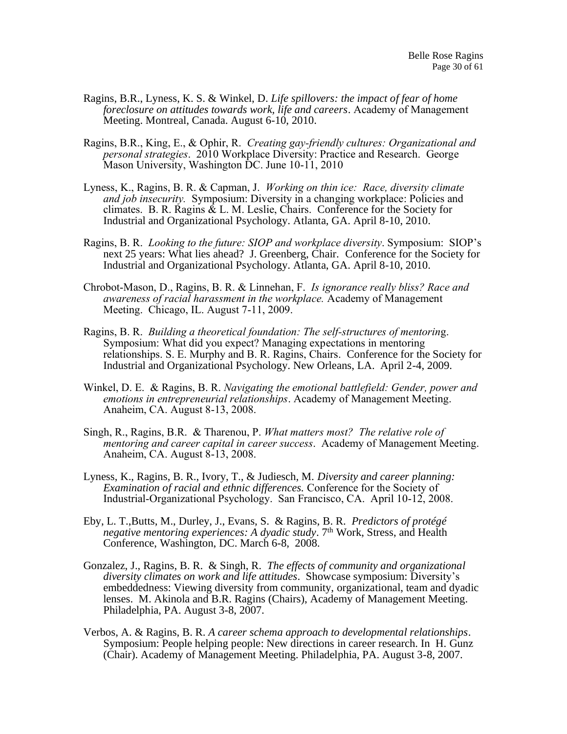Ragins, B.R., Lyness, K. S. & Winkel, D. *Life spillovers: the impact of fear of home foreclosure on attitudes towards work, life and careers*. Academy of Management Meeting. Montreal, Canada. August 6-10, 2010.

Ragins, B.R., King, E., & Ophir, R. *Creating gay-friendly cultures: Organizational and personal strategies*. 2010 Workplace Diversity: Practice and Research. George Mason University, Washington DC. June 10-11, 2010

Lyness, K., Ragins, B. R. & Capman, J. *Working on thin ice: Race, diversity climate and job insecurity.* Symposium: Diversity in a changing workplace: Policies and climates. B. R. Ragins & L. M. Leslie, Chairs. Conference for the Society for Industrial and Organizational Psychology. Atlanta, GA. April 8-10, 2010.

Ragins, B. R. *Looking to the future: SIOP and workplace diversity*. Symposium: SIOP's next 25 years: What lies ahead? J. Greenberg, Chair. Conference for the Society for Industrial and Organizational Psychology. Atlanta, GA. April 8-10, 2010.

Chrobot-Mason, D., Ragins, B. R. & Linnehan, F. *Is ignorance really bliss? Race and awareness of racial harassment in the workplace.* Academy of Management Meeting. Chicago, IL. August 7-11, 2009.

Ragins, B. R. *Building a theoretical foundation: The self-structures of mentoring*. Symposium: What did you expect? Managing expectations in mentoring relationships. S. E. Murphy and B. R. Ragins, Chairs. Conference for the Society for Industrial and Organizational Psychology. New Orleans, LA. April 2-4, 2009.

Winkel, D. E. & Ragins, B. R. *Navigating the emotional battlefield: Gender, power and emotions in entrepreneurial relationships*. Academy of Management Meeting. Anaheim, CA. August 8-13, 2008.

Singh, R., Ragins, B.R. & Tharenou, P. *What matters most? The relative role of mentoring and career capital in career success*. Academy of Management Meeting. Anaheim, CA. August 8-13, 2008.

Lyness, K., Ragins, B. R., Ivory, T., & Judiesch, M. *Diversity and career planning: Examination of racial and ethnic differences.* Conference for the Society of Industrial-Organizational Psychology. San Francisco, CA. April 10-12, 2008.

Eby, L. T.,Butts, M., Durley, J., Evans, S. & Ragins, B. R. *Predictors of protégé negative mentoring experiences: A dyadic study*. 7th Work, Stress, and Health Conference, Washington, DC. March 6-8, 2008.

Gonzalez, J., Ragins, B. R. & Singh, R. *The effects of community and organizational diversity climates on work and life attitudes*. Showcase symposium: Diversity's embeddedness: Viewing diversity from community, organizational, team and dyadic lenses. M. Akinola and B.R. Ragins (Chairs), Academy of Management Meeting. Philadelphia, PA. August 3-8, 2007.

Verbos, A. & Ragins, B. R. *A career schema approach to developmental relationships*. Symposium: People helping people: New directions in career research. In H. Gunz (Chair). Academy of Management Meeting. Philadelphia, PA. August 3-8, 2007.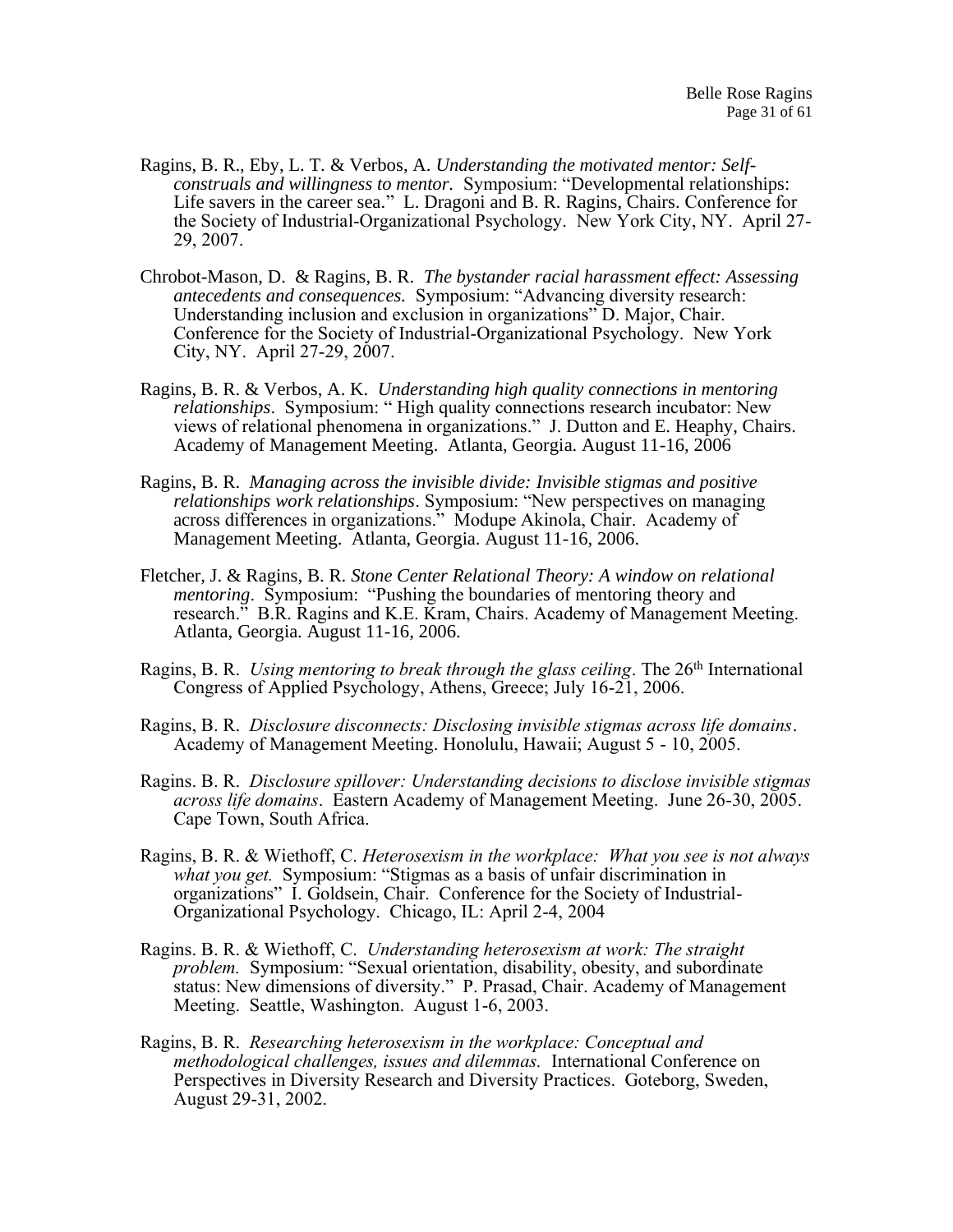Ragins, B. R., Eby, L. T. & Verbos, A. *Understanding the motivated mentor: Self-construals and willingness to mentor.* Symposium: "Developmental relationships: Life savers in the career sea." L. Dragoni and B. R. Ragins, Chairs. Conference for the Society of Industrial-Organizational Psychology. New York City, NY. April 27-29, 2007.

Chrobot-Mason, D. & Ragins, B. R. *The bystander racial harassment effect: Assessing antecedents and consequences.* Symposium: "Advancing diversity research: Understanding inclusion and exclusion in organizations" D. Major, Chair. Conference for the Society of Industrial-Organizational Psychology. New York City, NY. April 27-29, 2007.

Ragins, B. R. & Verbos, A. K. *Understanding high quality connections in mentoring relationships*. Symposium: " High quality connections research incubator: New views of relational phenomena in organizations." J. Dutton and E. Heaphy, Chairs. Academy of Management Meeting. Atlanta, Georgia. August 11-16, 2006

Ragins, B. R. *Managing across the invisible divide: Invisible stigmas and positive relationships work relationships*. Symposium: "New perspectives on managing across differences in organizations." Modupe Akinola, Chair. Academy of Management Meeting. Atlanta, Georgia. August 11-16, 2006.

Fletcher, J. & Ragins, B. R. *Stone Center Relational Theory: A window on relational mentoring*. Symposium: "Pushing the boundaries of mentoring theory and research." B.R. Ragins and K.E. Kram, Chairs. Academy of Management Meeting. Atlanta, Georgia. August 11-16, 2006.

Ragins, B. R. *Using mentoring to break through the glass ceiling*. The 26th International Congress of Applied Psychology, Athens, Greece; July 16-21, 2006.

Ragins, B. R. *Disclosure disconnects: Disclosing invisible stigmas across life domains*. Academy of Management Meeting. Honolulu, Hawaii; August 5 - 10, 2005.

Ragins. B. R. *Disclosure spillover: Understanding decisions to disclose invisible stigmas across life domains*. Eastern Academy of Management Meeting. June 26-30, 2005. Cape Town, South Africa.

Ragins, B. R. & Wiethoff, C. *Heterosexism in the workplace: What you see is not always what you get.* Symposium: "Stigmas as a basis of unfair discrimination in organizations" I. Goldsein, Chair. Conference for the Society of Industrial-Organizational Psychology. Chicago, IL: April 2-4, 2004

Ragins. B. R. & Wiethoff, C. *Understanding heterosexism at work: The straight problem.* Symposium: "Sexual orientation, disability, obesity, and subordinate status: New dimensions of diversity." P. Prasad, Chair. Academy of Management Meeting. Seattle, Washington. August 1-6, 2003.

Ragins, B. R. *Researching heterosexism in the workplace: Conceptual and methodological challenges, issues and dilemmas.* International Conference on Perspectives in Diversity Research and Diversity Practices. Goteborg, Sweden, August 29-31, 2002.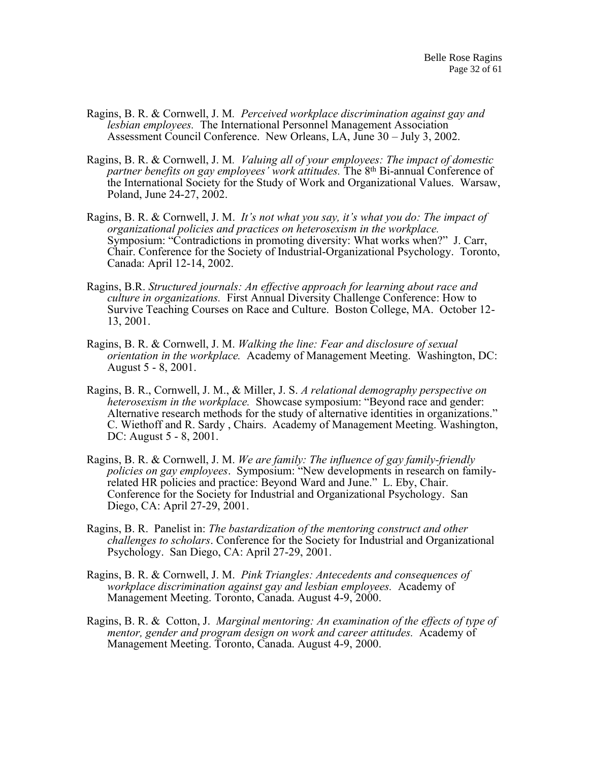Ragins, B. R. & Cornwell, J. M. *Perceived workplace discrimination against gay and lesbian employees.* The International Personnel Management Association Assessment Council Conference. New Orleans, LA, June 30 – July 3, 2002.

Ragins, B. R. & Cornwell, J. M. *Valuing all of your employees: The impact of domestic partner benefits on gay employees' work attitudes.* The 8th Bi-annual Conference of the International Society for the Study of Work and Organizational Values. Warsaw, Poland, June 24-27, 2002.

Ragins, B. R. & Cornwell, J. M. *It's not what you say, it's what you do: The impact of organizational policies and practices on heterosexism in the workplace.* Symposium: "Contradictions in promoting diversity: What works when?" J. Carr, Chair. Conference for the Society of Industrial-Organizational Psychology. Toronto, Canada: April 12-14, 2002.

Ragins, B.R. *Structured journals: An effective approach for learning about race and culture in organizations.* First Annual Diversity Challenge Conference: How to Survive Teaching Courses on Race and Culture. Boston College, MA. October 12-13, 2001.

Ragins, B. R. & Cornwell, J. M. *Walking the line: Fear and disclosure of sexual orientation in the workplace.* Academy of Management Meeting. Washington, DC: August 5 - 8, 2001.

Ragins, B. R., Cornwell, J. M., & Miller, J. S. *A relational demography perspective on heterosexism in the workplace.* Showcase symposium: "Beyond race and gender: Alternative research methods for the study of alternative identities in organizations." C. Wiethoff and R. Sardy , Chairs. Academy of Management Meeting. Washington, DC: August 5 - 8, 2001.

Ragins, B. R. & Cornwell, J. M. *We are family: The influence of gay family-friendly policies on gay employees*. Symposium: "New developments in research on family-related HR policies and practice: Beyond Ward and June." L. Eby, Chair. Conference for the Society for Industrial and Organizational Psychology. San Diego, CA: April 27-29, 2001.

Ragins, B. R. Panelist in: *The bastardization of the mentoring construct and other challenges to scholars*. Conference for the Society for Industrial and Organizational Psychology. San Diego, CA: April 27-29, 2001.

Ragins, B. R. & Cornwell, J. M. *Pink Triangles: Antecedents and consequences of workplace discrimination against gay and lesbian employees.* Academy of Management Meeting. Toronto, Canada. August 4-9, 2000.

Ragins, B. R. & Cotton, J. *Marginal mentoring: An examination of the effects of type of mentor, gender and program design on work and career attitudes.* Academy of Management Meeting. Toronto, Canada. August 4-9, 2000.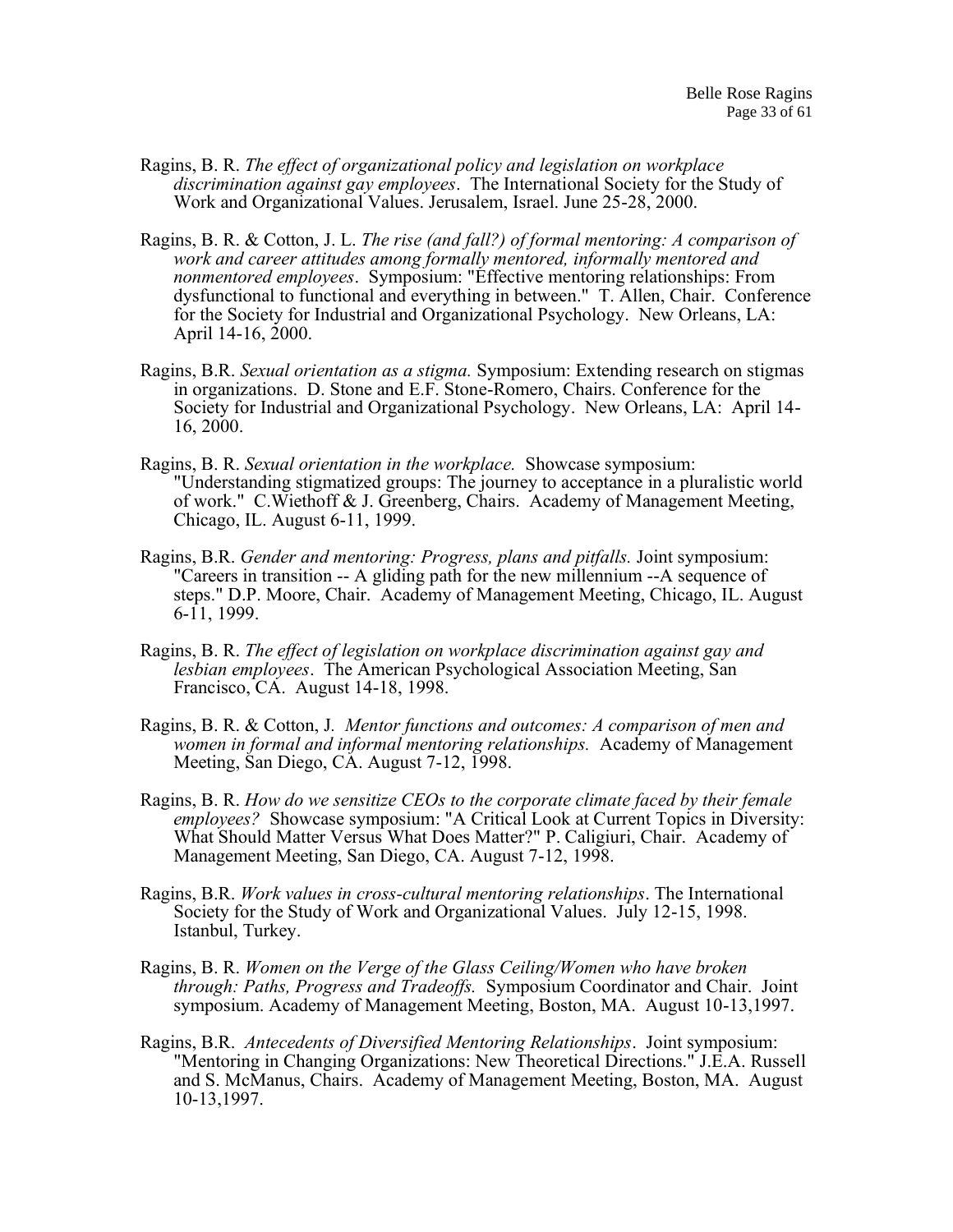Ragins, B. R. *The effect of organizational policy and legislation on workplace discrimination against gay employees*. The International Society for the Study of Work and Organizational Values. Jerusalem, Israel. June 25-28, 2000.

Ragins, B. R. & Cotton, J. L. *The rise (and fall?) of formal mentoring: A comparison of work and career attitudes among formally mentored, informally mentored and nonmentored employees*. Symposium: "Effective mentoring relationships: From dysfunctional to functional and everything in between." T. Allen, Chair. Conference for the Society for Industrial and Organizational Psychology. New Orleans, LA: April 14-16, 2000.

Ragins, B.R. *Sexual orientation as a stigma.* Symposium: Extending research on stigmas in organizations. D. Stone and E.F. Stone-Romero, Chairs. Conference for the Society for Industrial and Organizational Psychology. New Orleans, LA: April 14-16, 2000.

Ragins, B. R. *Sexual orientation in the workplace.* Showcase symposium: "Understanding stigmatized groups: The journey to acceptance in a pluralistic world of work." C.Wiethoff & J. Greenberg, Chairs. Academy of Management Meeting, Chicago, IL. August 6-11, 1999.

Ragins, B.R. *Gender and mentoring: Progress, plans and pitfalls.* Joint symposium: "Careers in transition -- A gliding path for the new millennium --A sequence of steps." D.P. Moore, Chair. Academy of Management Meeting, Chicago, IL. August 6-11, 1999.

Ragins, B. R. *The effect of legislation on workplace discrimination against gay and lesbian employees*. The American Psychological Association Meeting, San Francisco, CA. August 14-18, 1998.

Ragins, B. R. & Cotton, J. *Mentor functions and outcomes: A comparison of men and women in formal and informal mentoring relationships.* Academy of Management Meeting, San Diego, CA. August 7-12, 1998.

Ragins, B. R. *How do we sensitize CEOs to the corporate climate faced by their female employees?* Showcase symposium: "A Critical Look at Current Topics in Diversity: What Should Matter Versus What Does Matter?" P. Caligiuri, Chair. Academy of Management Meeting, San Diego, CA. August 7-12, 1998.

Ragins, B.R. *Work values in cross-cultural mentoring relationships*. The International Society for the Study of Work and Organizational Values. July 12-15, 1998. Istanbul, Turkey.

Ragins, B. R. *Women on the Verge of the Glass Ceiling/Women who have broken through: Paths, Progress and Tradeoffs.* Symposium Coordinator and Chair. Joint symposium. Academy of Management Meeting, Boston, MA. August 10-13,1997.

Ragins, B.R. *Antecedents of Diversified Mentoring Relationships*. Joint symposium: "Mentoring in Changing Organizations: New Theoretical Directions." J.E.A. Russell and S. McManus, Chairs. Academy of Management Meeting, Boston, MA. August 10-13,1997.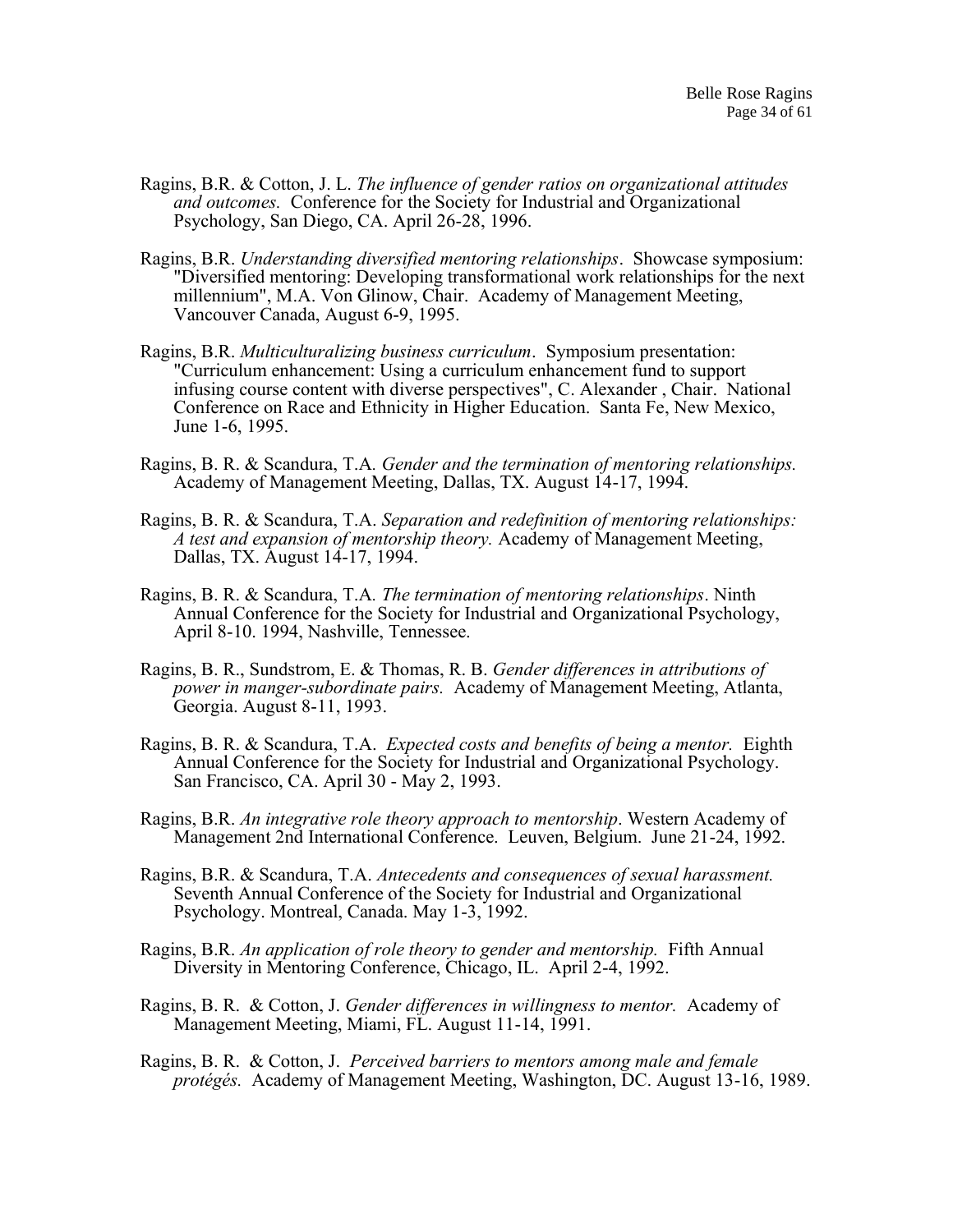Ragins, B.R. & Cotton, J. L. *The influence of gender ratios on organizational attitudes and outcomes.* Conference for the Society for Industrial and Organizational Psychology, San Diego, CA. April 26-28, 1996.

Ragins, B.R. *Understanding diversified mentoring relationships*. Showcase symposium: "Diversified mentoring: Developing transformational work relationships for the next millennium", M.A. Von Glinow, Chair. Academy of Management Meeting, Vancouver Canada, August 6-9, 1995.

Ragins, B.R. *Multiculturalizing business curriculum*. Symposium presentation: "Curriculum enhancement: Using a curriculum enhancement fund to support infusing course content with diverse perspectives", C. Alexander , Chair. National Conference on Race and Ethnicity in Higher Education. Santa Fe, New Mexico, June 1-6, 1995.

Ragins, B. R. & Scandura, T.A. *Gender and the termination of mentoring relationships.* Academy of Management Meeting, Dallas, TX. August 14-17, 1994.

Ragins, B. R. & Scandura, T.A. *Separation and redefinition of mentoring relationships: A test and expansion of mentorship theory.* Academy of Management Meeting, Dallas, TX. August 14-17, 1994.

Ragins, B. R. & Scandura, T.A. *The termination of mentoring relationships*. Ninth Annual Conference for the Society for Industrial and Organizational Psychology, April 8-10. 1994, Nashville, Tennessee.

Ragins, B. R., Sundstrom, E. & Thomas, R. B. *Gender differences in attributions of power in manger-subordinate pairs.* Academy of Management Meeting, Atlanta, Georgia. August 8-11, 1993.

Ragins, B. R. & Scandura, T.A. *Expected costs and benefits of being a mentor.* Eighth Annual Conference for the Society for Industrial and Organizational Psychology. San Francisco, CA. April 30 - May 2, 1993.

Ragins, B.R. *An integrative role theory approach to mentorship*. Western Academy of Management 2nd International Conference. Leuven, Belgium. June 21-24, 1992.

Ragins, B.R. & Scandura, T.A. *Antecedents and consequences of sexual harassment.* Seventh Annual Conference of the Society for Industrial and Organizational Psychology. Montreal, Canada. May 1-3, 1992.

Ragins, B.R. *An application of role theory to gender and mentorship.* Fifth Annual Diversity in Mentoring Conference, Chicago, IL. April 2-4, 1992.

Ragins, B. R. & Cotton, J. *Gender differences in willingness to mentor.* Academy of Management Meeting, Miami, FL. August 11-14, 1991.

Ragins, B. R. & Cotton, J. *Perceived barriers to mentors among male and female protégés.* Academy of Management Meeting, Washington, DC. August 13-16, 1989.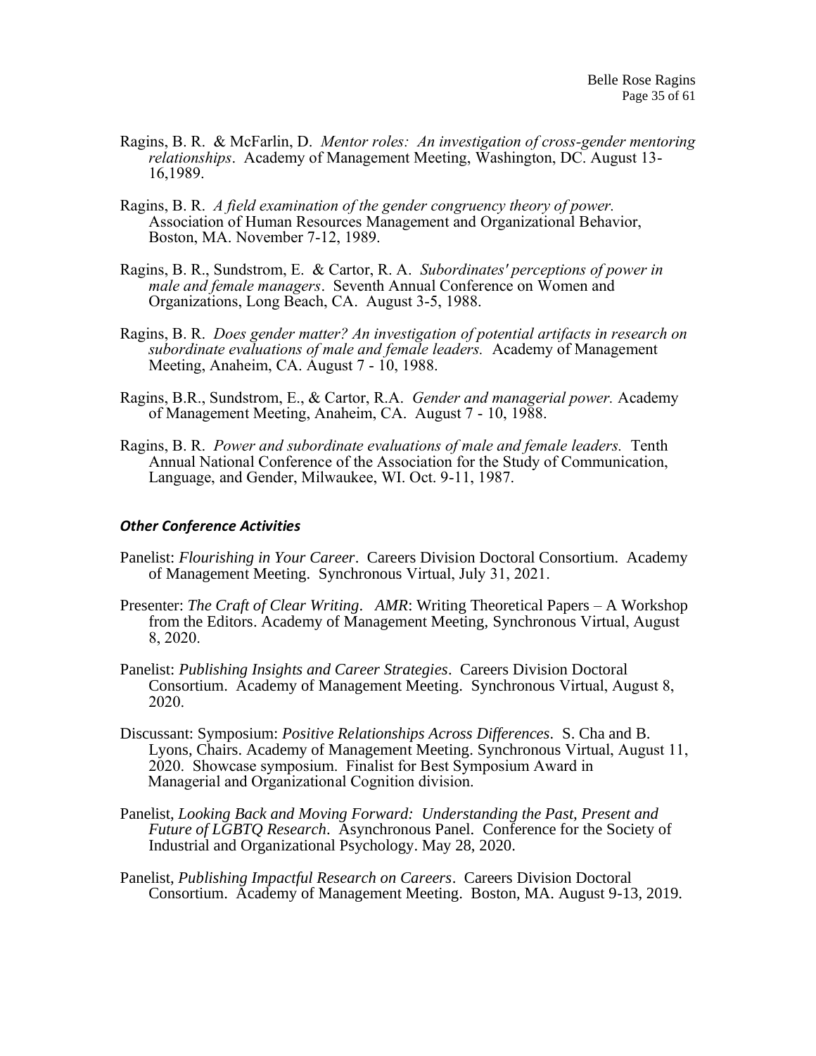Ragins, B. R. & McFarlin, D. *Mentor roles: An investigation of cross-gender mentoring relationships*. Academy of Management Meeting, Washington, DC. August 13-16,1989.

Ragins, B. R. *A field examination of the gender congruency theory of power.* Association of Human Resources Management and Organizational Behavior, Boston, MA. November 7-12, 1989.

Ragins, B. R., Sundstrom, E. & Cartor, R. A. *Subordinates' perceptions of power in male and female managers*. Seventh Annual Conference on Women and Organizations, Long Beach, CA. August 3-5, 1988.

Ragins, B. R. *Does gender matter? An investigation of potential artifacts in research on subordinate evaluations of male and female leaders.* Academy of Management Meeting, Anaheim, CA. August 7 - 10, 1988.

Ragins, B.R., Sundstrom, E., & Cartor, R.A. *Gender and managerial power.* Academy of Management Meeting, Anaheim, CA. August 7 - 10, 1988.

Ragins, B. R. *Power and subordinate evaluations of male and female leaders.* Tenth Annual National Conference of the Association for the Study of Communication, Language, and Gender, Milwaukee, WI. Oct. 9-11, 1987.

### *Other Conference Activities*

Panelist: *Flourishing in Your Career*. Careers Division Doctoral Consortium. Academy of Management Meeting. Synchronous Virtual, July 31, 2021.

Presenter: *The Craft of Clear Writing*. *AMR*: Writing Theoretical Papers – A Workshop from the Editors. Academy of Management Meeting, Synchronous Virtual, August 8, 2020.

Panelist: *Publishing Insights and Career Strategies*. Careers Division Doctoral Consortium. Academy of Management Meeting. Synchronous Virtual, August 8, 2020.

Discussant: Symposium: *Positive Relationships Across Differences*. S. Cha and B. Lyons, Chairs. Academy of Management Meeting. Synchronous Virtual, August 11, 2020. Showcase symposium. Finalist for Best Symposium Award in Managerial and Organizational Cognition division.

Panelist, *Looking Back and Moving Forward: Understanding the Past, Present and Future of LGBTQ Research*. Asynchronous Panel. Conference for the Society of Industrial and Organizational Psychology. May 28, 2020.

Panelist, *Publishing Impactful Research on Careers*. Careers Division Doctoral Consortium. Academy of Management Meeting. Boston, MA. August 9-13, 2019.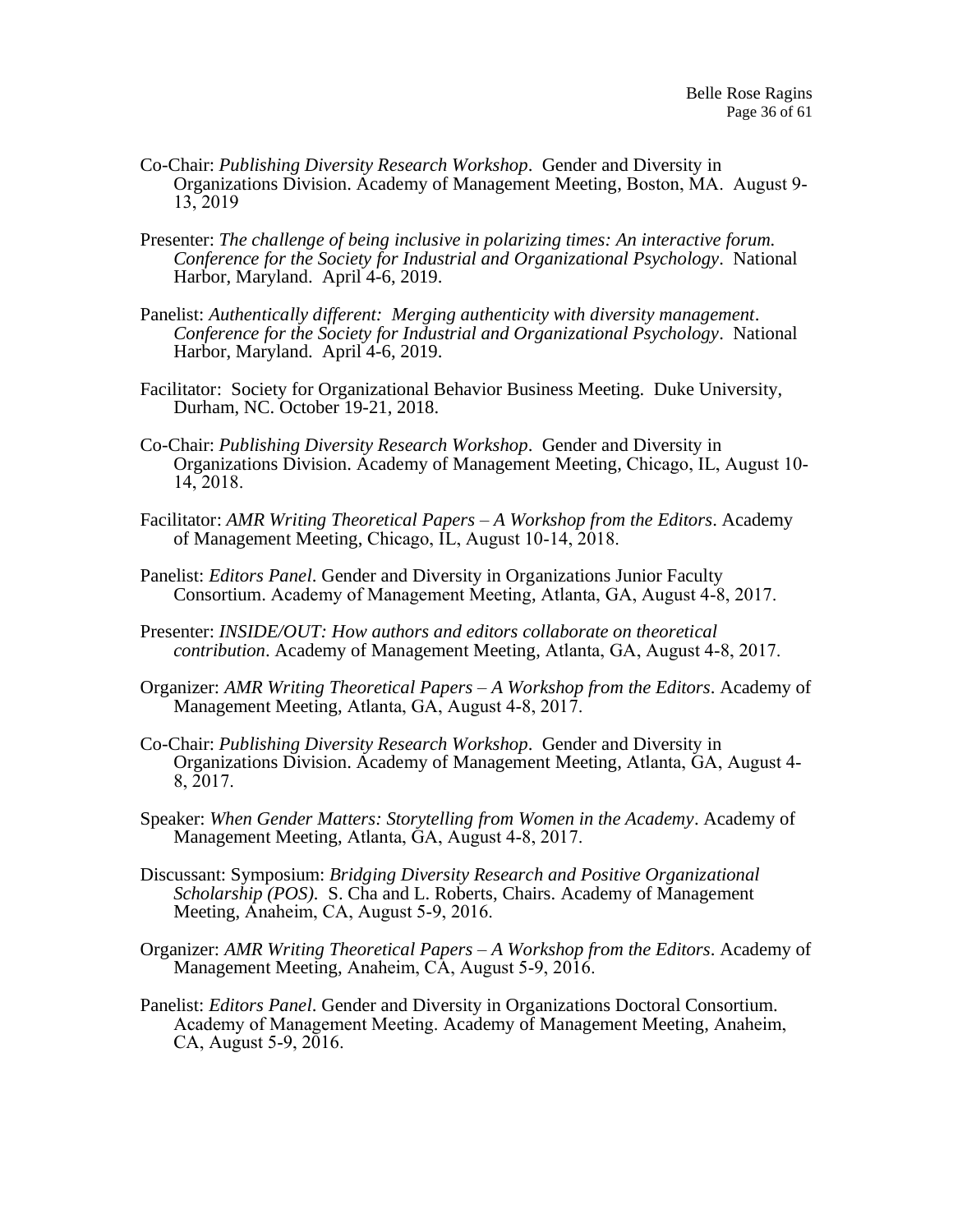Co-Chair: *Publishing Diversity Research Workshop*. Gender and Diversity in Organizations Division. Academy of Management Meeting, Boston, MA. August 9-13, 2019

Presenter: *The challenge of being inclusive in polarizing times: An interactive forum. Conference for the Society for Industrial and Organizational Psychology*. National Harbor, Maryland. April 4-6, 2019.

Panelist: *Authentically different: Merging authenticity with diversity management*. *Conference for the Society for Industrial and Organizational Psychology*. National Harbor, Maryland. April 4-6, 2019.

Facilitator: Society for Organizational Behavior Business Meeting. Duke University, Durham, NC. October 19-21, 2018.

Co-Chair: *Publishing Diversity Research Workshop*. Gender and Diversity in Organizations Division. Academy of Management Meeting, Chicago, IL, August 10-14, 2018.

Facilitator: *AMR Writing Theoretical Papers – A Workshop from the Editors*. Academy of Management Meeting, Chicago, IL, August 10-14, 2018.

Panelist: *Editors Panel*. Gender and Diversity in Organizations Junior Faculty Consortium. Academy of Management Meeting, Atlanta, GA, August 4-8, 2017.

Presenter: *INSIDE/OUT: How authors and editors collaborate on theoretical contribution*. Academy of Management Meeting, Atlanta, GA, August 4-8, 2017.

Organizer: *AMR Writing Theoretical Papers – A Workshop from the Editors*. Academy of Management Meeting, Atlanta, GA, August 4-8, 2017.

Co-Chair: *Publishing Diversity Research Workshop*. Gender and Diversity in Organizations Division. Academy of Management Meeting, Atlanta, GA, August 4-8, 2017.

Speaker: *When Gender Matters: Storytelling from Women in the Academy*. Academy of Management Meeting, Atlanta, GA, August 4-8, 2017.

Discussant: Symposium: *Bridging Diversity Research and Positive Organizational Scholarship (POS)*. S. Cha and L. Roberts, Chairs. Academy of Management Meeting, Anaheim, CA, August 5-9, 2016.

Organizer: *AMR Writing Theoretical Papers – A Workshop from the Editors*. Academy of Management Meeting, Anaheim, CA, August 5-9, 2016.

Panelist: *Editors Panel*. Gender and Diversity in Organizations Doctoral Consortium. Academy of Management Meeting. Academy of Management Meeting, Anaheim, CA, August 5-9, 2016.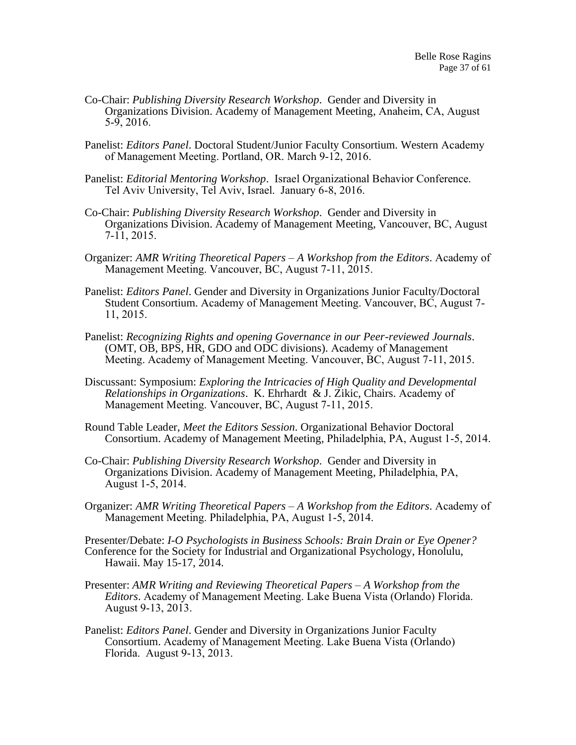Co-Chair: *Publishing Diversity Research Workshop*. Gender and Diversity in Organizations Division. Academy of Management Meeting, Anaheim, CA, August 5-9, 2016.

Panelist: *Editors Panel*. Doctoral Student/Junior Faculty Consortium. Western Academy of Management Meeting. Portland, OR. March 9-12, 2016.

Panelist: *Editorial Mentoring Workshop*. Israel Organizational Behavior Conference. Tel Aviv University, Tel Aviv, Israel. January 6-8, 2016.

Co-Chair: *Publishing Diversity Research Workshop*. Gender and Diversity in Organizations Division. Academy of Management Meeting, Vancouver, BC, August 7-11, 2015.

Organizer: *AMR Writing Theoretical Papers – A Workshop from the Editors*. Academy of Management Meeting. Vancouver, BC, August 7-11, 2015.

Panelist: *Editors Panel*. Gender and Diversity in Organizations Junior Faculty/Doctoral Student Consortium. Academy of Management Meeting. Vancouver, BC, August 7-11, 2015.

Panelist: *Recognizing Rights and opening Governance in our Peer-reviewed Journals*. (OMT, OB, BPS, HR, GDO and ODC divisions). Academy of Management Meeting. Academy of Management Meeting. Vancouver, BC, August 7-11, 2015.

Discussant: Symposium: *Exploring the Intricacies of High Quality and Developmental Relationships in Organizations*. K. Ehrhardt & J. Zikic, Chairs. Academy of Management Meeting. Vancouver, BC, August 7-11, 2015.

Round Table Leader, *Meet the Editors Session*. Organizational Behavior Doctoral Consortium. Academy of Management Meeting, Philadelphia, PA, August 1-5, 2014.

Co-Chair: *Publishing Diversity Research Workshop*. Gender and Diversity in Organizations Division. Academy of Management Meeting, Philadelphia, PA, August 1-5, 2014.

Organizer: *AMR Writing Theoretical Papers – A Workshop from the Editors*. Academy of Management Meeting. Philadelphia, PA, August 1-5, 2014.

Presenter/Debate: *I-O Psychologists in Business Schools: Brain Drain or Eye Opener?* Conference for the Society for Industrial and Organizational Psychology, Honolulu, Hawaii. May 15-17, 2014.

Presenter: *AMR Writing and Reviewing Theoretical Papers – A Workshop from the Editors*. Academy of Management Meeting. Lake Buena Vista (Orlando) Florida. August 9-13, 2013.

Panelist: *Editors Panel*. Gender and Diversity in Organizations Junior Faculty Consortium. Academy of Management Meeting. Lake Buena Vista (Orlando) Florida. August 9-13, 2013.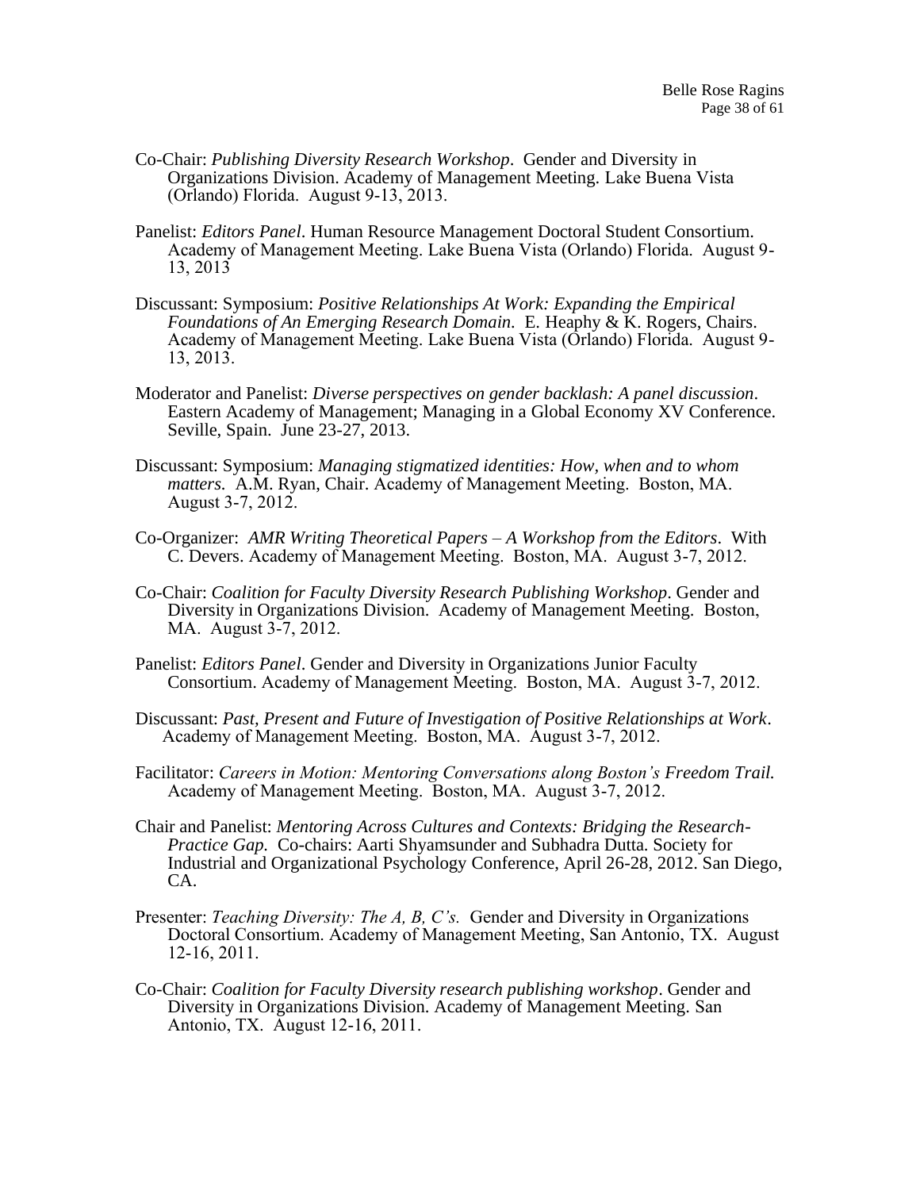Co-Chair: *Publishing Diversity Research Workshop*. Gender and Diversity in Organizations Division. Academy of Management Meeting. Lake Buena Vista (Orlando) Florida. August 9-13, 2013.

Panelist: *Editors Panel*. Human Resource Management Doctoral Student Consortium. Academy of Management Meeting. Lake Buena Vista (Orlando) Florida. August 9-13, 2013

Discussant: Symposium: *Positive Relationships At Work: Expanding the Empirical Foundations of An Emerging Research Domain*. E. Heaphy & K. Rogers, Chairs. Academy of Management Meeting. Lake Buena Vista (Orlando) Florida. August 9-13, 2013.

Moderator and Panelist: *Diverse perspectives on gender backlash: A panel discussion*. Eastern Academy of Management; Managing in a Global Economy XV Conference. Seville, Spain. June 23-27, 2013.

Discussant: Symposium: *Managing stigmatized identities: How, when and to whom matters.* A.M. Ryan, Chair. Academy of Management Meeting. Boston, MA. August 3-7, 2012.

Co-Organizer: *AMR Writing Theoretical Papers – A Workshop from the Editors*. With C. Devers. Academy of Management Meeting. Boston, MA. August 3-7, 2012.

Co-Chair: *Coalition for Faculty Diversity Research Publishing Workshop*. Gender and Diversity in Organizations Division. Academy of Management Meeting. Boston, MA. August 3-7, 2012.

Panelist: *Editors Panel*. Gender and Diversity in Organizations Junior Faculty Consortium. Academy of Management Meeting. Boston, MA. August 3-7, 2012.

Discussant: *Past, Present and Future of Investigation of Positive Relationships at Work*. Academy of Management Meeting. Boston, MA. August 3-7, 2012.

Facilitator: *Careers in Motion: Mentoring Conversations along Boston's Freedom Trail.* Academy of Management Meeting. Boston, MA. August 3-7, 2012.

Chair and Panelist: *Mentoring Across Cultures and Contexts: Bridging the Research-Practice Gap.* Co-chairs: Aarti Shyamsunder and Subhadra Dutta. Society for Industrial and Organizational Psychology Conference, April 26-28, 2012. San Diego, CA.

Presenter: *Teaching Diversity: The A, B, C's.* Gender and Diversity in Organizations Doctoral Consortium. Academy of Management Meeting, San Antonio, TX. August 12-16, 2011.

Co-Chair: *Coalition for Faculty Diversity research publishing workshop*. Gender and Diversity in Organizations Division. Academy of Management Meeting. San Antonio, TX. August 12-16, 2011.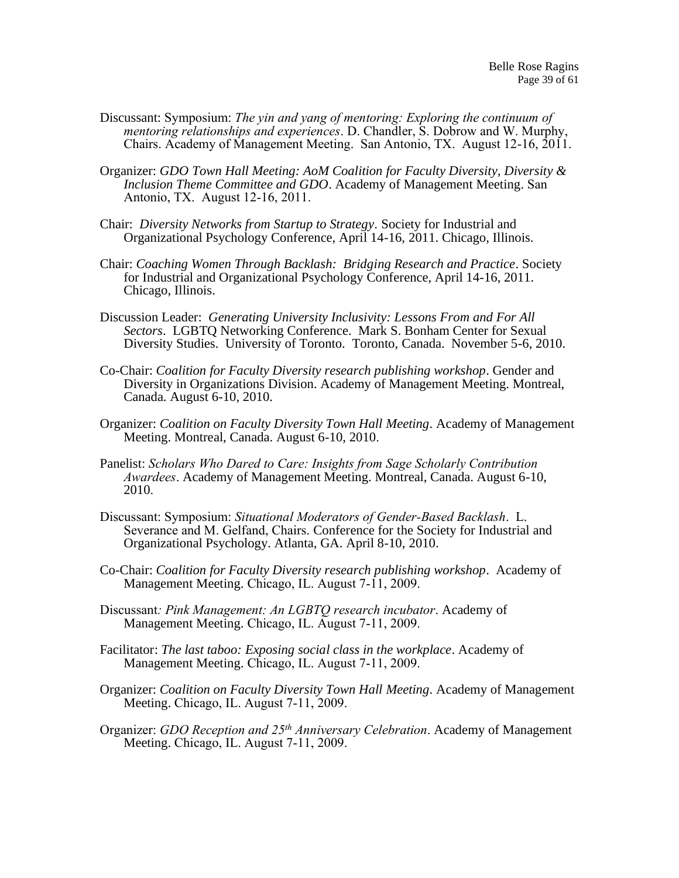Discussant: Symposium: *The yin and yang of mentoring: Exploring the continuum of mentoring relationships and experiences*. D. Chandler, S. Dobrow and W. Murphy, Chairs. Academy of Management Meeting. San Antonio, TX. August 12-16, 2011.

Organizer: *GDO Town Hall Meeting: AoM Coalition for Faculty Diversity, Diversity & Inclusion Theme Committee and GDO*. Academy of Management Meeting. San Antonio, TX. August 12-16, 2011.

Chair: *Diversity Networks from Startup to Strategy*. Society for Industrial and Organizational Psychology Conference, April 14-16, 2011. Chicago, Illinois.

Chair: *Coaching Women Through Backlash: Bridging Research and Practice*. Society for Industrial and Organizational Psychology Conference, April 14-16, 2011. Chicago, Illinois.

Discussion Leader: *Generating University Inclusivity: Lessons From and For All Sectors*. LGBTQ Networking Conference. Mark S. Bonham Center for Sexual Diversity Studies. University of Toronto. Toronto, Canada. November 5-6, 2010.

Co-Chair: *Coalition for Faculty Diversity research publishing workshop*. Gender and Diversity in Organizations Division. Academy of Management Meeting. Montreal, Canada. August 6-10, 2010.

Organizer: *Coalition on Faculty Diversity Town Hall Meeting*. Academy of Management Meeting. Montreal, Canada. August 6-10, 2010.

Panelist: *Scholars Who Dared to Care: Insights from Sage Scholarly Contribution Awardees*. Academy of Management Meeting. Montreal, Canada. August 6-10, 2010.

Discussant: Symposium: *Situational Moderators of Gender-Based Backlash*. L. Severance and M. Gelfand, Chairs. Conference for the Society for Industrial and Organizational Psychology. Atlanta, GA. April 8-10, 2010.

Co-Chair: *Coalition for Faculty Diversity research publishing workshop*. Academy of Management Meeting. Chicago, IL. August 7-11, 2009.

Discussant*: Pink Management: An LGBTQ research incubator*. Academy of Management Meeting. Chicago, IL. August 7-11, 2009.

Facilitator: *The last taboo: Exposing social class in the workplace*. Academy of Management Meeting. Chicago, IL. August 7-11, 2009.

Organizer: *Coalition on Faculty Diversity Town Hall Meeting*. Academy of Management Meeting. Chicago, IL. August 7-11, 2009.

Organizer: *GDO Reception and 25th Anniversary Celebration*. Academy of Management Meeting. Chicago, IL. August 7-11, 2009.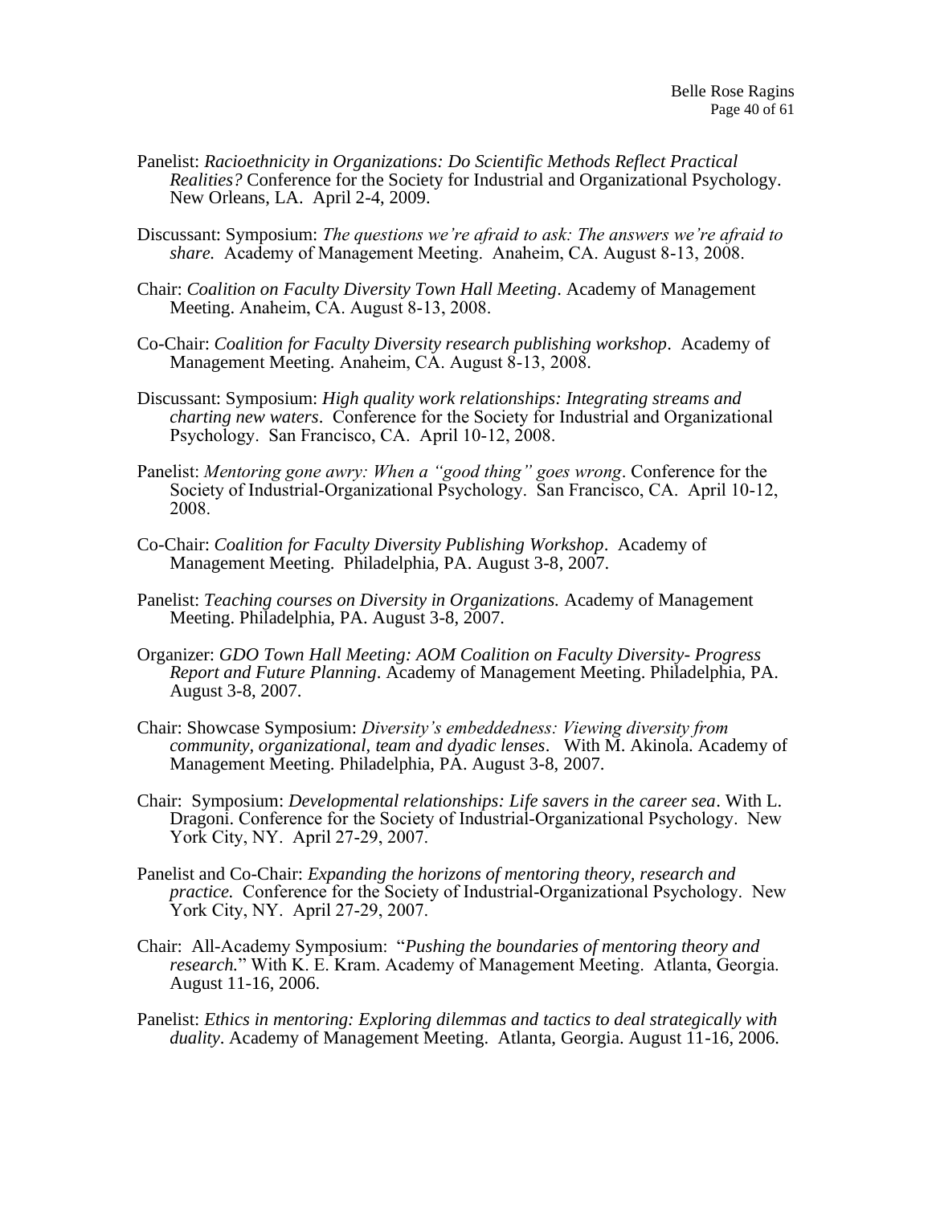Panelist: *Racioethnicity in Organizations: Do Scientific Methods Reflect Practical Realities?* Conference for the Society for Industrial and Organizational Psychology. New Orleans, LA. April 2-4, 2009.

Discussant: Symposium: *The questions we're afraid to ask: The answers we're afraid to share.* Academy of Management Meeting. Anaheim, CA. August 8-13, 2008.

Chair: *Coalition on Faculty Diversity Town Hall Meeting*. Academy of Management Meeting. Anaheim, CA. August 8-13, 2008.

Co-Chair: *Coalition for Faculty Diversity research publishing workshop*. Academy of Management Meeting. Anaheim, CA. August 8-13, 2008.

Discussant: Symposium: *High quality work relationships: Integrating streams and charting new waters*. Conference for the Society for Industrial and Organizational Psychology. San Francisco, CA. April 10-12, 2008.

Panelist: *Mentoring gone awry: When a "good thing" goes wrong*. Conference for the Society of Industrial-Organizational Psychology. San Francisco, CA. April 10-12, 2008.

Co-Chair: *Coalition for Faculty Diversity Publishing Workshop*. Academy of Management Meeting. Philadelphia, PA. August 3-8, 2007.

Panelist: *Teaching courses on Diversity in Organizations.* Academy of Management Meeting. Philadelphia, PA. August 3-8, 2007.

Organizer: *GDO Town Hall Meeting: AOM Coalition on Faculty Diversity- Progress Report and Future Planning*. Academy of Management Meeting. Philadelphia, PA. August 3-8, 2007.

Chair: Showcase Symposium: *Diversity's embeddedness: Viewing diversity from community, organizational, team and dyadic lenses*. With M. Akinola. Academy of Management Meeting. Philadelphia, PA. August 3-8, 2007.

Chair: Symposium: *Developmental relationships: Life savers in the career sea*. With L. Dragoni. Conference for the Society of Industrial-Organizational Psychology. New York City, NY. April 27-29, 2007.

Panelist and Co-Chair: *Expanding the horizons of mentoring theory, research and practice.* Conference for the Society of Industrial-Organizational Psychology. New York City, NY. April 27-29, 2007.

Chair: All-Academy Symposium: "*Pushing the boundaries of mentoring theory and research.*" With K. E. Kram. Academy of Management Meeting. Atlanta, Georgia. August 11-16, 2006.

Panelist: *Ethics in mentoring: Exploring dilemmas and tactics to deal strategically with duality*. Academy of Management Meeting. Atlanta, Georgia. August 11-16, 2006.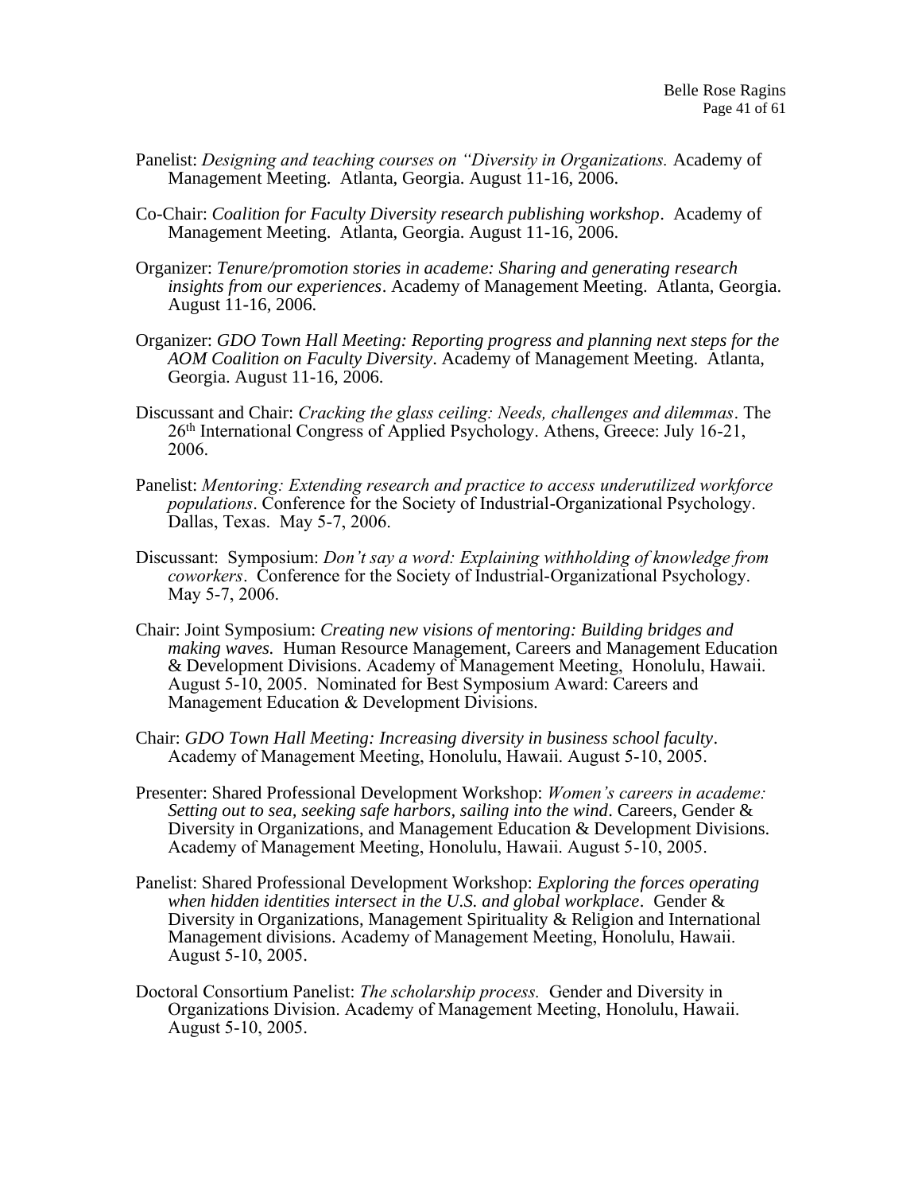Panelist: *Designing and teaching courses on "Diversity in Organizations.* Academy of Management Meeting. Atlanta, Georgia. August 11-16, 2006.

Co-Chair: *Coalition for Faculty Diversity research publishing workshop*. Academy of Management Meeting. Atlanta, Georgia. August 11-16, 2006.

Organizer: *Tenure/promotion stories in academe: Sharing and generating research insights from our experiences*. Academy of Management Meeting. Atlanta, Georgia. August 11-16, 2006.

Organizer: *GDO Town Hall Meeting: Reporting progress and planning next steps for the AOM Coalition on Faculty Diversity*. Academy of Management Meeting. Atlanta, Georgia. August 11-16, 2006.

Discussant and Chair: *Cracking the glass ceiling: Needs, challenges and dilemmas*. The 26th International Congress of Applied Psychology. Athens, Greece: July 16-21, 2006.

Panelist: *Mentoring: Extending research and practice to access underutilized workforce populations*. Conference for the Society of Industrial-Organizational Psychology. Dallas, Texas. May 5-7, 2006.

Discussant: Symposium: *Don't say a word: Explaining withholding of knowledge from coworkers*. Conference for the Society of Industrial-Organizational Psychology. May 5-7, 2006.

Chair: Joint Symposium: *Creating new visions of mentoring: Building bridges and making waves.* Human Resource Management, Careers and Management Education & Development Divisions. Academy of Management Meeting, Honolulu, Hawaii. August 5-10, 2005. Nominated for Best Symposium Award: Careers and Management Education & Development Divisions.

Chair: *GDO Town Hall Meeting: Increasing diversity in business school faculty*. Academy of Management Meeting, Honolulu, Hawaii. August 5-10, 2005.

Presenter: Shared Professional Development Workshop: *Women's careers in academe: Setting out to sea, seeking safe harbors, sailing into the wind*. Careers, Gender & Diversity in Organizations, and Management Education & Development Divisions. Academy of Management Meeting, Honolulu, Hawaii. August 5-10, 2005.

Panelist: Shared Professional Development Workshop: *Exploring the forces operating when hidden identities intersect in the U.S. and global workplace*. Gender & Diversity in Organizations, Management Spirituality & Religion and International Management divisions. Academy of Management Meeting, Honolulu, Hawaii. August 5-10, 2005.

Doctoral Consortium Panelist: *The scholarship process.* Gender and Diversity in Organizations Division. Academy of Management Meeting, Honolulu, Hawaii. August 5-10, 2005.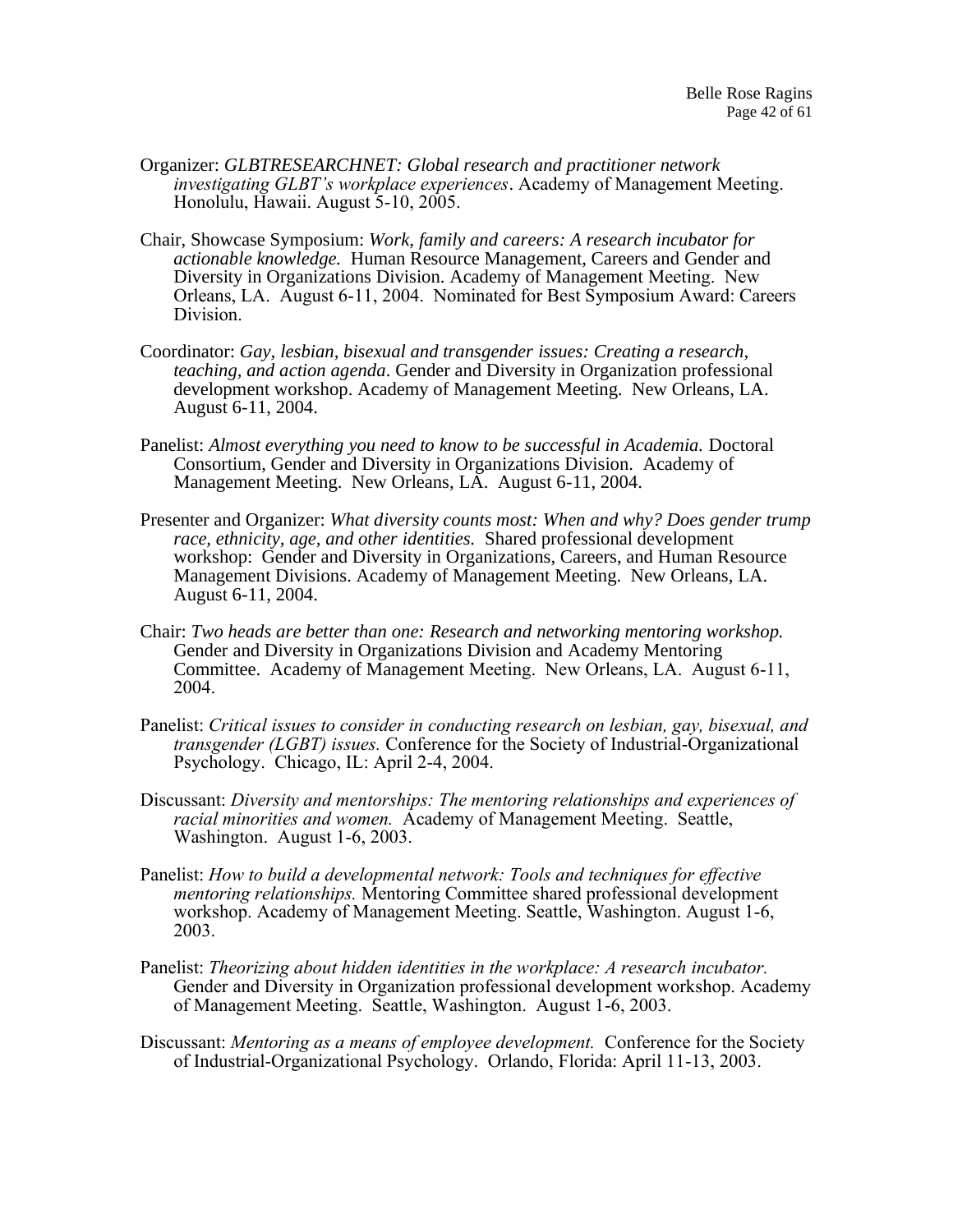Organizer: *GLBTRESEARCHNET: Global research and practitioner network investigating GLBT's workplace experiences*. Academy of Management Meeting. Honolulu, Hawaii. August 5-10, 2005.

Chair, Showcase Symposium: *Work, family and careers: A research incubator for actionable knowledge.* Human Resource Management, Careers and Gender and Diversity in Organizations Division. Academy of Management Meeting. New Orleans, LA. August 6-11, 2004. Nominated for Best Symposium Award: Careers Division.

Coordinator: *Gay, lesbian, bisexual and transgender issues: Creating a research, teaching, and action agenda*. Gender and Diversity in Organization professional development workshop. Academy of Management Meeting. New Orleans, LA. August 6-11, 2004.

Panelist: *Almost everything you need to know to be successful in Academia.* Doctoral Consortium, Gender and Diversity in Organizations Division. Academy of Management Meeting. New Orleans, LA. August 6-11, 2004.

Presenter and Organizer: *What diversity counts most: When and why? Does gender trump race, ethnicity, age, and other identities.* Shared professional development workshop: Gender and Diversity in Organizations, Careers, and Human Resource Management Divisions. Academy of Management Meeting. New Orleans, LA. August 6-11, 2004.

Chair: *Two heads are better than one: Research and networking mentoring workshop.* Gender and Diversity in Organizations Division and Academy Mentoring Committee. Academy of Management Meeting. New Orleans, LA. August 6-11, 2004.

Panelist: *Critical issues to consider in conducting research on lesbian, gay, bisexual, and transgender (LGBT) issues.* Conference for the Society of Industrial-Organizational Psychology. Chicago, IL: April 2-4, 2004.

Discussant: *Diversity and mentorships: The mentoring relationships and experiences of racial minorities and women.* Academy of Management Meeting. Seattle, Washington. August 1-6, 2003.

Panelist: *How to build a developmental network: Tools and techniques for effective mentoring relationships.* Mentoring Committee shared professional development workshop. Academy of Management Meeting. Seattle, Washington. August 1-6, 2003.

Panelist: *Theorizing about hidden identities in the workplace: A research incubator.* Gender and Diversity in Organization professional development workshop. Academy of Management Meeting. Seattle, Washington. August 1-6, 2003.

Discussant: *Mentoring as a means of employee development.* Conference for the Society of Industrial-Organizational Psychology. Orlando, Florida: April 11-13, 2003.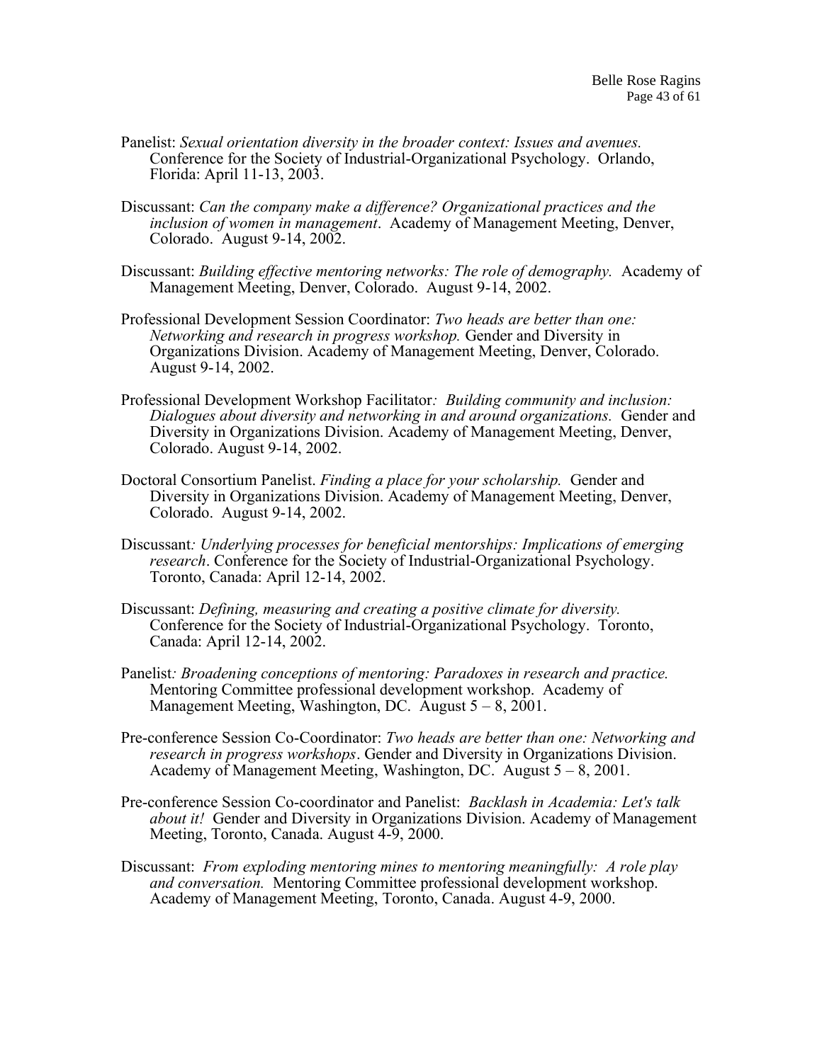Panelist: *Sexual orientation diversity in the broader context: Issues and avenues.* Conference for the Society of Industrial-Organizational Psychology. Orlando, Florida: April 11-13, 2003.

Discussant: *Can the company make a difference? Organizational practices and the inclusion of women in management*. Academy of Management Meeting, Denver, Colorado. August 9-14, 2002.

Discussant: *Building effective mentoring networks: The role of demography.* Academy of Management Meeting, Denver, Colorado. August 9-14, 2002.

Professional Development Session Coordinator: *Two heads are better than one: Networking and research in progress workshop.* Gender and Diversity in Organizations Division. Academy of Management Meeting, Denver, Colorado. August 9-14, 2002.

Professional Development Workshop Facilitator*: Building community and inclusion: Dialogues about diversity and networking in and around organizations.* Gender and Diversity in Organizations Division. Academy of Management Meeting, Denver, Colorado. August 9-14, 2002.

Doctoral Consortium Panelist. *Finding a place for your scholarship.* Gender and Diversity in Organizations Division. Academy of Management Meeting, Denver, Colorado. August 9-14, 2002.

Discussant*: Underlying processes for beneficial mentorships: Implications of emerging research*. Conference for the Society of Industrial-Organizational Psychology. Toronto, Canada: April 12-14, 2002.

Discussant: *Defining, measuring and creating a positive climate for diversity.* Conference for the Society of Industrial-Organizational Psychology. Toronto, Canada: April 12-14, 2002.

Panelist*: Broadening conceptions of mentoring: Paradoxes in research and practice.* Mentoring Committee professional development workshop. Academy of Management Meeting, Washington, DC. August 5 – 8, 2001.

Pre-conference Session Co-Coordinator: *Two heads are better than one: Networking and research in progress workshops*. Gender and Diversity in Organizations Division. Academy of Management Meeting, Washington, DC. August 5 – 8, 2001.

Pre-conference Session Co-coordinator and Panelist: *Backlash in Academia: Let's talk about it!* Gender and Diversity in Organizations Division. Academy of Management Meeting, Toronto, Canada. August 4-9, 2000.

Discussant: *From exploding mentoring mines to mentoring meaningfully: A role play and conversation.* Mentoring Committee professional development workshop. Academy of Management Meeting, Toronto, Canada. August 4-9, 2000.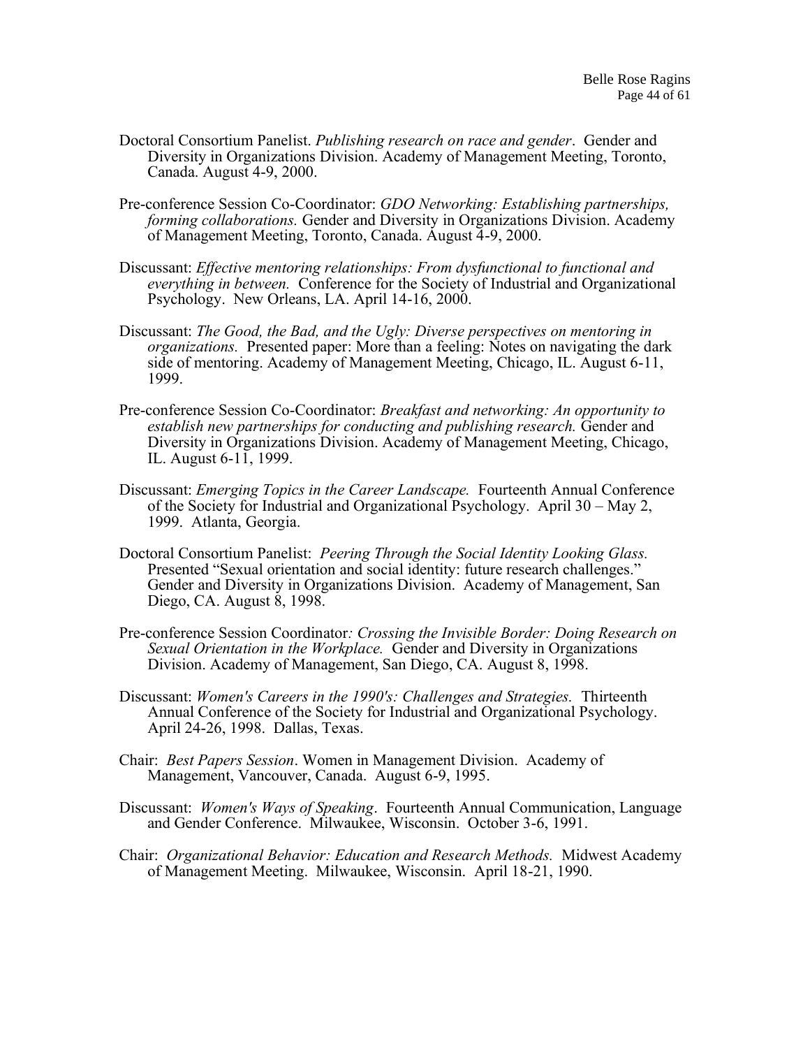Doctoral Consortium Panelist. *Publishing research on race and gender*. Gender and Diversity in Organizations Division. Academy of Management Meeting, Toronto, Canada. August 4-9, 2000.

Pre-conference Session Co-Coordinator: *GDO Networking: Establishing partnerships, forming collaborations.* Gender and Diversity in Organizations Division. Academy of Management Meeting, Toronto, Canada. August 4-9, 2000.

Discussant: *Effective mentoring relationships: From dysfunctional to functional and everything in between.* Conference for the Society of Industrial and Organizational Psychology. New Orleans, LA. April 14-16, 2000.

Discussant: *The Good, the Bad, and the Ugly: Diverse perspectives on mentoring in organizations.* Presented paper: More than a feeling: Notes on navigating the dark side of mentoring. Academy of Management Meeting, Chicago, IL. August 6-11, 1999.

Pre-conference Session Co-Coordinator: *Breakfast and networking: An opportunity to establish new partnerships for conducting and publishing research.* Gender and Diversity in Organizations Division. Academy of Management Meeting, Chicago, IL. August 6-11, 1999.

Discussant: *Emerging Topics in the Career Landscape.* Fourteenth Annual Conference of the Society for Industrial and Organizational Psychology. April 30 – May 2, 1999. Atlanta, Georgia.

Doctoral Consortium Panelist: *Peering Through the Social Identity Looking Glass.* Presented "Sexual orientation and social identity: future research challenges." Gender and Diversity in Organizations Division. Academy of Management, San Diego, CA. August 8, 1998.

Pre-conference Session Coordinator*: Crossing the Invisible Border: Doing Research on Sexual Orientation in the Workplace.* Gender and Diversity in Organizations Division. Academy of Management, San Diego, CA. August 8, 1998.

Discussant: *Women's Careers in the 1990's: Challenges and Strategies.* Thirteenth Annual Conference of the Society for Industrial and Organizational Psychology. April 24-26, 1998. Dallas, Texas.

Chair: *Best Papers Session*. Women in Management Division. Academy of Management, Vancouver, Canada. August 6-9, 1995.

Discussant: *Women's Ways of Speaking*. Fourteenth Annual Communication, Language and Gender Conference. Milwaukee, Wisconsin. October 3-6, 1991.

Chair: *Organizational Behavior: Education and Research Methods.* Midwest Academy of Management Meeting. Milwaukee, Wisconsin. April 18-21, 1990.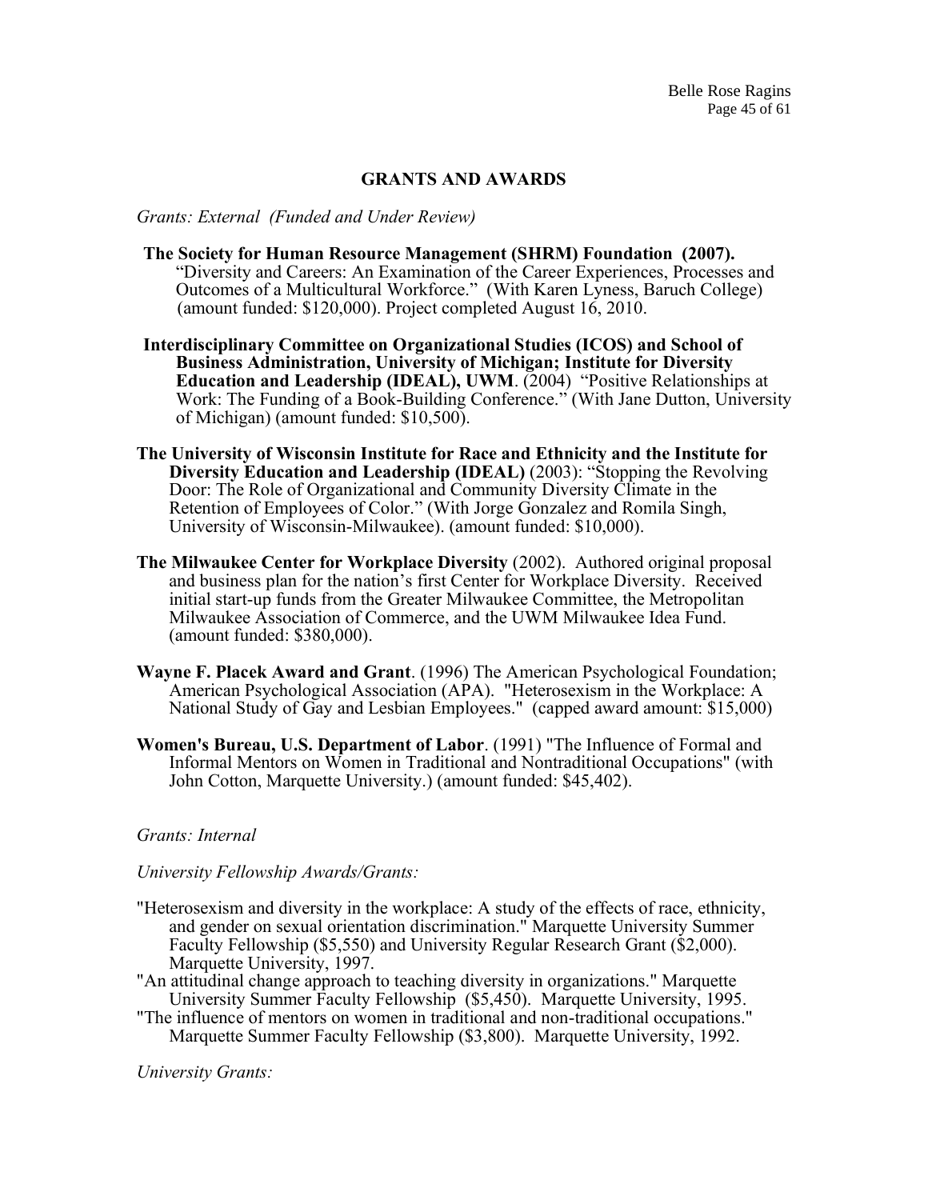## GRANTS AND AWARDS

*Grants: External (Funded and Under Review)*

**The Society for Human Resource Management (SHRM) Foundation (2007).** "Diversity and Careers: An Examination of the Career Experiences, Processes and Outcomes of a Multicultural Workforce." (With Karen Lyness, Baruch College) (amount funded: $120,000). Project completed August 16, 2010.

**Interdisciplinary Committee on Organizational Studies (ICOS) and School of Business Administration, University of Michigan; Institute for Diversity Education and Leadership (IDEAL), UWM**. (2004) "Positive Relationships at Work: The Funding of a Book-Building Conference." (With Jane Dutton, University of Michigan) (amount funded: $10,500).

**The University of Wisconsin Institute for Race and Ethnicity and the Institute for Diversity Education and Leadership (IDEAL)** (2003): "Stopping the Revolving Door: The Role of Organizational and Community Diversity Climate in the Retention of Employees of Color." (With Jorge Gonzalez and Romila Singh, University of Wisconsin-Milwaukee). (amount funded: $10,000).

**The Milwaukee Center for Workplace Diversity** (2002). Authored original proposal and business plan for the nation's first Center for Workplace Diversity. Received initial start-up funds from the Greater Milwaukee Committee, the Metropolitan Milwaukee Association of Commerce, and the UWM Milwaukee Idea Fund. (amount funded: $380,000).

**Wayne F. Placek Award and Grant**. (1996) The American Psychological Foundation; American Psychological Association (APA). "Heterosexism in the Workplace: A National Study of Gay and Lesbian Employees." (capped award amount: $15,000)

**Women's Bureau, U.S. Department of Labor**. (1991) "The Influence of Formal and Informal Mentors on Women in Traditional and Nontraditional Occupations" (with John Cotton, Marquette University.) (amount funded: $45,402).

*Grants: Internal*

*University Fellowship Awards/Grants:*

"Heterosexism and diversity in the workplace: A study of the effects of race, ethnicity, and gender on sexual orientation discrimination." Marquette University Summer Faculty Fellowship ($5,550) and University Regular Research Grant ($2,000). Marquette University, 1997.

"An attitudinal change approach to teaching diversity in organizations." Marquette University Summer Faculty Fellowship ($5,450). Marquette University, 1995.

"The influence of mentors on women in traditional and non-traditional occupations." Marquette Summer Faculty Fellowship ($3,800). Marquette University, 1992.

*University Grants:*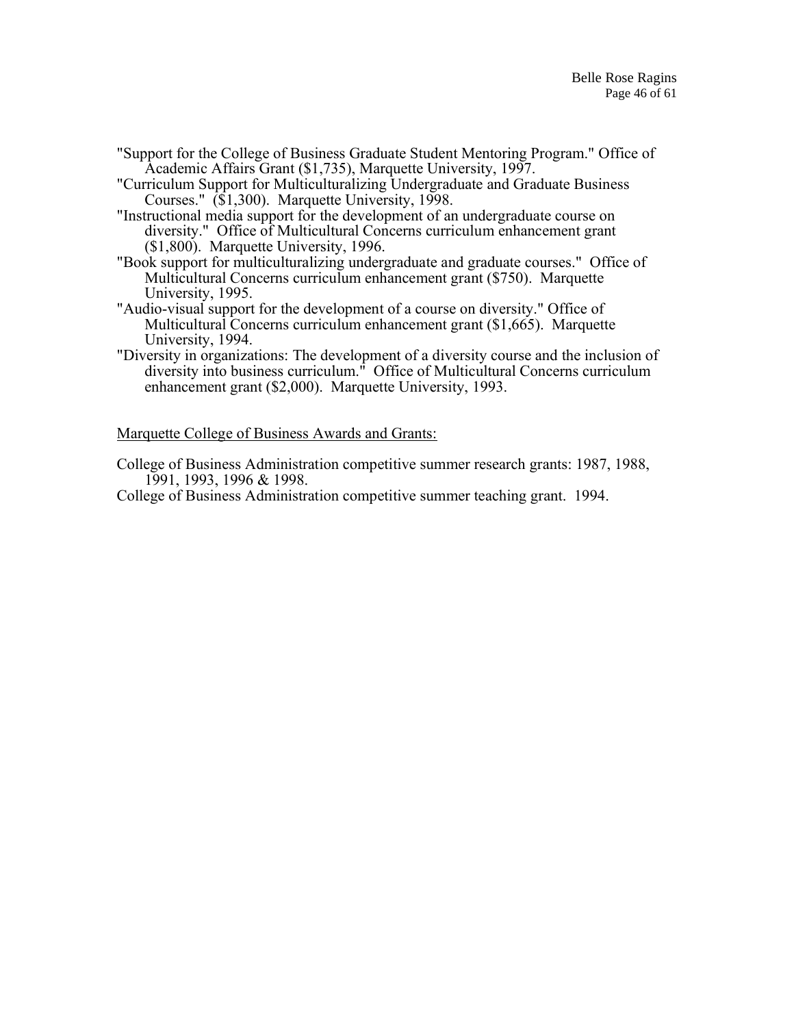"Support for the College of Business Graduate Student Mentoring Program." Office of Academic Affairs Grant ($1,735), Marquette University, 1997.

"Curriculum Support for Multiculturalizing Undergraduate and Graduate Business Courses." ($1,300). Marquette University, 1998.

"Instructional media support for the development of an undergraduate course on diversity." Office of Multicultural Concerns curriculum enhancement grant ($1,800). Marquette University, 1996.

"Book support for multiculturalizing undergraduate and graduate courses." Office of Multicultural Concerns curriculum enhancement grant ($750). Marquette University, 1995.

"Audio-visual support for the development of a course on diversity." Office of Multicultural Concerns curriculum enhancement grant ($1,665). Marquette University, 1994.

"Diversity in organizations: The development of a diversity course and the inclusion of diversity into business curriculum." Office of Multicultural Concerns curriculum enhancement grant ($2,000). Marquette University, 1993.

Marquette College of Business Awards and Grants:

College of Business Administration competitive summer research grants: 1987, 1988, 1991, 1993, 1996 & 1998.

College of Business Administration competitive summer teaching grant. 1994.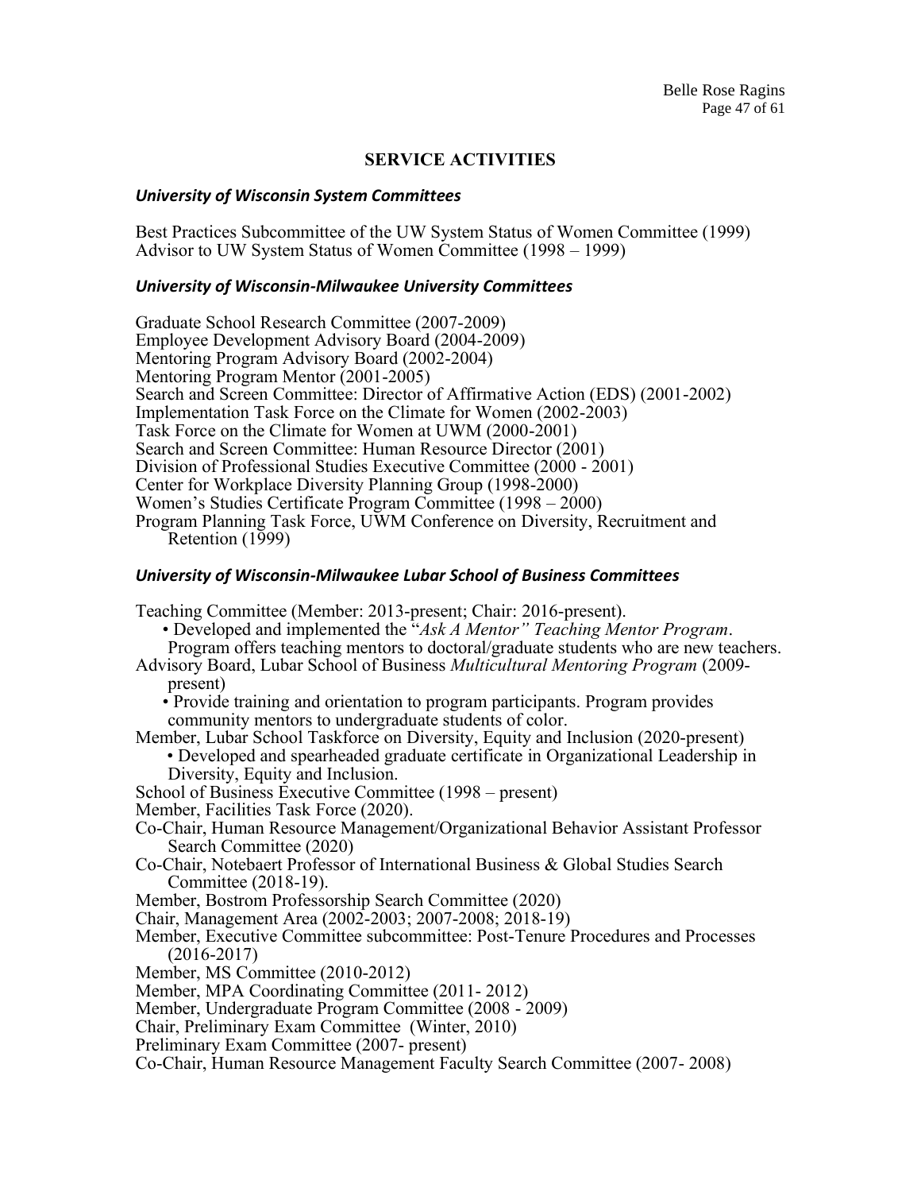## SERVICE ACTIVITIES

### *University of Wisconsin System Committees*

Best Practices Subcommittee of the UW System Status of Women Committee (1999)
Advisor to UW System Status of Women Committee (1998 – 1999)

### *University of Wisconsin-Milwaukee University Committees*

Graduate School Research Committee (2007-2009)
Employee Development Advisory Board (2004-2009)
Mentoring Program Advisory Board (2002-2004)
Mentoring Program Mentor (2001-2005)
Search and Screen Committee: Director of Affirmative Action (EDS) (2001-2002)
Implementation Task Force on the Climate for Women (2002-2003)
Task Force on the Climate for Women at UWM (2000-2001)
Search and Screen Committee: Human Resource Director (2001)
Division of Professional Studies Executive Committee (2000 - 2001)
Center for Workplace Diversity Planning Group (1998-2000)
Women's Studies Certificate Program Committee (1998 – 2000)
Program Planning Task Force, UWM Conference on Diversity, Recruitment and Retention (1999)

### *University of Wisconsin-Milwaukee Lubar School of Business Committees*

Teaching Committee (Member: 2013-present; Chair: 2016-present).
- Developed and implemented the "*Ask A Mentor" Teaching Mentor Program*. Program offers teaching mentors to doctoral/graduate students who are new teachers.

Advisory Board, Lubar School of Business *Multicultural Mentoring Program* (2009-present)
- Provide training and orientation to program participants. Program provides community mentors to undergraduate students of color.

Member, Lubar School Taskforce on Diversity, Equity and Inclusion (2020-present)
- Developed and spearheaded graduate certificate in Organizational Leadership in Diversity, Equity and Inclusion.

School of Business Executive Committee (1998 – present)
Member, Facilities Task Force (2020).
Co-Chair, Human Resource Management/Organizational Behavior Assistant Professor Search Committee (2020)
Co-Chair, Notebaert Professor of International Business & Global Studies Search Committee (2018-19).
Member, Bostrom Professorship Search Committee (2020)
Chair, Management Area (2002-2003; 2007-2008; 2018-19)
Member, Executive Committee subcommittee: Post-Tenure Procedures and Processes (2016-2017)
Member, MS Committee (2010-2012)
Member, MPA Coordinating Committee (2011- 2012)
Member, Undergraduate Program Committee (2008 - 2009)
Chair, Preliminary Exam Committee (Winter, 2010)
Preliminary Exam Committee (2007- present)
Co-Chair, Human Resource Management Faculty Search Committee (2007- 2008)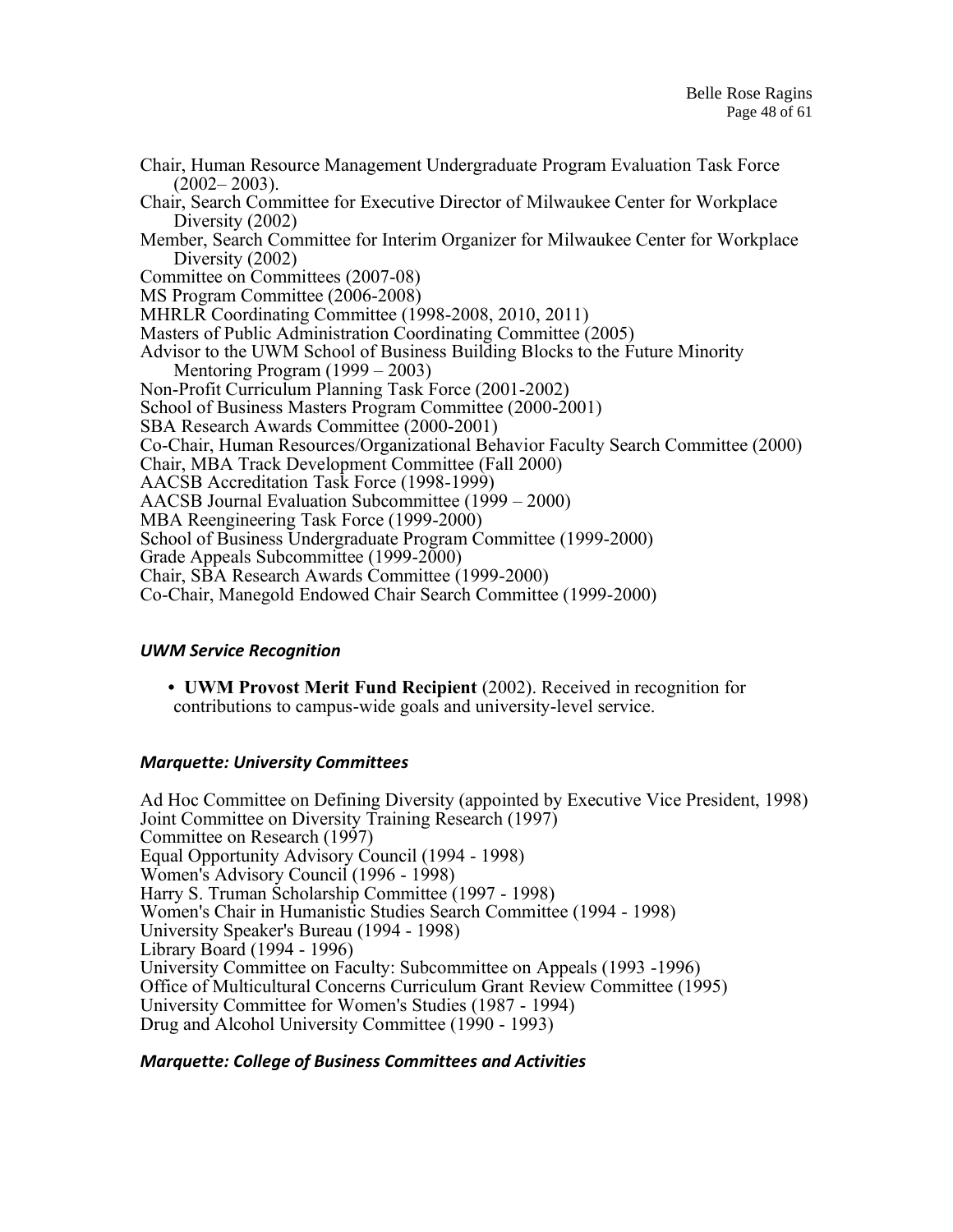Chair, Human Resource Management Undergraduate Program Evaluation Task Force (2002– 2003).
Chair, Search Committee for Executive Director of Milwaukee Center for Workplace Diversity (2002)
Member, Search Committee for Interim Organizer for Milwaukee Center for Workplace Diversity (2002)
Committee on Committees (2007-08)
MS Program Committee (2006-2008)
MHRLR Coordinating Committee (1998-2008, 2010, 2011)
Masters of Public Administration Coordinating Committee (2005)
Advisor to the UWM School of Business Building Blocks to the Future Minority Mentoring Program (1999 – 2003)
Non-Profit Curriculum Planning Task Force (2001-2002)
School of Business Masters Program Committee (2000-2001)
SBA Research Awards Committee (2000-2001)
Co-Chair, Human Resources/Organizational Behavior Faculty Search Committee (2000)
Chair, MBA Track Development Committee (Fall 2000)
AACSB Accreditation Task Force (1998-1999)
AACSB Journal Evaluation Subcommittee (1999 – 2000)
MBA Reengineering Task Force (1999-2000)
School of Business Undergraduate Program Committee (1999-2000)
Grade Appeals Subcommittee (1999-2000)
Chair, SBA Research Awards Committee (1999-2000)
Co-Chair, Manegold Endowed Chair Search Committee (1999-2000)

### *UWM Service Recognition*

- **UWM Provost Merit Fund Recipient** (2002). Received in recognition for contributions to campus-wide goals and university-level service.

### *Marquette: University Committees*

Ad Hoc Committee on Defining Diversity (appointed by Executive Vice President, 1998)
Joint Committee on Diversity Training Research (1997)
Committee on Research (1997)
Equal Opportunity Advisory Council (1994 - 1998)
Women's Advisory Council (1996 - 1998)
Harry S. Truman Scholarship Committee (1997 - 1998)
Women's Chair in Humanistic Studies Search Committee (1994 - 1998)
University Speaker's Bureau (1994 - 1998)
Library Board (1994 - 1996)
University Committee on Faculty: Subcommittee on Appeals (1993 -1996)
Office of Multicultural Concerns Curriculum Grant Review Committee (1995)
University Committee for Women's Studies (1987 - 1994)
Drug and Alcohol University Committee (1990 - 1993)

### *Marquette: College of Business Committees and Activities*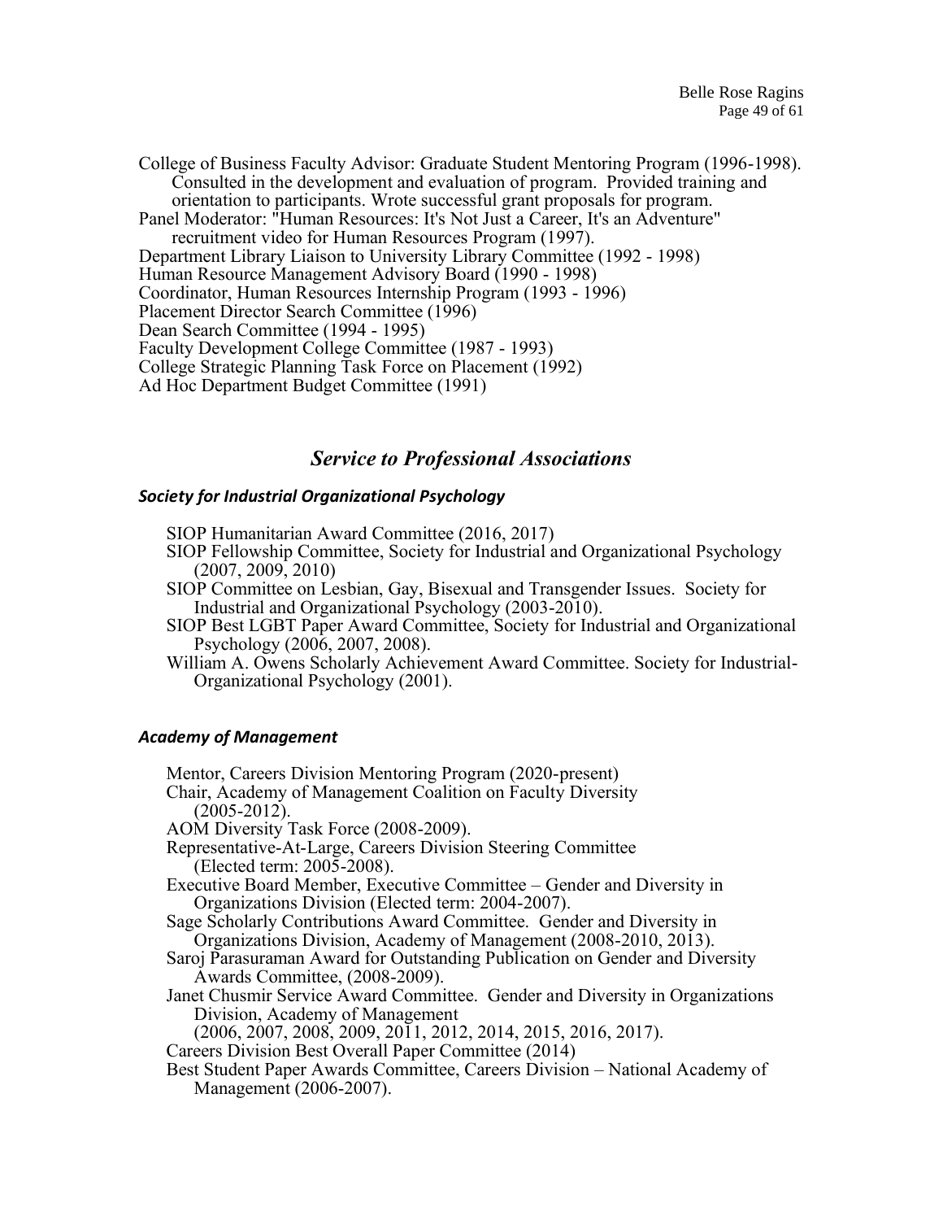College of Business Faculty Advisor: Graduate Student Mentoring Program (1996-1998). Consulted in the development and evaluation of program. Provided training and orientation to participants. Wrote successful grant proposals for program.

Panel Moderator: "Human Resources: It's Not Just a Career, It's an Adventure" recruitment video for Human Resources Program (1997).

Department Library Liaison to University Library Committee (1992 - 1998)

Human Resource Management Advisory Board (1990 - 1998)

Coordinator, Human Resources Internship Program (1993 - 1996)

Placement Director Search Committee (1996)

Dean Search Committee (1994 - 1995)

Faculty Development College Committee (1987 - 1993)

College Strategic Planning Task Force on Placement (1992)

Ad Hoc Department Budget Committee (1991)

## *Service to Professional Associations*

### *Society for Industrial Organizational Psychology*

SIOP Humanitarian Award Committee (2016, 2017)

SIOP Fellowship Committee, Society for Industrial and Organizational Psychology (2007, 2009, 2010)

SIOP Committee on Lesbian, Gay, Bisexual and Transgender Issues. Society for Industrial and Organizational Psychology (2003-2010).

SIOP Best LGBT Paper Award Committee, Society for Industrial and Organizational Psychology (2006, 2007, 2008).

William A. Owens Scholarly Achievement Award Committee. Society for Industrial-Organizational Psychology (2001).

### *Academy of Management*

Mentor, Careers Division Mentoring Program (2020-present)

Chair, Academy of Management Coalition on Faculty Diversity (2005-2012).

AOM Diversity Task Force (2008-2009).

Representative-At-Large, Careers Division Steering Committee (Elected term: 2005-2008).

Executive Board Member, Executive Committee – Gender and Diversity in Organizations Division (Elected term: 2004-2007).

Sage Scholarly Contributions Award Committee. Gender and Diversity in Organizations Division, Academy of Management (2008-2010, 2013).

Saroj Parasuraman Award for Outstanding Publication on Gender and Diversity Awards Committee, (2008-2009).

Janet Chusmir Service Award Committee. Gender and Diversity in Organizations Division, Academy of Management (2006, 2007, 2008, 2009, 2011, 2012, 2014, 2015, 2016, 2017).

Careers Division Best Overall Paper Committee (2014)

Best Student Paper Awards Committee, Careers Division – National Academy of Management (2006-2007).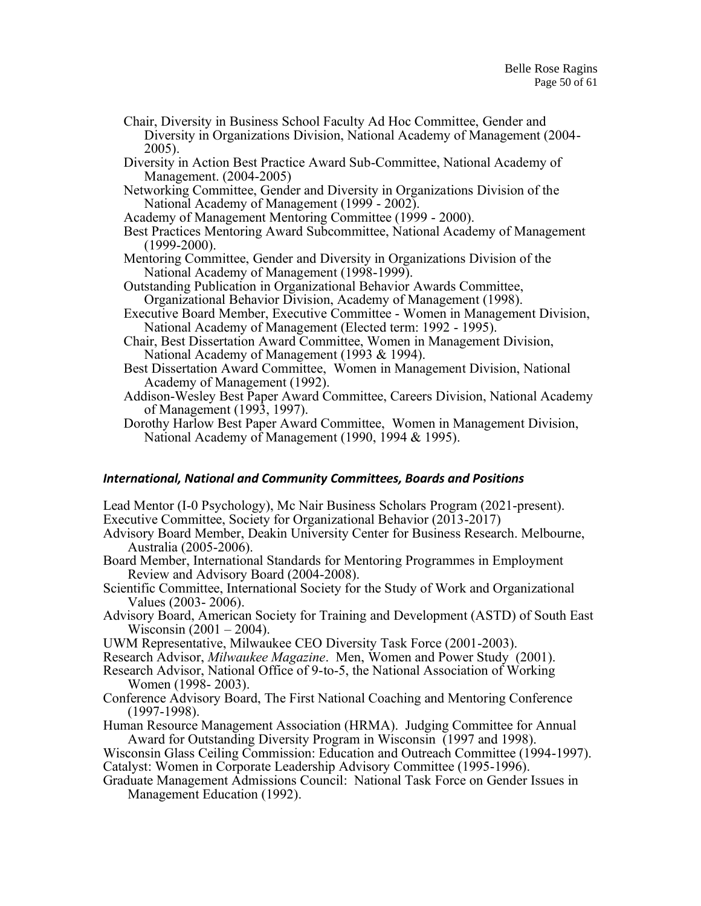Chair, Diversity in Business School Faculty Ad Hoc Committee, Gender and Diversity in Organizations Division, National Academy of Management (2004-2005).

Diversity in Action Best Practice Award Sub-Committee, National Academy of Management. (2004-2005)

Networking Committee, Gender and Diversity in Organizations Division of the National Academy of Management (1999 - 2002).

Academy of Management Mentoring Committee (1999 - 2000).

Best Practices Mentoring Award Subcommittee, National Academy of Management (1999-2000).

Mentoring Committee, Gender and Diversity in Organizations Division of the National Academy of Management (1998-1999).

Outstanding Publication in Organizational Behavior Awards Committee, Organizational Behavior Division, Academy of Management (1998).

Executive Board Member, Executive Committee - Women in Management Division, National Academy of Management (Elected term: 1992 - 1995).

Chair, Best Dissertation Award Committee, Women in Management Division, National Academy of Management (1993 & 1994).

Best Dissertation Award Committee, Women in Management Division, National Academy of Management (1992).

Addison-Wesley Best Paper Award Committee, Careers Division, National Academy of Management (1993, 1997).

Dorothy Harlow Best Paper Award Committee, Women in Management Division, National Academy of Management (1990, 1994 & 1995).

### *International, National and Community Committees, Boards and Positions*

Lead Mentor (I-0 Psychology), Mc Nair Business Scholars Program (2021-present).

Executive Committee, Society for Organizational Behavior (2013-2017)

Advisory Board Member, Deakin University Center for Business Research. Melbourne, Australia (2005-2006).

Board Member, International Standards for Mentoring Programmes in Employment Review and Advisory Board (2004-2008).

Scientific Committee, International Society for the Study of Work and Organizational Values (2003- 2006).

Advisory Board, American Society for Training and Development (ASTD) of South East Wisconsin (2001 – 2004).

UWM Representative, Milwaukee CEO Diversity Task Force (2001-2003).

Research Advisor, *Milwaukee Magazine*. Men, Women and Power Study (2001).

Research Advisor, National Office of 9-to-5, the National Association of Working Women (1998- 2003).

Conference Advisory Board, The First National Coaching and Mentoring Conference (1997-1998).

Human Resource Management Association (HRMA). Judging Committee for Annual Award for Outstanding Diversity Program in Wisconsin (1997 and 1998).

Wisconsin Glass Ceiling Commission: Education and Outreach Committee (1994-1997).

Catalyst: Women in Corporate Leadership Advisory Committee (1995-1996).

Graduate Management Admissions Council: National Task Force on Gender Issues in Management Education (1992).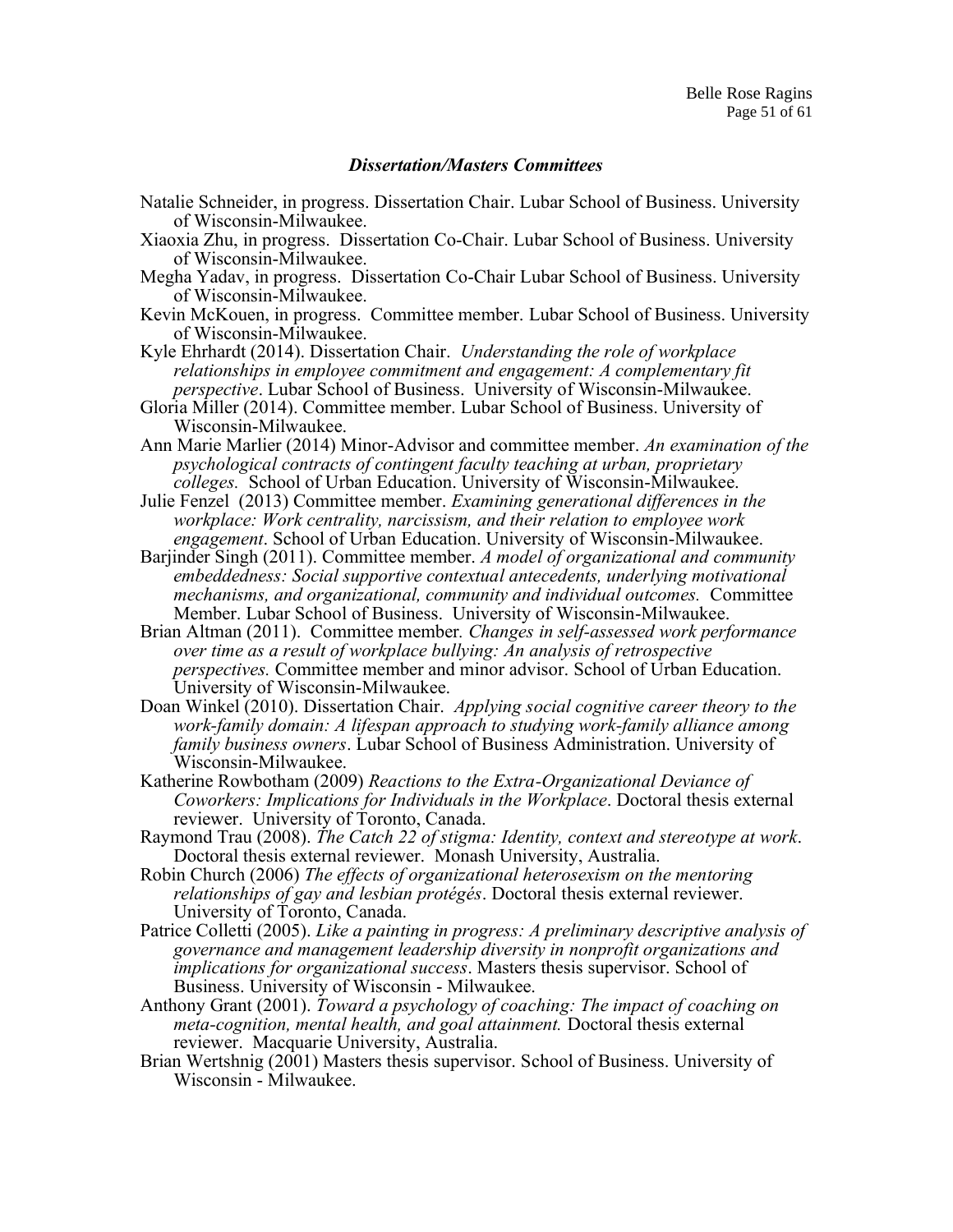### *Dissertation/Masters Committees*

Natalie Schneider, in progress. Dissertation Chair. Lubar School of Business. University of Wisconsin-Milwaukee.

Xiaoxia Zhu, in progress. Dissertation Co-Chair. Lubar School of Business. University of Wisconsin-Milwaukee.

Megha Yadav, in progress. Dissertation Co-Chair Lubar School of Business. University of Wisconsin-Milwaukee.

Kevin McKouen, in progress. Committee member. Lubar School of Business. University of Wisconsin-Milwaukee.

Kyle Ehrhardt (2014). Dissertation Chair. *Understanding the role of workplace relationships in employee commitment and engagement: A complementary fit perspective*. Lubar School of Business. University of Wisconsin-Milwaukee.

Gloria Miller (2014). Committee member. Lubar School of Business. University of Wisconsin-Milwaukee.

Ann Marie Marlier (2014) Minor-Advisor and committee member. *An examination of the psychological contracts of contingent faculty teaching at urban, proprietary colleges.* School of Urban Education. University of Wisconsin-Milwaukee.

Julie Fenzel (2013) Committee member. *Examining generational differences in the workplace: Work centrality, narcissism, and their relation to employee work engagement*. School of Urban Education. University of Wisconsin-Milwaukee.

Barjinder Singh (2011). Committee member. *A model of organizational and community embeddedness: Social supportive contextual antecedents, underlying motivational mechanisms, and organizational, community and individual outcomes.* Committee Member. Lubar School of Business. University of Wisconsin-Milwaukee.

Brian Altman (2011). Committee member. *Changes in self-assessed work performance over time as a result of workplace bullying: An analysis of retrospective perspectives.* Committee member and minor advisor. School of Urban Education. University of Wisconsin-Milwaukee.

Doan Winkel (2010). Dissertation Chair. *Applying social cognitive career theory to the work-family domain: A lifespan approach to studying work-family alliance among family business owners*. Lubar School of Business Administration. University of Wisconsin-Milwaukee.

Katherine Rowbotham (2009) *Reactions to the Extra-Organizational Deviance of Coworkers: Implications for Individuals in the Workplace*. Doctoral thesis external reviewer. University of Toronto, Canada.

Raymond Trau (2008). *The Catch 22 of stigma: Identity, context and stereotype at work*. Doctoral thesis external reviewer. Monash University, Australia.

Robin Church (2006) *The effects of organizational heterosexism on the mentoring relationships of gay and lesbian protégés*. Doctoral thesis external reviewer. University of Toronto, Canada.

Patrice Colletti (2005). *Like a painting in progress: A preliminary descriptive analysis of governance and management leadership diversity in nonprofit organizations and implications for organizational success*. Masters thesis supervisor. School of Business. University of Wisconsin - Milwaukee.

Anthony Grant (2001). *Toward a psychology of coaching: The impact of coaching on meta-cognition, mental health, and goal attainment.* Doctoral thesis external reviewer. Macquarie University, Australia.

Brian Wertshnig (2001) Masters thesis supervisor. School of Business. University of Wisconsin - Milwaukee.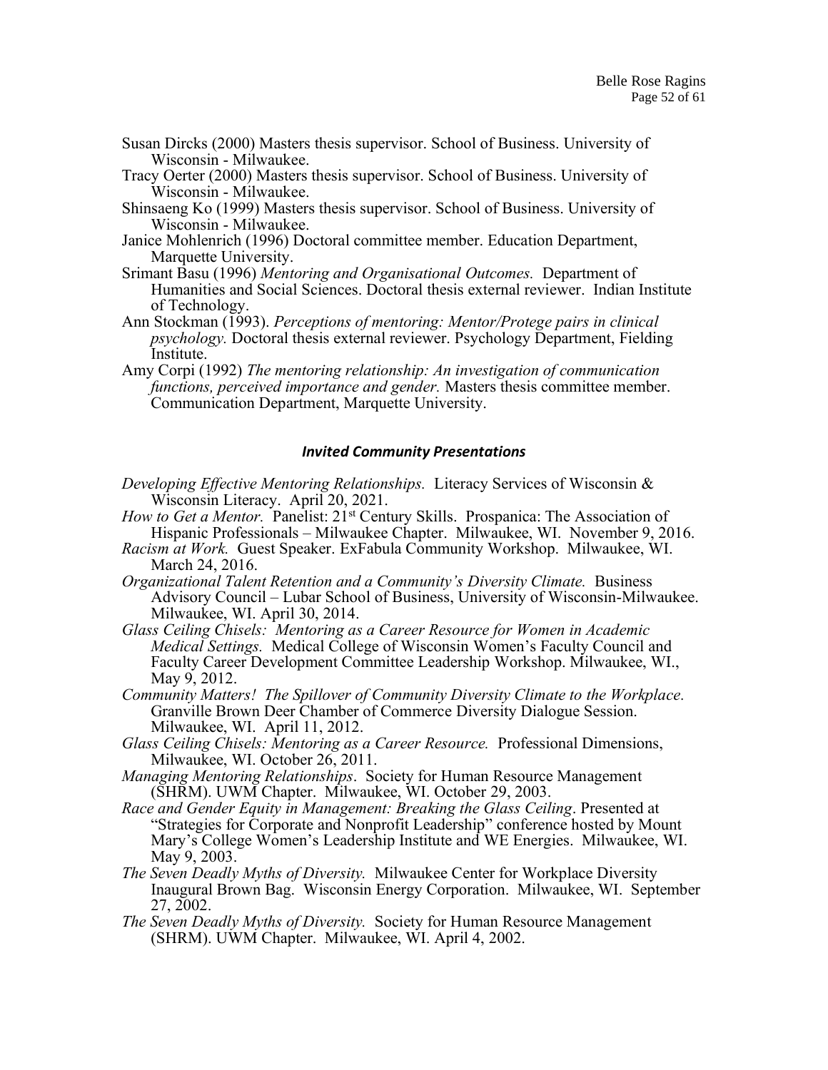Susan Dircks (2000) Masters thesis supervisor. School of Business. University of Wisconsin - Milwaukee.

Tracy Oerter (2000) Masters thesis supervisor. School of Business. University of Wisconsin - Milwaukee.

Shinsaeng Ko (1999) Masters thesis supervisor. School of Business. University of Wisconsin - Milwaukee.

Janice Mohlenrich (1996) Doctoral committee member. Education Department, Marquette University.

Srimant Basu (1996) *Mentoring and Organisational Outcomes.* Department of Humanities and Social Sciences. Doctoral thesis external reviewer. Indian Institute of Technology.

Ann Stockman (1993). *Perceptions of mentoring: Mentor/Protege pairs in clinical psychology.* Doctoral thesis external reviewer. Psychology Department, Fielding Institute.

Amy Corpi (1992) *The mentoring relationship: An investigation of communication functions, perceived importance and gender.* Masters thesis committee member. Communication Department, Marquette University.

### *Invited Community Presentations*

*Developing Effective Mentoring Relationships.* Literacy Services of Wisconsin & Wisconsin Literacy. April 20, 2021.

*How to Get a Mentor.* Panelist: 21st Century Skills. Prospanica: The Association of Hispanic Professionals – Milwaukee Chapter. Milwaukee, WI. November 9, 2016.

*Racism at Work.* Guest Speaker. ExFabula Community Workshop. Milwaukee, WI. March 24, 2016.

*Organizational Talent Retention and a Community's Diversity Climate.* Business Advisory Council – Lubar School of Business, University of Wisconsin-Milwaukee. Milwaukee, WI. April 30, 2014.

*Glass Ceiling Chisels: Mentoring as a Career Resource for Women in Academic Medical Settings.* Medical College of Wisconsin Women's Faculty Council and Faculty Career Development Committee Leadership Workshop. Milwaukee, WI., May 9, 2012.

*Community Matters! The Spillover of Community Diversity Climate to the Workplace.* Granville Brown Deer Chamber of Commerce Diversity Dialogue Session. Milwaukee, WI. April 11, 2012.

*Glass Ceiling Chisels: Mentoring as a Career Resource.* Professional Dimensions, Milwaukee, WI. October 26, 2011.

*Managing Mentoring Relationships*. Society for Human Resource Management (SHRM). UWM Chapter. Milwaukee, WI. October 29, 2003.

*Race and Gender Equity in Management: Breaking the Glass Ceiling*. Presented at "Strategies for Corporate and Nonprofit Leadership" conference hosted by Mount Mary's College Women's Leadership Institute and WE Energies. Milwaukee, WI. May 9, 2003.

*The Seven Deadly Myths of Diversity.* Milwaukee Center for Workplace Diversity Inaugural Brown Bag. Wisconsin Energy Corporation. Milwaukee, WI. September 27, 2002.

*The Seven Deadly Myths of Diversity.* Society for Human Resource Management (SHRM). UWM Chapter. Milwaukee, WI. April 4, 2002.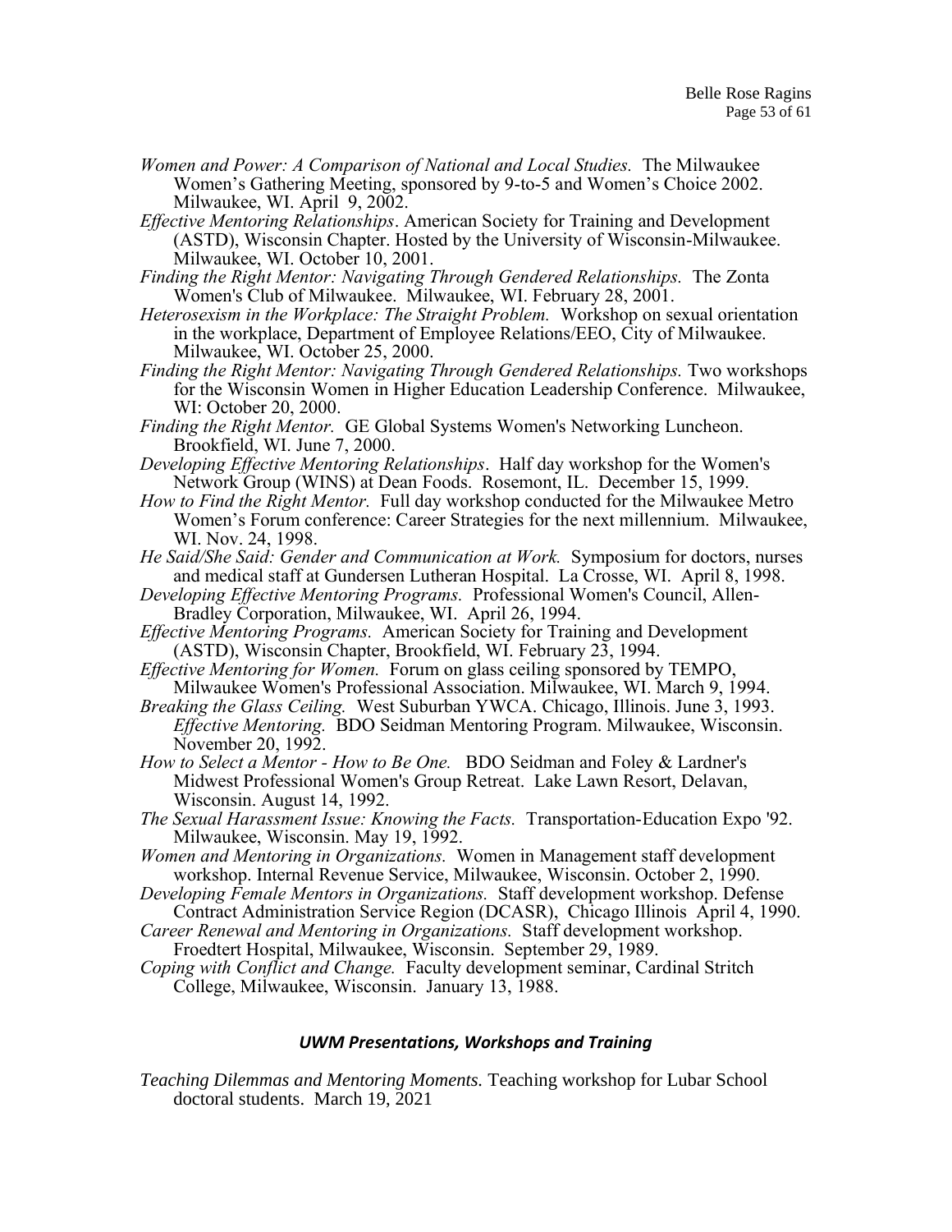*Women and Power: A Comparison of National and Local Studies.* The Milwaukee Women's Gathering Meeting, sponsored by 9-to-5 and Women's Choice 2002. Milwaukee, WI. April 9, 2002.

*Effective Mentoring Relationships*. American Society for Training and Development (ASTD), Wisconsin Chapter. Hosted by the University of Wisconsin-Milwaukee. Milwaukee, WI. October 10, 2001.

*Finding the Right Mentor: Navigating Through Gendered Relationships.* The Zonta Women's Club of Milwaukee. Milwaukee, WI. February 28, 2001.

*Heterosexism in the Workplace: The Straight Problem.* Workshop on sexual orientation in the workplace, Department of Employee Relations/EEO, City of Milwaukee. Milwaukee, WI. October 25, 2000.

*Finding the Right Mentor: Navigating Through Gendered Relationships.* Two workshops for the Wisconsin Women in Higher Education Leadership Conference. Milwaukee, WI: October 20, 2000.

*Finding the Right Mentor.* GE Global Systems Women's Networking Luncheon. Brookfield, WI. June 7, 2000.

*Developing Effective Mentoring Relationships*. Half day workshop for the Women's Network Group (WINS) at Dean Foods. Rosemont, IL. December 15, 1999.

*How to Find the Right Mentor.* Full day workshop conducted for the Milwaukee Metro Women's Forum conference: Career Strategies for the next millennium. Milwaukee, WI. Nov. 24, 1998.

*He Said/She Said: Gender and Communication at Work.* Symposium for doctors, nurses and medical staff at Gundersen Lutheran Hospital. La Crosse, WI. April 8, 1998.

*Developing Effective Mentoring Programs.* Professional Women's Council, Allen-Bradley Corporation, Milwaukee, WI. April 26, 1994.

*Effective Mentoring Programs.* American Society for Training and Development (ASTD), Wisconsin Chapter, Brookfield, WI. February 23, 1994.

*Effective Mentoring for Women.* Forum on glass ceiling sponsored by TEMPO, Milwaukee Women's Professional Association. Milwaukee, WI. March 9, 1994.

*Breaking the Glass Ceiling.* West Suburban YWCA. Chicago, Illinois. June 3, 1993. *Effective Mentoring.* BDO Seidman Mentoring Program. Milwaukee, Wisconsin. November 20, 1992.

*How to Select a Mentor - How to Be One.* BDO Seidman and Foley & Lardner's Midwest Professional Women's Group Retreat. Lake Lawn Resort, Delavan, Wisconsin. August 14, 1992.

*The Sexual Harassment Issue: Knowing the Facts.* Transportation-Education Expo '92. Milwaukee, Wisconsin. May 19, 1992.

*Women and Mentoring in Organizations.* Women in Management staff development workshop. Internal Revenue Service, Milwaukee, Wisconsin. October 2, 1990.

*Developing Female Mentors in Organizations.* Staff development workshop. Defense Contract Administration Service Region (DCASR), Chicago Illinois April 4, 1990.

*Career Renewal and Mentoring in Organizations.* Staff development workshop. Froedtert Hospital, Milwaukee, Wisconsin. September 29, 1989.

*Coping with Conflict and Change.* Faculty development seminar, Cardinal Stritch College, Milwaukee, Wisconsin. January 13, 1988.

### *UWM Presentations, Workshops and Training*

*Teaching Dilemmas and Mentoring Moments.* Teaching workshop for Lubar School doctoral students. March 19, 2021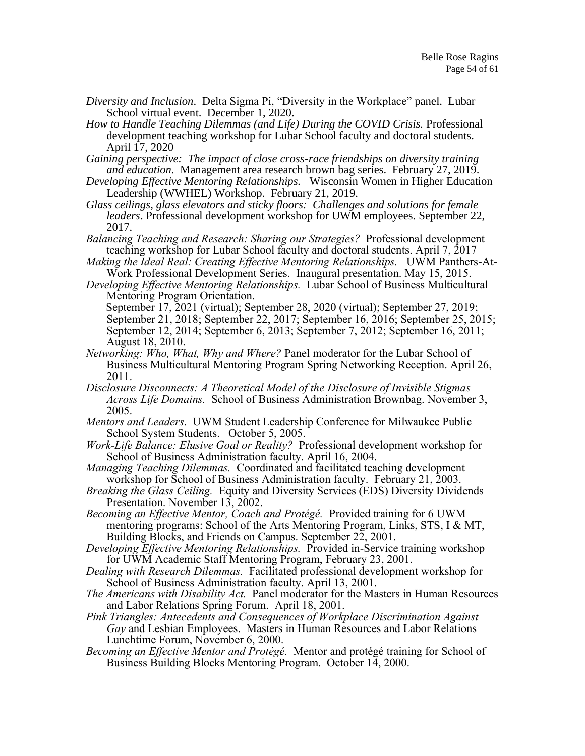*Diversity and Inclusion*. Delta Sigma Pi, "Diversity in the Workplace" panel. Lubar School virtual event. December 1, 2020.

*How to Handle Teaching Dilemmas (and Life) During the COVID Crisis.* Professional development teaching workshop for Lubar School faculty and doctoral students. April 17, 2020

*Gaining perspective: The impact of close cross-race friendships on diversity training and education.* Management area research brown bag series. February 27, 2019.

*Developing Effective Mentoring Relationships.* Wisconsin Women in Higher Education Leadership (WWHEL) Workshop. February 21, 2019.

*Glass ceilings, glass elevators and sticky floors: Challenges and solutions for female leaders*. Professional development workshop for UWM employees. September 22, 2017.

*Balancing Teaching and Research: Sharing our Strategies?* Professional development teaching workshop for Lubar School faculty and doctoral students. April 7, 2017

*Making the Ideal Real: Creating Effective Mentoring Relationships.* UWM Panthers-At-Work Professional Development Series. Inaugural presentation. May 15, 2015.

*Developing Effective Mentoring Relationships.* Lubar School of Business Multicultural Mentoring Program Orientation.
September 17, 2021 (virtual); September 28, 2020 (virtual); September 27, 2019; September 21, 2018; September 22, 2017; September 16, 2016; September 25, 2015; September 12, 2014; September 6, 2013; September 7, 2012; September 16, 2011; August 18, 2010.

*Networking: Who, What, Why and Where?* Panel moderator for the Lubar School of Business Multicultural Mentoring Program Spring Networking Reception. April 26, 2011.

*Disclosure Disconnects: A Theoretical Model of the Disclosure of Invisible Stigmas Across Life Domains.* School of Business Administration Brownbag. November 3, 2005.

*Mentors and Leaders*. UWM Student Leadership Conference for Milwaukee Public School System Students. October 5, 2005.

*Work-Life Balance: Elusive Goal or Reality?* Professional development workshop for School of Business Administration faculty. April 16, 2004.

*Managing Teaching Dilemmas.* Coordinated and facilitated teaching development workshop for School of Business Administration faculty. February 21, 2003.

*Breaking the Glass Ceiling.* Equity and Diversity Services (EDS) Diversity Dividends Presentation. November 13, 2002.

*Becoming an Effective Mentor, Coach and Protégé.* Provided training for 6 UWM mentoring programs: School of the Arts Mentoring Program, Links, STS, I & MT, Building Blocks, and Friends on Campus. September 22, 2001.

*Developing Effective Mentoring Relationships.* Provided in-Service training workshop for UWM Academic Staff Mentoring Program, February 23, 2001.

*Dealing with Research Dilemmas.* Facilitated professional development workshop for School of Business Administration faculty. April 13, 2001.

*The Americans with Disability Act.* Panel moderator for the Masters in Human Resources and Labor Relations Spring Forum. April 18, 2001.

*Pink Triangles: Antecedents and Consequences of Workplace Discrimination Against Gay* and Lesbian Employees. Masters in Human Resources and Labor Relations Lunchtime Forum, November 6, 2000.

*Becoming an Effective Mentor and Protégé.* Mentor and protégé training for School of Business Building Blocks Mentoring Program. October 14, 2000.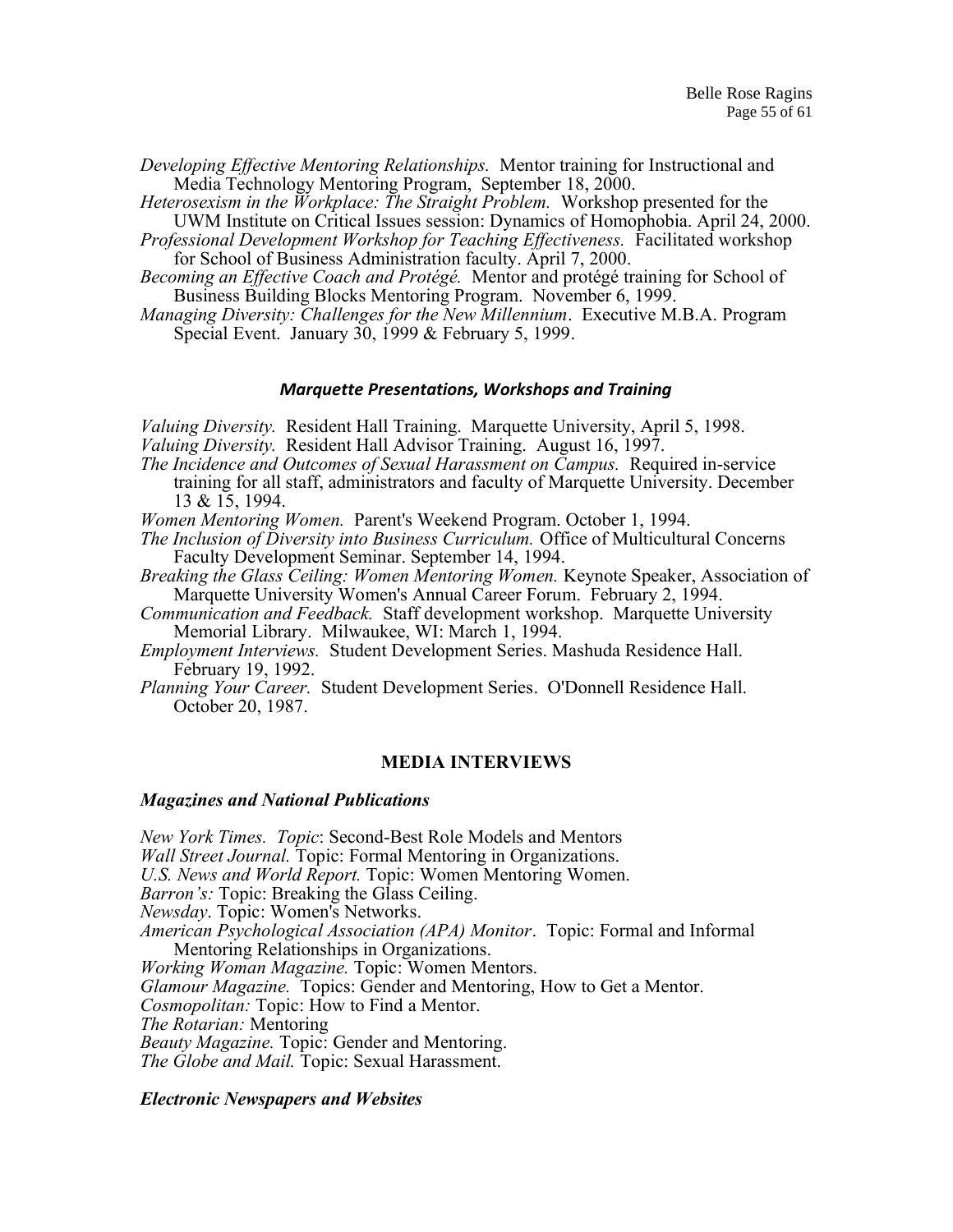*Developing Effective Mentoring Relationships.* Mentor training for Instructional and Media Technology Mentoring Program, September 18, 2000.

*Heterosexism in the Workplace: The Straight Problem.* Workshop presented for the UWM Institute on Critical Issues session: Dynamics of Homophobia. April 24, 2000.

*Professional Development Workshop for Teaching Effectiveness.* Facilitated workshop for School of Business Administration faculty. April 7, 2000.

*Becoming an Effective Coach and Protégé.* Mentor and protégé training for School of Business Building Blocks Mentoring Program. November 6, 1999.

*Managing Diversity: Challenges for the New Millennium*. Executive M.B.A. Program Special Event. January 30, 1999 & February 5, 1999.

### *Marquette Presentations, Workshops and Training*

*Valuing Diversity.* Resident Hall Training. Marquette University, April 5, 1998.

*Valuing Diversity.* Resident Hall Advisor Training. August 16, 1997.

*The Incidence and Outcomes of Sexual Harassment on Campus.* Required in-service training for all staff, administrators and faculty of Marquette University. December 13 & 15, 1994.

*Women Mentoring Women.* Parent's Weekend Program. October 1, 1994.

*The Inclusion of Diversity into Business Curriculum.* Office of Multicultural Concerns Faculty Development Seminar. September 14, 1994.

*Breaking the Glass Ceiling: Women Mentoring Women.* Keynote Speaker, Association of Marquette University Women's Annual Career Forum. February 2, 1994.

*Communication and Feedback.* Staff development workshop. Marquette University Memorial Library. Milwaukee, WI: March 1, 1994.

*Employment Interviews.* Student Development Series. Mashuda Residence Hall. February 19, 1992.

*Planning Your Career.* Student Development Series. O'Donnell Residence Hall. October 20, 1987.

## MEDIA INTERVIEWS

### *Magazines and National Publications*

*New York Times. Topic*: Second-Best Role Models and Mentors
*Wall Street Journal.* Topic: Formal Mentoring in Organizations.
*U.S. News and World Report.* Topic: Women Mentoring Women.
*Barron's:* Topic: Breaking the Glass Ceiling.
*Newsday*. Topic: Women's Networks.
*American Psychological Association (APA) Monitor*. Topic: Formal and Informal Mentoring Relationships in Organizations.
*Working Woman Magazine.* Topic: Women Mentors.
*Glamour Magazine.* Topics: Gender and Mentoring, How to Get a Mentor.
*Cosmopolitan:* Topic: How to Find a Mentor.
*The Rotarian:* Mentoring
*Beauty Magazine.* Topic: Gender and Mentoring.
*The Globe and Mail.* Topic: Sexual Harassment.

### *Electronic Newspapers and Websites*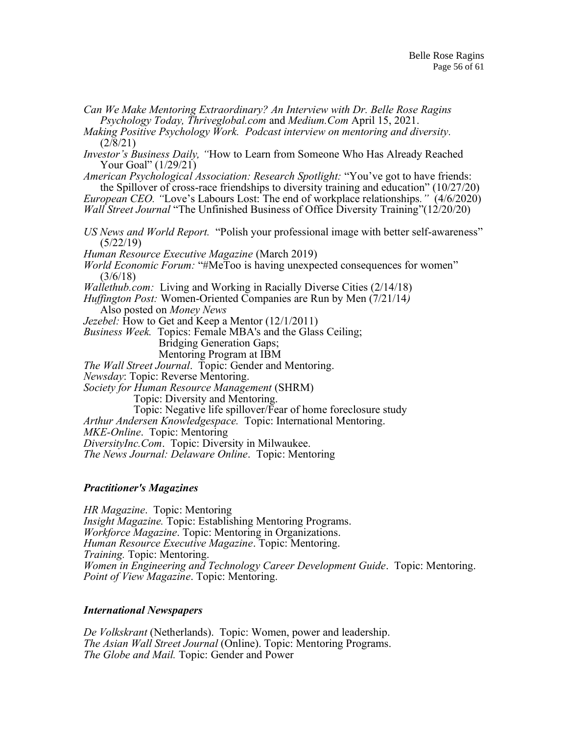*Can We Make Mentoring Extraordinary? An Interview with Dr. Belle Rose Ragins Psychology Today, Thriveglobal.com* and *Medium.Com* April 15, 2021.

*Making Positive Psychology Work. Podcast interview on mentoring and diversity*. (2/8/21)

*Investor's Business Daily, "*How to Learn from Someone Who Has Already Reached Your Goal" (1/29/21)

*American Psychological Association: Research Spotlight:* "You've got to have friends: the Spillover of cross-race friendships to diversity training and education" (10/27/20)

*European CEO. "*Love's Labours Lost: The end of workplace relationships*."* (4/6/2020)

*Wall Street Journal* "The Unfinished Business of Office Diversity Training"(12/20/20)

*US News and World Report.* "Polish your professional image with better self-awareness" (5/22/19)

*Human Resource Executive Magazine* (March 2019)

*World Economic Forum:* "#MeToo is having unexpected consequences for women" (3/6/18)

*Wallethub.com:* Living and Working in Racially Diverse Cities (2/14/18)

*Huffington Post:* Women-Oriented Companies are Run by Men (7/21/14*)*
Also posted on *Money News*

*Jezebel:* How to Get and Keep a Mentor (12/1/2011)

*Business Week.* Topics: Female MBA's and the Glass Ceiling;
Bridging Generation Gaps;
Mentoring Program at IBM

*The Wall Street Journal*. Topic: Gender and Mentoring.

*Newsday*: Topic: Reverse Mentoring.

*Society for Human Resource Management* (SHRM)
Topic: Diversity and Mentoring.
Topic: Negative life spillover/Fear of home foreclosure study

*Arthur Andersen Knowledgespace.* Topic: International Mentoring.

*MKE-Online*. Topic: Mentoring

*DiversityInc.Com*. Topic: Diversity in Milwaukee.

*The News Journal: Delaware Online*. Topic: Mentoring

### *Practitioner's Magazines*

*HR Magazine*. Topic: Mentoring

*Insight Magazine.* Topic: Establishing Mentoring Programs.

*Workforce Magazine*. Topic: Mentoring in Organizations.

*Human Resource Executive Magazine*. Topic: Mentoring.

*Training.* Topic: Mentoring.

*Women in Engineering and Technology Career Development Guide*. Topic: Mentoring.

*Point of View Magazine*. Topic: Mentoring.

### *International Newspapers*

*De Volkskrant* (Netherlands). Topic: Women, power and leadership.

*The Asian Wall Street Journal* (Online). Topic: Mentoring Programs.

*The Globe and Mail.* Topic: Gender and Power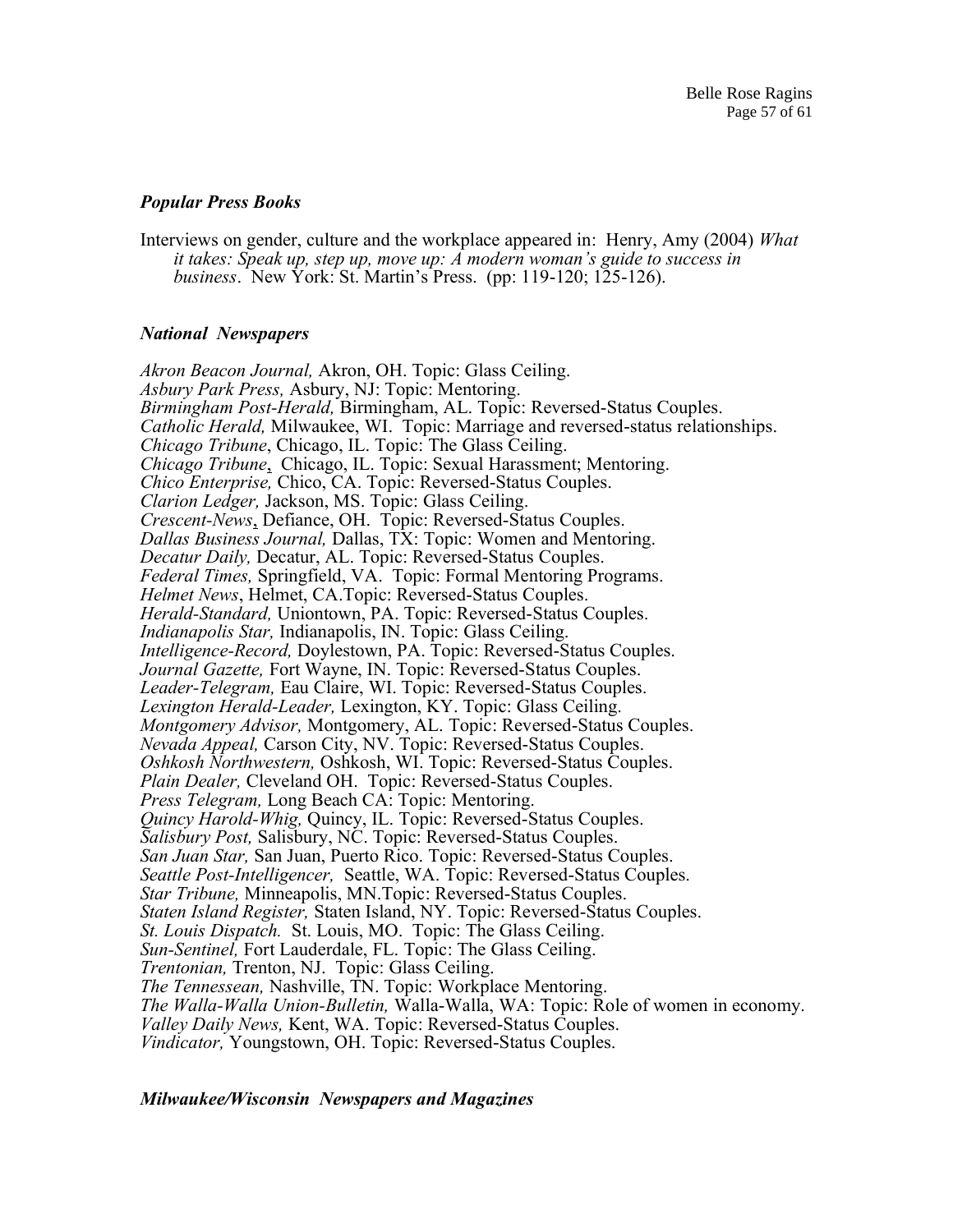### *Popular Press Books*

Interviews on gender, culture and the workplace appeared in: Henry, Amy (2004) *What it takes: Speak up, step up, move up: A modern woman's guide to success in business*. New York: St. Martin's Press. (pp: 119-120; 125-126).

### *National Newspapers*

*Akron Beacon Journal,* Akron, OH. Topic: Glass Ceiling.
*Asbury Park Press,* Asbury, NJ: Topic: Mentoring.
*Birmingham Post-Herald,* Birmingham, AL. Topic: Reversed-Status Couples.
*Catholic Herald,* Milwaukee, WI. Topic: Marriage and reversed-status relationships.
*Chicago Tribune*, Chicago, IL. Topic: The Glass Ceiling.
*Chicago Tribune*, Chicago, IL. Topic: Sexual Harassment; Mentoring.
*Chico Enterprise,* Chico, CA. Topic: Reversed-Status Couples.
*Clarion Ledger,* Jackson, MS. Topic: Glass Ceiling.
*Crescent-News*, Defiance, OH. Topic: Reversed-Status Couples.
*Dallas Business Journal,* Dallas, TX: Topic: Women and Mentoring.
*Decatur Daily,* Decatur, AL. Topic: Reversed-Status Couples.
*Federal Times,* Springfield, VA. Topic: Formal Mentoring Programs.
*Helmet News*, Helmet, CA.Topic: Reversed-Status Couples.
*Herald-Standard,* Uniontown, PA. Topic: Reversed-Status Couples.
*Indianapolis Star,* Indianapolis, IN. Topic: Glass Ceiling.
*Intelligence-Record,* Doylestown, PA. Topic: Reversed-Status Couples.
*Journal Gazette,* Fort Wayne, IN. Topic: Reversed-Status Couples.
*Leader-Telegram,* Eau Claire, WI. Topic: Reversed-Status Couples.
*Lexington Herald-Leader,* Lexington, KY. Topic: Glass Ceiling.
*Montgomery Advisor,* Montgomery, AL. Topic: Reversed-Status Couples.
*Nevada Appeal,* Carson City, NV. Topic: Reversed-Status Couples.
*Oshkosh Northwestern,* Oshkosh, WI. Topic: Reversed-Status Couples.
*Plain Dealer,* Cleveland OH. Topic: Reversed-Status Couples.
*Press Telegram,* Long Beach CA: Topic: Mentoring.
*Quincy Harold-Whig,* Quincy, IL. Topic: Reversed-Status Couples.
*Salisbury Post,* Salisbury, NC. Topic: Reversed-Status Couples.
*San Juan Star,* San Juan, Puerto Rico. Topic: Reversed-Status Couples.
*Seattle Post-Intelligencer,* Seattle, WA. Topic: Reversed-Status Couples.
*Star Tribune,* Minneapolis, MN.Topic: Reversed-Status Couples.
*Staten Island Register,* Staten Island, NY. Topic: Reversed-Status Couples.
*St. Louis Dispatch.* St. Louis, MO. Topic: The Glass Ceiling.
*Sun-Sentinel,* Fort Lauderdale, FL. Topic: The Glass Ceiling.
*Trentonian,* Trenton, NJ. Topic: Glass Ceiling.
*The Tennessean,* Nashville, TN. Topic: Workplace Mentoring.
*The Walla-Walla Union-Bulletin,* Walla-Walla, WA: Topic: Role of women in economy.
*Valley Daily News,* Kent, WA. Topic: Reversed-Status Couples.
*Vindicator,* Youngstown, OH. Topic: Reversed-Status Couples.

### *Milwaukee/Wisconsin Newspapers and Magazines*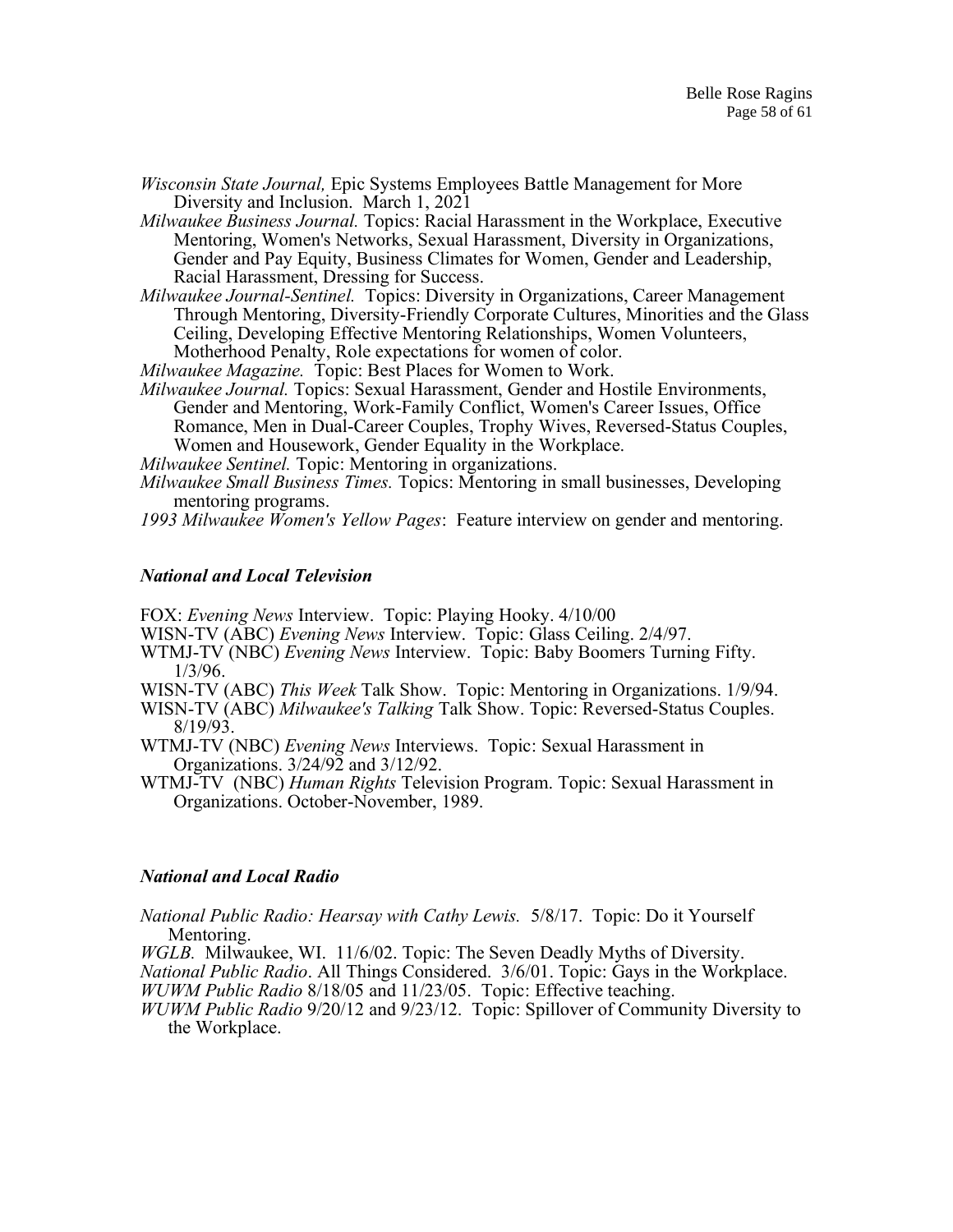*Wisconsin State Journal,* Epic Systems Employees Battle Management for More Diversity and Inclusion. March 1, 2021

*Milwaukee Business Journal.* Topics: Racial Harassment in the Workplace, Executive Mentoring, Women's Networks, Sexual Harassment, Diversity in Organizations, Gender and Pay Equity, Business Climates for Women, Gender and Leadership, Racial Harassment, Dressing for Success.

*Milwaukee Journal-Sentinel.* Topics: Diversity in Organizations, Career Management Through Mentoring, Diversity-Friendly Corporate Cultures, Minorities and the Glass Ceiling, Developing Effective Mentoring Relationships, Women Volunteers, Motherhood Penalty, Role expectations for women of color.

*Milwaukee Magazine.* Topic: Best Places for Women to Work.

*Milwaukee Journal.* Topics: Sexual Harassment, Gender and Hostile Environments, Gender and Mentoring, Work-Family Conflict, Women's Career Issues, Office Romance, Men in Dual-Career Couples, Trophy Wives, Reversed-Status Couples, Women and Housework, Gender Equality in the Workplace.

*Milwaukee Sentinel.* Topic: Mentoring in organizations.

*Milwaukee Small Business Times.* Topics: Mentoring in small businesses, Developing mentoring programs.

*1993 Milwaukee Women's Yellow Pages*: Feature interview on gender and mentoring.

### *National and Local Television*

FOX: *Evening News* Interview. Topic: Playing Hooky. 4/10/00

WISN-TV (ABC) *Evening News* Interview. Topic: Glass Ceiling. 2/4/97.

WTMJ-TV (NBC) *Evening News* Interview. Topic: Baby Boomers Turning Fifty. 1/3/96.

WISN-TV (ABC) *This Week* Talk Show. Topic: Mentoring in Organizations. 1/9/94.

WISN-TV (ABC) *Milwaukee's Talking* Talk Show. Topic: Reversed-Status Couples. 8/19/93.

WTMJ-TV (NBC) *Evening News* Interviews. Topic: Sexual Harassment in Organizations. 3/24/92 and 3/12/92.

WTMJ-TV (NBC) *Human Rights* Television Program. Topic: Sexual Harassment in Organizations. October-November, 1989.

### *National and Local Radio*

*National Public Radio: Hearsay with Cathy Lewis.* 5/8/17. Topic: Do it Yourself Mentoring.

*WGLB.* Milwaukee, WI. 11/6/02. Topic: The Seven Deadly Myths of Diversity.

*National Public Radio*. All Things Considered. 3/6/01. Topic: Gays in the Workplace.

*WUWM Public Radio* 8/18/05 and 11/23/05. Topic: Effective teaching.

*WUWM Public Radio* 9/20/12 and 9/23/12. Topic: Spillover of Community Diversity to the Workplace.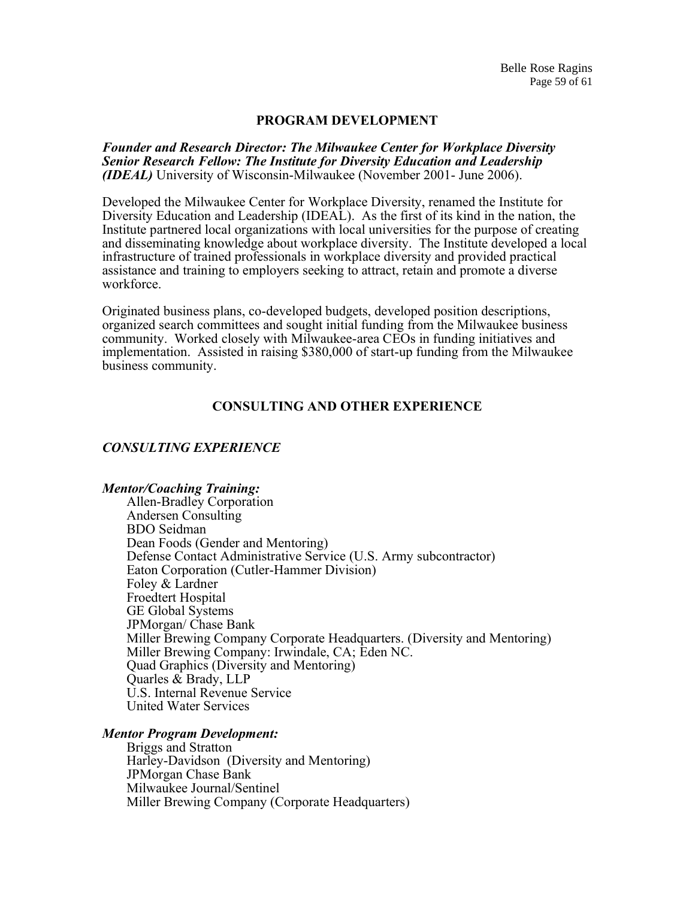## PROGRAM DEVELOPMENT

***Founder and Research Director: The Milwaukee Center for Workplace Diversity***
***Senior Research Fellow: The Institute for Diversity Education and Leadership (IDEAL)*** University of Wisconsin-Milwaukee (November 2001- June 2006).

Developed the Milwaukee Center for Workplace Diversity, renamed the Institute for Diversity Education and Leadership (IDEAL). As the first of its kind in the nation, the Institute partnered local organizations with local universities for the purpose of creating and disseminating knowledge about workplace diversity. The Institute developed a local infrastructure of trained professionals in workplace diversity and provided practical assistance and training to employers seeking to attract, retain and promote a diverse workforce.

Originated business plans, co-developed budgets, developed position descriptions, organized search committees and sought initial funding from the Milwaukee business community. Worked closely with Milwaukee-area CEOs in funding initiatives and implementation. Assisted in raising $380,000 of start-up funding from the Milwaukee business community.

## CONSULTING AND OTHER EXPERIENCE

### *CONSULTING EXPERIENCE*

***Mentor/Coaching Training:***

- Allen-Bradley Corporation
- Andersen Consulting
- BDO Seidman
- Dean Foods (Gender and Mentoring)
- Defense Contact Administrative Service (U.S. Army subcontractor)
- Eaton Corporation (Cutler-Hammer Division)
- Foley & Lardner
- Froedtert Hospital
- GE Global Systems
- JPMorgan/ Chase Bank
- Miller Brewing Company Corporate Headquarters. (Diversity and Mentoring)
- Miller Brewing Company: Irwindale, CA; Eden NC.
- Quad Graphics (Diversity and Mentoring)
- Quarles & Brady, LLP
- U.S. Internal Revenue Service
- United Water Services

***Mentor Program Development:***

- Briggs and Stratton
- Harley-Davidson (Diversity and Mentoring)
- JPMorgan Chase Bank
- Milwaukee Journal/Sentinel
- Miller Brewing Company (Corporate Headquarters)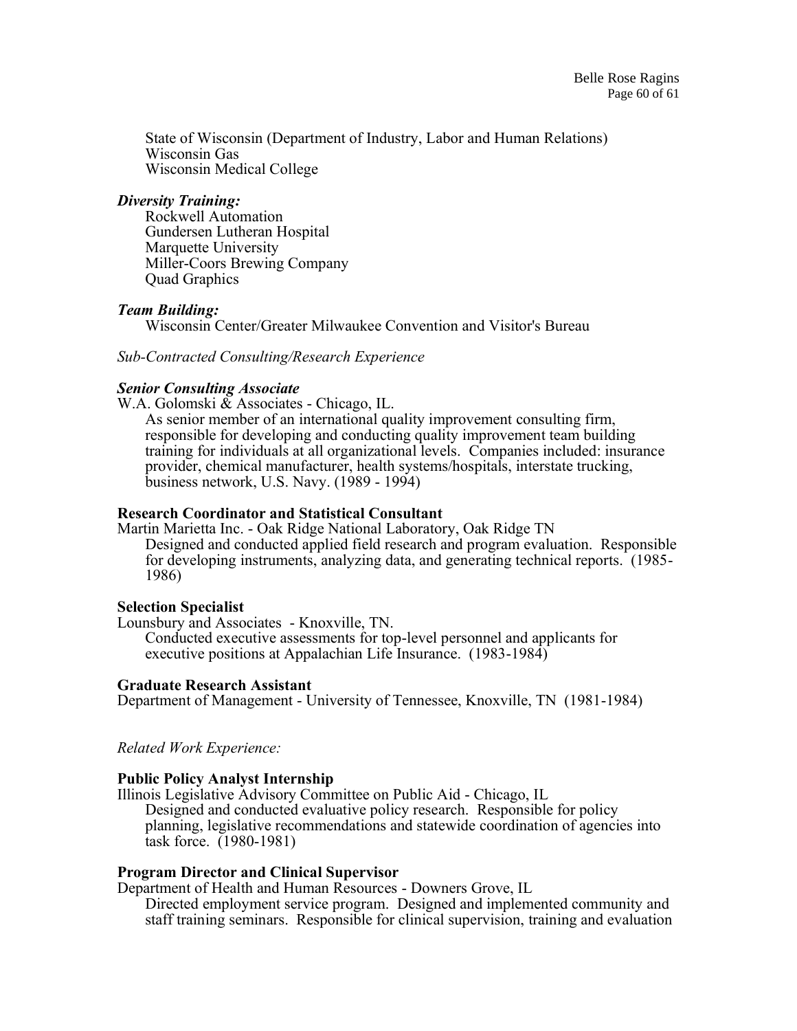State of Wisconsin (Department of Industry, Labor and Human Relations)
Wisconsin Gas
Wisconsin Medical College

***Diversity Training:***

Rockwell Automation
Gundersen Lutheran Hospital
Marquette University
Miller-Coors Brewing Company
Quad Graphics

***Team Building:***

Wisconsin Center/Greater Milwaukee Convention and Visitor's Bureau

*Sub-Contracted Consulting/Research Experience*

***Senior Consulting Associate***
W.A. Golomski & Associates - Chicago, IL.

As senior member of an international quality improvement consulting firm, responsible for developing and conducting quality improvement team building training for individuals at all organizational levels. Companies included: insurance provider, chemical manufacturer, health systems/hospitals, interstate trucking, business network, U.S. Navy. (1989 - 1994)

**Research Coordinator and Statistical Consultant**
Martin Marietta Inc. - Oak Ridge National Laboratory, Oak Ridge TN

Designed and conducted applied field research and program evaluation. Responsible for developing instruments, analyzing data, and generating technical reports. (1985-1986)

**Selection Specialist**
Lounsbury and Associates - Knoxville, TN.

Conducted executive assessments for top-level personnel and applicants for executive positions at Appalachian Life Insurance. (1983-1984)

**Graduate Research Assistant**
Department of Management - University of Tennessee, Knoxville, TN (1981-1984)

*Related Work Experience:*

**Public Policy Analyst Internship**
Illinois Legislative Advisory Committee on Public Aid - Chicago, IL

Designed and conducted evaluative policy research. Responsible for policy planning, legislative recommendations and statewide coordination of agencies into task force. (1980-1981)

**Program Director and Clinical Supervisor**
Department of Health and Human Resources - Downers Grove, IL

Directed employment service program. Designed and implemented community and staff training seminars. Responsible for clinical supervision, training and evaluation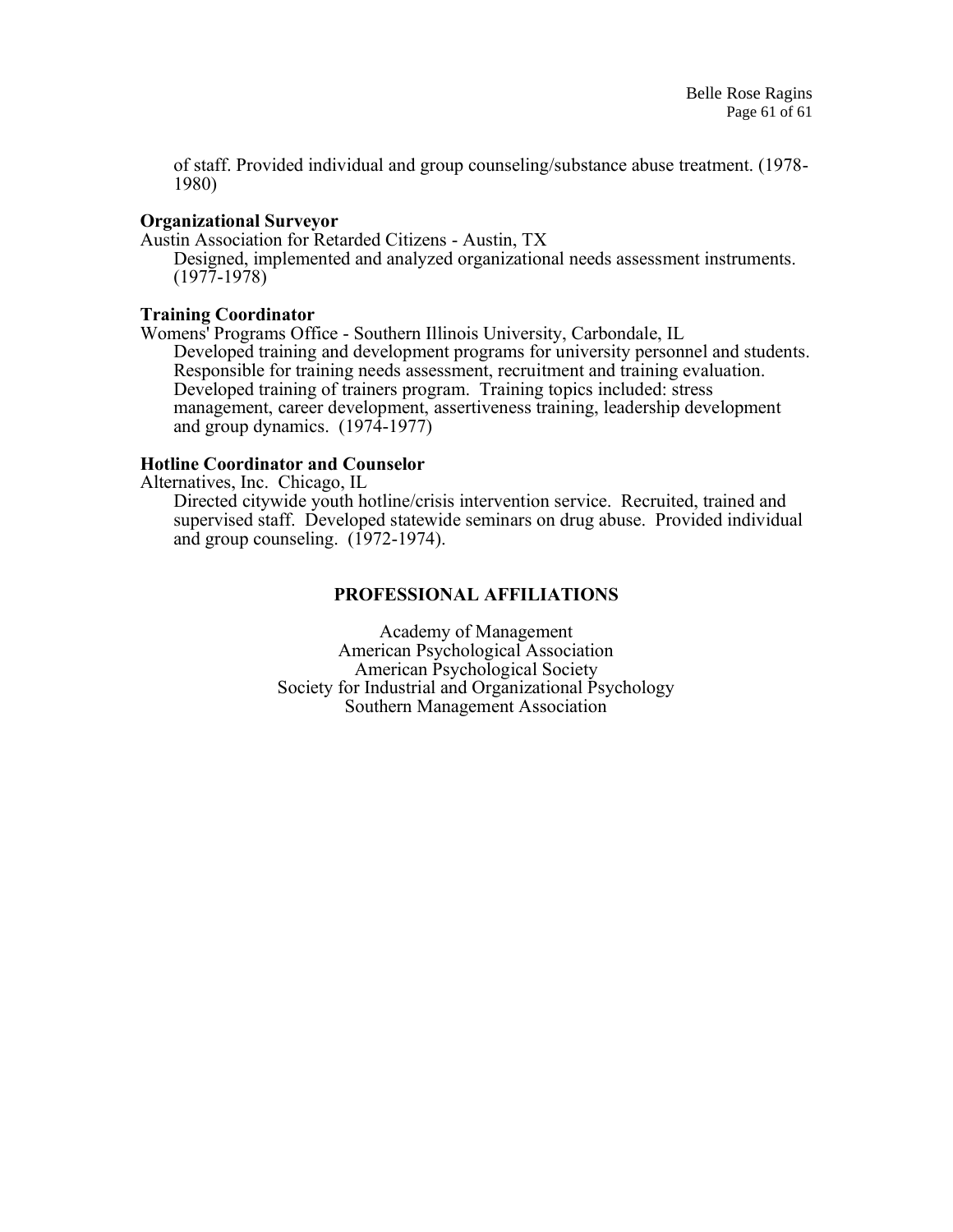of staff. Provided individual and group counseling/substance abuse treatment. (1978-1980)

**Organizational Surveyor**
Austin Association for Retarded Citizens - Austin, TX
Designed, implemented and analyzed organizational needs assessment instruments. (1977-1978)

**Training Coordinator**
Womens' Programs Office - Southern Illinois University, Carbondale, IL
Developed training and development programs for university personnel and students. Responsible for training needs assessment, recruitment and training evaluation. Developed training of trainers program. Training topics included: stress management, career development, assertiveness training, leadership development and group dynamics. (1974-1977)

**Hotline Coordinator and Counselor**
Alternatives, Inc. Chicago, IL
Directed citywide youth hotline/crisis intervention service. Recruited, trained and supervised staff. Developed statewide seminars on drug abuse. Provided individual and group counseling. (1972-1974).

## PROFESSIONAL AFFILIATIONS

Academy of Management
American Psychological Association
American Psychological Society
Society for Industrial and Organizational Psychology
Southern Management Association